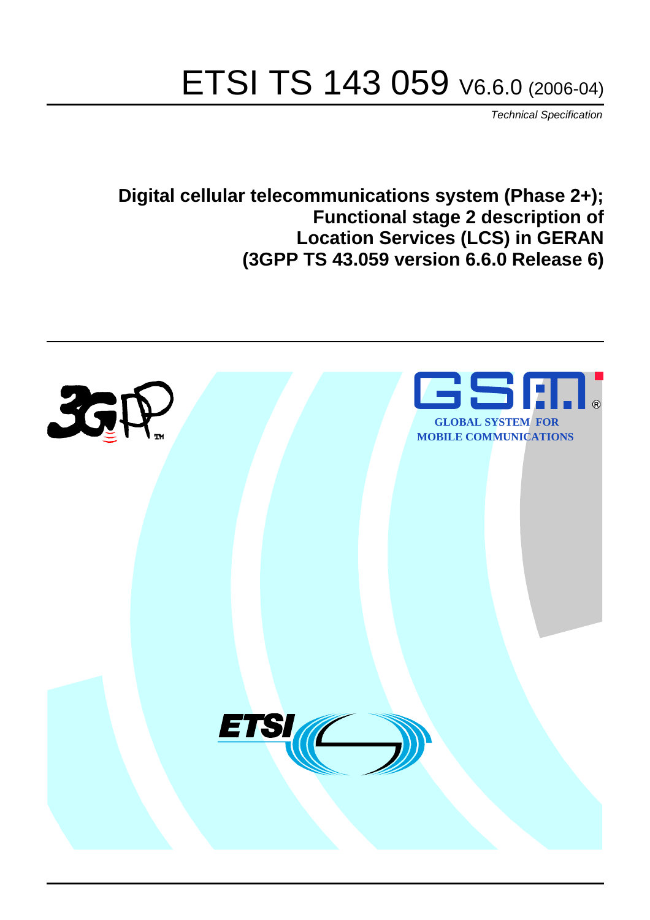# ETSI TS 143 059 V6.6.0 (2006-04)

*Technical Specification*

**Digital cellular telecommunications system (Phase 2+); Functional stage 2 description of Location Services (LCS) in GERAN (3GPP TS 43.059 version 6.6.0 Release 6)**

GLOBAL SYSTEM FOR MOBILE COMMUNICATIONS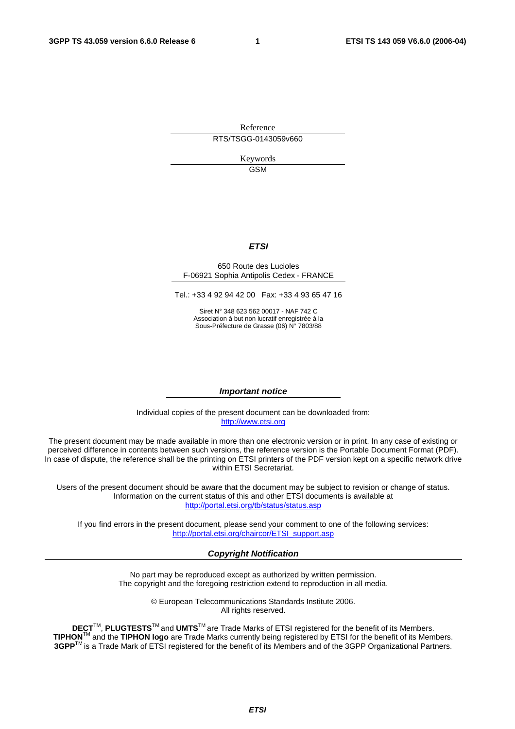Reference

RTS/TSGG-0143059v660

Keywords

GSM

***ETSI***

650 Route des Lucioles
F-06921 Sophia Antipolis Cedex - FRANCE

Tel.: +33 4 92 94 42 00   Fax: +33 4 93 65 47 16

Siret N° 348 623 562 00017 - NAF 742 C
Association à but non lucratif enregistrée à la
Sous-Préfecture de Grasse (06) N° 7803/88

***Important notice***

Individual copies of the present document can be downloaded from:
http://www.etsi.org

The present document may be made available in more than one electronic version or in print. In any case of existing or perceived difference in contents between such versions, the reference version is the Portable Document Format (PDF). In case of dispute, the reference shall be the printing on ETSI printers of the PDF version kept on a specific network drive within ETSI Secretariat.

Users of the present document should be aware that the document may be subject to revision or change of status. Information on the current status of this and other ETSI documents is available at
http://portal.etsi.org/tb/status/status.asp

If you find errors in the present document, please send your comment to one of the following services:
http://portal.etsi.org/chaircor/ETSI_support.asp

***Copyright Notification***

No part may be reproduced except as authorized by written permission.
The copyright and the foregoing restriction extend to reproduction in all media.

© European Telecommunications Standards Institute 2006.
All rights reserved.

**DECT**TM, **PLUGTESTS**TM and **UMTS**TM are Trade Marks of ETSI registered for the benefit of its Members.
**TIPHON**TM and the **TIPHON logo** are Trade Marks currently being registered by ETSI for the benefit of its Members.
**3GPP**TM is a Trade Mark of ETSI registered for the benefit of its Members and of the 3GPP Organizational Partners.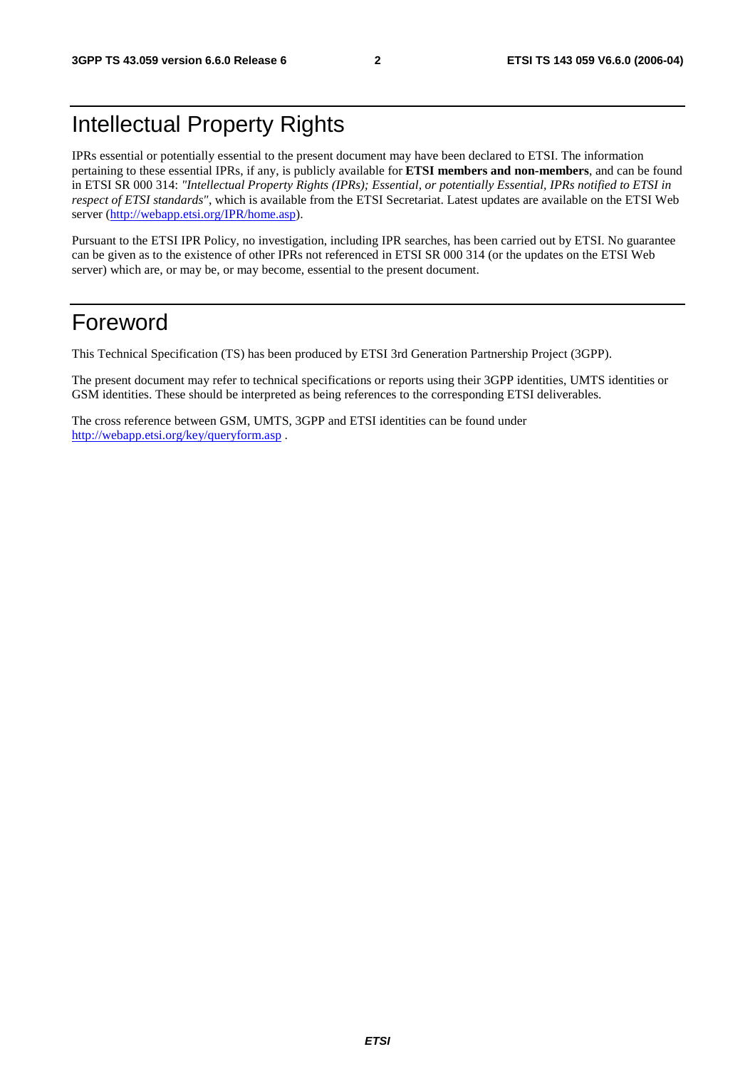# Intellectual Property Rights

IPRs essential or potentially essential to the present document may have been declared to ETSI. The information pertaining to these essential IPRs, if any, is publicly available for **ETSI members and non-members**, and can be found in ETSI SR 000 314: *"Intellectual Property Rights (IPRs); Essential, or potentially Essential, IPRs notified to ETSI in respect of ETSI standards"*, which is available from the ETSI Secretariat. Latest updates are available on the ETSI Web server (http://webapp.etsi.org/IPR/home.asp).

Pursuant to the ETSI IPR Policy, no investigation, including IPR searches, has been carried out by ETSI. No guarantee can be given as to the existence of other IPRs not referenced in ETSI SR 000 314 (or the updates on the ETSI Web server) which are, or may be, or may become, essential to the present document.

# Foreword

This Technical Specification (TS) has been produced by ETSI 3rd Generation Partnership Project (3GPP).

The present document may refer to technical specifications or reports using their 3GPP identities, UMTS identities or GSM identities. These should be interpreted as being references to the corresponding ETSI deliverables.

The cross reference between GSM, UMTS, 3GPP and ETSI identities can be found under http://webapp.etsi.org/key/queryform.asp .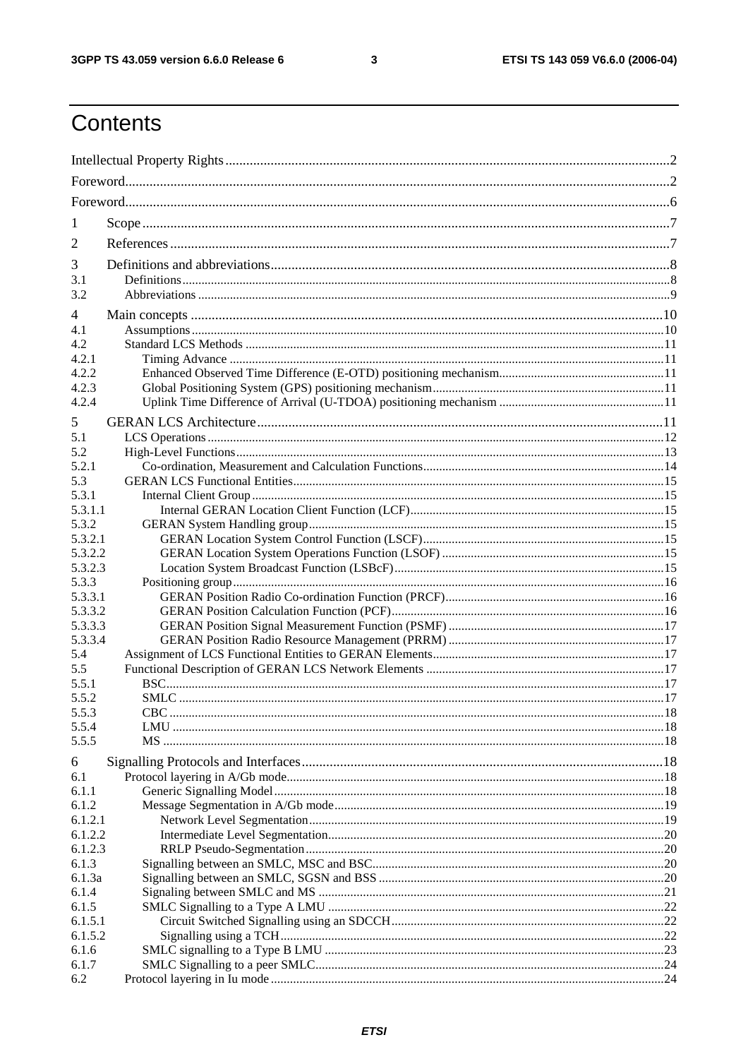# Contents

Intellectual Property Rights ..... 2
Foreword ..... 2
Foreword ..... 6
1 Scope ..... 7
2 References ..... 7
3 Definitions and abbreviations ..... 8
3.1 Definitions ..... 8
3.2 Abbreviations ..... 9
4 Main concepts ..... 10
4.1 Assumptions ..... 10
4.2 Standard LCS Methods ..... 11
4.2.1 Timing Advance ..... 11
4.2.2 Enhanced Observed Time Difference (E-OTD) positioning mechanism ..... 11
4.2.3 Global Positioning System (GPS) positioning mechanism ..... 11
4.2.4 Uplink Time Difference of Arrival (U-TDOA) positioning mechanism ..... 11
5 GERAN LCS Architecture ..... 11
5.1 LCS Operations ..... 12
5.2 High-Level Functions ..... 13
5.2.1 Co-ordination, Measurement and Calculation Functions ..... 14
5.3 GERAN LCS Functional Entities ..... 15
5.3.1 Internal Client Group ..... 15
5.3.1.1 Internal GERAN Location Client Function (LCF) ..... 15
5.3.2 GERAN System Handling group ..... 15
5.3.2.1 GERAN Location System Control Function (LSCF) ..... 15
5.3.2.2 GERAN Location System Operations Function (LSOF) ..... 15
5.3.2.3 Location System Broadcast Function (LSBcF) ..... 15
5.3.3 Positioning group ..... 16
5.3.3.1 GERAN Position Radio Co-ordination Function (PRCF) ..... 16
5.3.3.2 GERAN Position Calculation Function (PCF) ..... 16
5.3.3.3 GERAN Position Signal Measurement Function (PSMF) ..... 17
5.3.3.4 GERAN Position Radio Resource Management (PRRM) ..... 17
5.4 Assignment of LCS Functional Entities to GERAN Elements ..... 17
5.5 Functional Description of GERAN LCS Network Elements ..... 17
5.5.1 BSC ..... 17
5.5.2 SMLC ..... 17
5.5.3 CBC ..... 18
5.5.4 LMU ..... 18
5.5.5 MS ..... 18
6 Signalling Protocols and Interfaces ..... 18
6.1 Protocol layering in A/Gb mode ..... 18
6.1.1 Generic Signalling Model ..... 18
6.1.2 Message Segmentation in A/Gb mode ..... 19
6.1.2.1 Network Level Segmentation ..... 19
6.1.2.2 Intermediate Level Segmentation ..... 20
6.1.2.3 RRLP Pseudo-Segmentation ..... 20
6.1.3 Signalling between an SMLC, MSC and BSC ..... 20
6.1.3a Signalling between an SMLC, SGSN and BSS ..... 20
6.1.4 Signaling between SMLC and MS ..... 21
6.1.5 SMLC Signalling to a Type A LMU ..... 22
6.1.5.1 Circuit Switched Signalling using an SDCCH ..... 22
6.1.5.2 Signalling using a TCH ..... 22
6.1.6 SMLC signalling to a Type B LMU ..... 23
6.1.7 SMLC Signalling to a peer SMLC ..... 24
6.2 Protocol layering in Iu mode ..... 24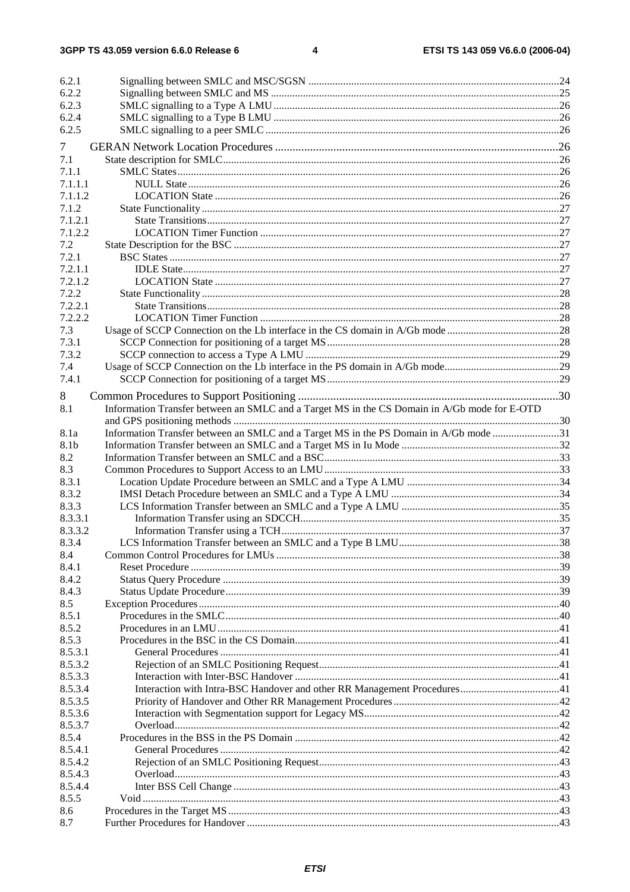6.2.1 Signalling between SMLC and MSC/SGSN ....24
6.2.2 Signalling between SMLC and MS ....25
6.2.3 SMLC signalling to a Type A LMU ....26
6.2.4 SMLC signalling to a Type B LMU ....26
6.2.5 SMLC signalling to a peer SMLC ....26

7 GERAN Network Location Procedures ....26
7.1 State description for SMLC ....26
7.1.1 SMLC States ....26
7.1.1.1 NULL State ....26
7.1.1.2 LOCATION State ....26
7.1.2 State Functionality ....27
7.1.2.1 State Transitions ....27
7.1.2.2 LOCATION Timer Function ....27
7.2 State Description for the BSC ....27
7.2.1 BSC States ....27
7.2.1.1 IDLE State ....27
7.2.1.2 LOCATION State ....27
7.2.2 State Functionality ....28
7.2.2.1 State Transitions ....28
7.2.2.2 LOCATION Timer Function ....28
7.3 Usage of SCCP Connection on the Lb interface in the CS domain in A/Gb mode ....28
7.3.1 SCCP Connection for positioning of a target MS ....28
7.3.2 SCCP connection to access a Type A LMU ....29
7.4 Usage of SCCP Connection on the Lb interface in the PS domain in A/Gb mode ....29
7.4.1 SCCP Connection for positioning of a target MS ....29

8 Common Procedures to Support Positioning ....30
8.1 Information Transfer between an SMLC and a Target MS in the CS Domain in A/Gb mode for E-OTD and GPS positioning methods ....30
8.1a Information Transfer between an SMLC and a Target MS in the PS Domain in A/Gb mode ....31
8.1b Information Transfer between an SMLC and a Target MS in Iu Mode ....32
8.2 Information Transfer between an SMLC and a BSC ....33
8.3 Common Procedures to Support Access to an LMU ....33
8.3.1 Location Update Procedure between an SMLC and a Type A LMU ....34
8.3.2 IMSI Detach Procedure between an SMLC and a Type A LMU ....34
8.3.3 LCS Information Transfer between an SMLC and a Type A LMU ....35
8.3.3.1 Information Transfer using an SDCCH ....35
8.3.3.2 Information Transfer using a TCH ....37
8.3.4 LCS Information Transfer between an SMLC and a Type B LMU ....38
8.4 Common Control Procedures for LMUs ....38
8.4.1 Reset Procedure ....39
8.4.2 Status Query Procedure ....39
8.4.3 Status Update Procedure ....39
8.5 Exception Procedures ....40
8.5.1 Procedures in the SMLC ....40
8.5.2 Procedures in an LMU ....41
8.5.3 Procedures in the BSC in the CS Domain ....41
8.5.3.1 General Procedures ....41
8.5.3.2 Rejection of an SMLC Positioning Request ....41
8.5.3.3 Interaction with Inter-BSC Handover ....41
8.5.3.4 Interaction with Intra-BSC Handover and other RR Management Procedures ....41
8.5.3.5 Priority of Handover and Other RR Management Procedures ....42
8.5.3.6 Interaction with Segmentation support for Legacy MS ....42
8.5.3.7 Overload ....42
8.5.4 Procedures in the BSS in the PS Domain ....42
8.5.4.1 General Procedures ....42
8.5.4.2 Rejection of an SMLC Positioning Request ....43
8.5.4.3 Overload ....43
8.5.4.4 Inter BSS Cell Change ....43
8.5.5 Void ....43
8.6 Procedures in the Target MS ....43
8.7 Further Procedures for Handover ....43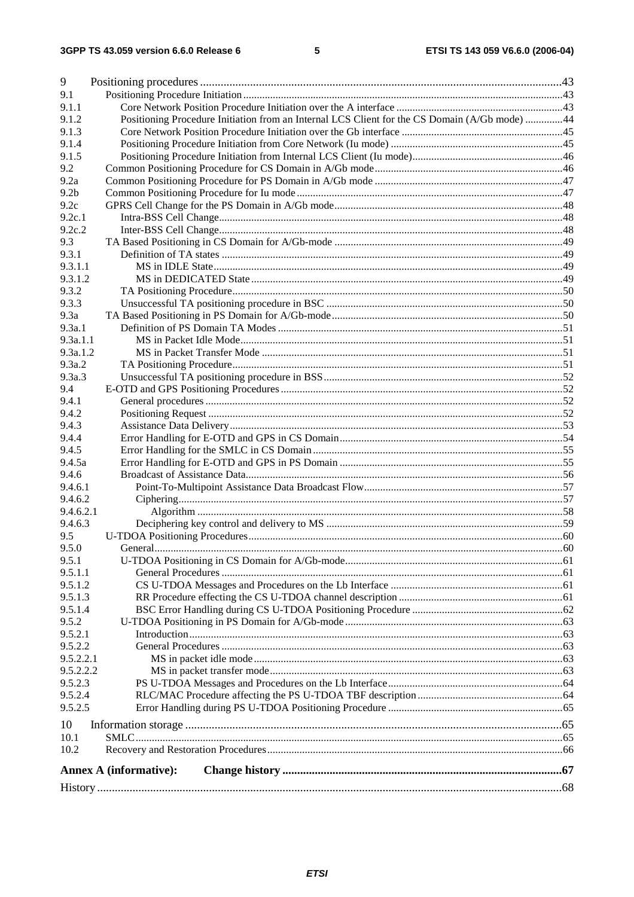9 Positioning procedures ....43
9.1 Positioning Procedure Initiation ....43
9.1.1 Core Network Position Procedure Initiation over the A interface ....43
9.1.2 Positioning Procedure Initiation from an Internal LCS Client for the CS Domain (A/Gb mode) ....44
9.1.3 Core Network Position Procedure Initiation over the Gb interface ....45
9.1.4 Positioning Procedure Initiation from Core Network (Iu mode) ....45
9.1.5 Positioning Procedure Initiation from Internal LCS Client (Iu mode) ....46
9.2 Common Positioning Procedure for CS Domain in A/Gb mode ....46
9.2a Common Positioning Procedure for PS Domain in A/Gb mode ....47
9.2b Common Positioning Procedure for Iu mode ....47
9.2c GPRS Cell Change for the PS Domain in A/Gb mode ....48
9.2c.1 Intra-BSS Cell Change ....48
9.2c.2 Inter-BSS Cell Change ....48
9.3 TA Based Positioning in CS Domain for A/Gb-mode ....49
9.3.1 Definition of TA states ....49
9.3.1.1 MS in IDLE State ....49
9.3.1.2 MS in DEDICATED State ....49
9.3.2 TA Positioning Procedure ....50
9.3.3 Unsuccessful TA positioning procedure in BSC ....50
9.3a TA Based Positioning in PS Domain for A/Gb-mode ....50
9.3a.1 Definition of PS Domain TA Modes ....51
9.3a.1.1 MS in Packet Idle Mode ....51
9.3a.1.2 MS in Packet Transfer Mode ....51
9.3a.2 TA Positioning Procedure ....51
9.3a.3 Unsuccessful TA positioning procedure in BSS ....52
9.4 E-OTD and GPS Positioning Procedures ....52
9.4.1 General procedures ....52
9.4.2 Positioning Request ....52
9.4.3 Assistance Data Delivery ....53
9.4.4 Error Handling for E-OTD and GPS in CS Domain ....54
9.4.5 Error Handling for the SMLC in CS Domain ....55
9.4.5a Error Handling for E-OTD and GPS in PS Domain ....55
9.4.6 Broadcast of Assistance Data ....56
9.4.6.1 Point-To-Multipoint Assistance Data Broadcast Flow ....57
9.4.6.2 Ciphering ....57
9.4.6.2.1 Algorithm ....58
9.4.6.3 Deciphering key control and delivery to MS ....59
9.5 U-TDOA Positioning Procedures ....60
9.5.0 General ....60
9.5.1 U-TDOA Positioning in CS Domain for A/Gb-mode ....61
9.5.1.1 General Procedures ....61
9.5.1.2 CS U-TDOA Messages and Procedures on the Lb Interface ....61
9.5.1.3 RR Procedure effecting the CS U-TDOA channel description ....61
9.5.1.4 BSC Error Handling during CS U-TDOA Positioning Procedure ....62
9.5.2 U-TDOA Positioning in PS Domain for A/Gb-mode ....63
9.5.2.1 Introduction ....63
9.5.2.2 General Procedures ....63
9.5.2.2.1 MS in packet idle mode ....63
9.5.2.2.2 MS in packet transfer mode ....63
9.5.2.3 PS U-TDOA Messages and Procedures on the Lb Interface ....64
9.5.2.4 RLC/MAC Procedure affecting the PS U-TDOA TBF description ....64
9.5.2.5 Error Handling during PS U-TDOA Positioning Procedure ....65

10 Information storage ....65
10.1 SMLC ....65
10.2 Recovery and Restoration Procedures ....66

**Annex A (informative): Change history ....67**

History ....68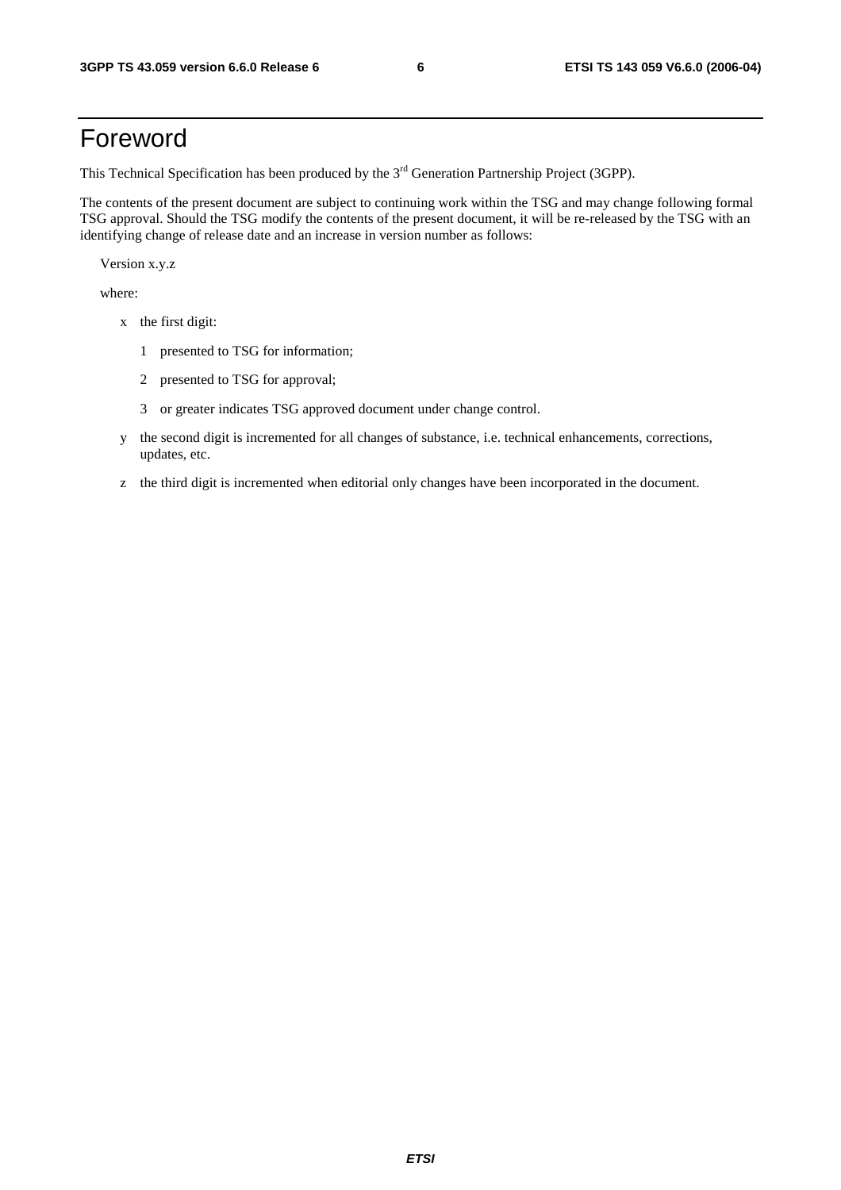# Foreword

This Technical Specification has been produced by the 3rd Generation Partnership Project (3GPP).

The contents of the present document are subject to continuing work within the TSG and may change following formal TSG approval. Should the TSG modify the contents of the present document, it will be re-released by the TSG with an identifying change of release date and an increase in version number as follows:

Version x.y.z

where:

- x the first digit:
  - 1 presented to TSG for information;
  - 2 presented to TSG for approval;
  - 3 or greater indicates TSG approved document under change control.
- y the second digit is incremented for all changes of substance, i.e. technical enhancements, corrections, updates, etc.
- z the third digit is incremented when editorial only changes have been incorporated in the document.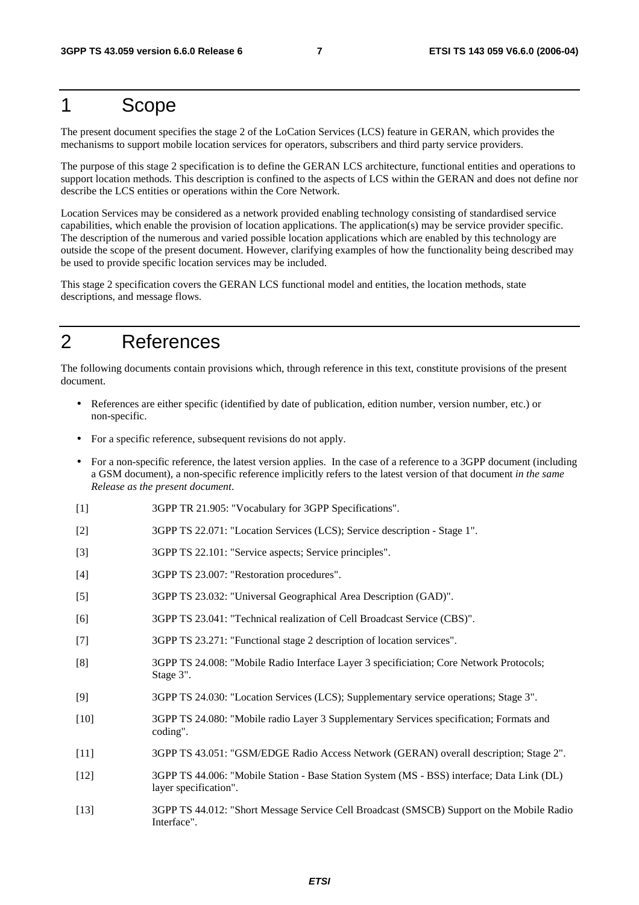# 1 Scope

The present document specifies the stage 2 of the LoCation Services (LCS) feature in GERAN, which provides the mechanisms to support mobile location services for operators, subscribers and third party service providers.

The purpose of this stage 2 specification is to define the GERAN LCS architecture, functional entities and operations to support location methods. This description is confined to the aspects of LCS within the GERAN and does not define nor describe the LCS entities or operations within the Core Network.

Location Services may be considered as a network provided enabling technology consisting of standardised service capabilities, which enable the provision of location applications. The application(s) may be service provider specific. The description of the numerous and varied possible location applications which are enabled by this technology are outside the scope of the present document. However, clarifying examples of how the functionality being described may be used to provide specific location services may be included.

This stage 2 specification covers the GERAN LCS functional model and entities, the location methods, state descriptions, and message flows.

# 2 References

The following documents contain provisions which, through reference in this text, constitute provisions of the present document.

- References are either specific (identified by date of publication, edition number, version number, etc.) or non-specific.
- For a specific reference, subsequent revisions do not apply.
- For a non-specific reference, the latest version applies. In the case of a reference to a 3GPP document (including a GSM document), a non-specific reference implicitly refers to the latest version of that document *in the same Release as the present document*.

[1] 3GPP TR 21.905: "Vocabulary for 3GPP Specifications".

[2] 3GPP TS 22.071: "Location Services (LCS); Service description - Stage 1".

[3] 3GPP TS 22.101: "Service aspects; Service principles".

[4] 3GPP TS 23.007: "Restoration procedures".

[5] 3GPP TS 23.032: "Universal Geographical Area Description (GAD)".

[6] 3GPP TS 23.041: "Technical realization of Cell Broadcast Service (CBS)".

[7] 3GPP TS 23.271: "Functional stage 2 description of location services".

[8] 3GPP TS 24.008: "Mobile Radio Interface Layer 3 specificiation; Core Network Protocols; Stage 3".

[9] 3GPP TS 24.030: "Location Services (LCS); Supplementary service operations; Stage 3".

[10] 3GPP TS 24.080: "Mobile radio Layer 3 Supplementary Services specification; Formats and coding".

[11] 3GPP TS 43.051: "GSM/EDGE Radio Access Network (GERAN) overall description; Stage 2".

[12] 3GPP TS 44.006: "Mobile Station - Base Station System (MS - BSS) interface; Data Link (DL) layer specification".

[13] 3GPP TS 44.012: "Short Message Service Cell Broadcast (SMSCB) Support on the Mobile Radio Interface".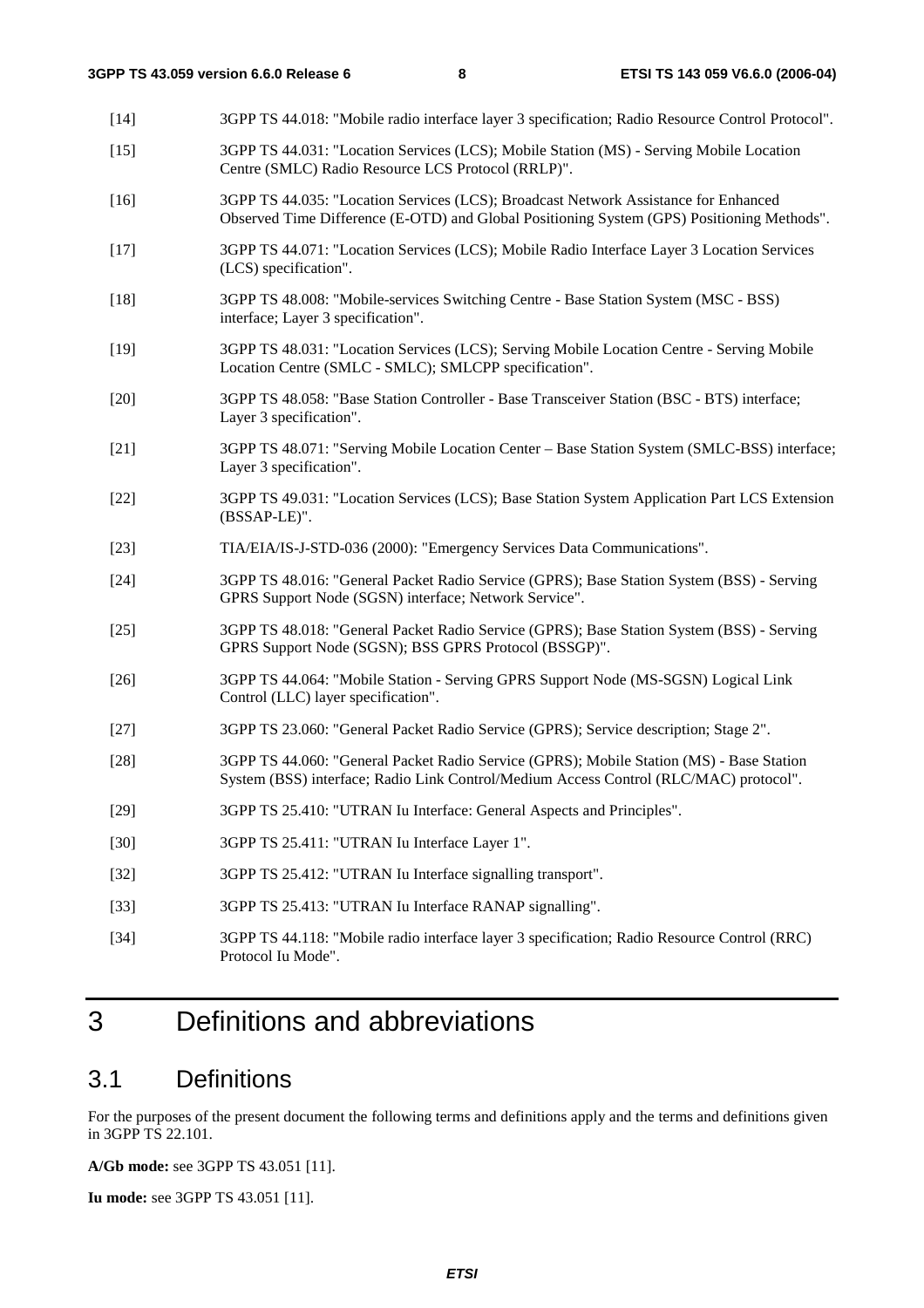[14] 3GPP TS 44.018: "Mobile radio interface layer 3 specification; Radio Resource Control Protocol".

[15] 3GPP TS 44.031: "Location Services (LCS); Mobile Station (MS) - Serving Mobile Location Centre (SMLC) Radio Resource LCS Protocol (RRLP)".

[16] 3GPP TS 44.035: "Location Services (LCS); Broadcast Network Assistance for Enhanced Observed Time Difference (E-OTD) and Global Positioning System (GPS) Positioning Methods".

[17] 3GPP TS 44.071: "Location Services (LCS); Mobile Radio Interface Layer 3 Location Services (LCS) specification".

[18] 3GPP TS 48.008: "Mobile-services Switching Centre - Base Station System (MSC - BSS) interface; Layer 3 specification".

[19] 3GPP TS 48.031: "Location Services (LCS); Serving Mobile Location Centre - Serving Mobile Location Centre (SMLC - SMLC); SMLCPP specification".

[20] 3GPP TS 48.058: "Base Station Controller - Base Transceiver Station (BSC - BTS) interface; Layer 3 specification".

[21] 3GPP TS 48.071: "Serving Mobile Location Center – Base Station System (SMLC-BSS) interface; Layer 3 specification".

[22] 3GPP TS 49.031: "Location Services (LCS); Base Station System Application Part LCS Extension (BSSAP-LE)".

[23] TIA/EIA/IS-J-STD-036 (2000): "Emergency Services Data Communications".

[24] 3GPP TS 48.016: "General Packet Radio Service (GPRS); Base Station System (BSS) - Serving GPRS Support Node (SGSN) interface; Network Service".

[25] 3GPP TS 48.018: "General Packet Radio Service (GPRS); Base Station System (BSS) - Serving GPRS Support Node (SGSN); BSS GPRS Protocol (BSSGP)".

[26] 3GPP TS 44.064: "Mobile Station - Serving GPRS Support Node (MS-SGSN) Logical Link Control (LLC) layer specification".

[27] 3GPP TS 23.060: "General Packet Radio Service (GPRS); Service description; Stage 2".

[28] 3GPP TS 44.060: "General Packet Radio Service (GPRS); Mobile Station (MS) - Base Station System (BSS) interface; Radio Link Control/Medium Access Control (RLC/MAC) protocol".

[29] 3GPP TS 25.410: "UTRAN Iu Interface: General Aspects and Principles".

[30] 3GPP TS 25.411: "UTRAN Iu Interface Layer 1".

[32] 3GPP TS 25.412: "UTRAN Iu Interface signalling transport".

[33] 3GPP TS 25.413: "UTRAN Iu Interface RANAP signalling".

[34] 3GPP TS 44.118: "Mobile radio interface layer 3 specification; Radio Resource Control (RRC) Protocol Iu Mode".

# 3 Definitions and abbreviations

## 3.1 Definitions

For the purposes of the present document the following terms and definitions apply and the terms and definitions given in 3GPP TS 22.101.

**A/Gb mode:** see 3GPP TS 43.051 [11].

**Iu mode:** see 3GPP TS 43.051 [11].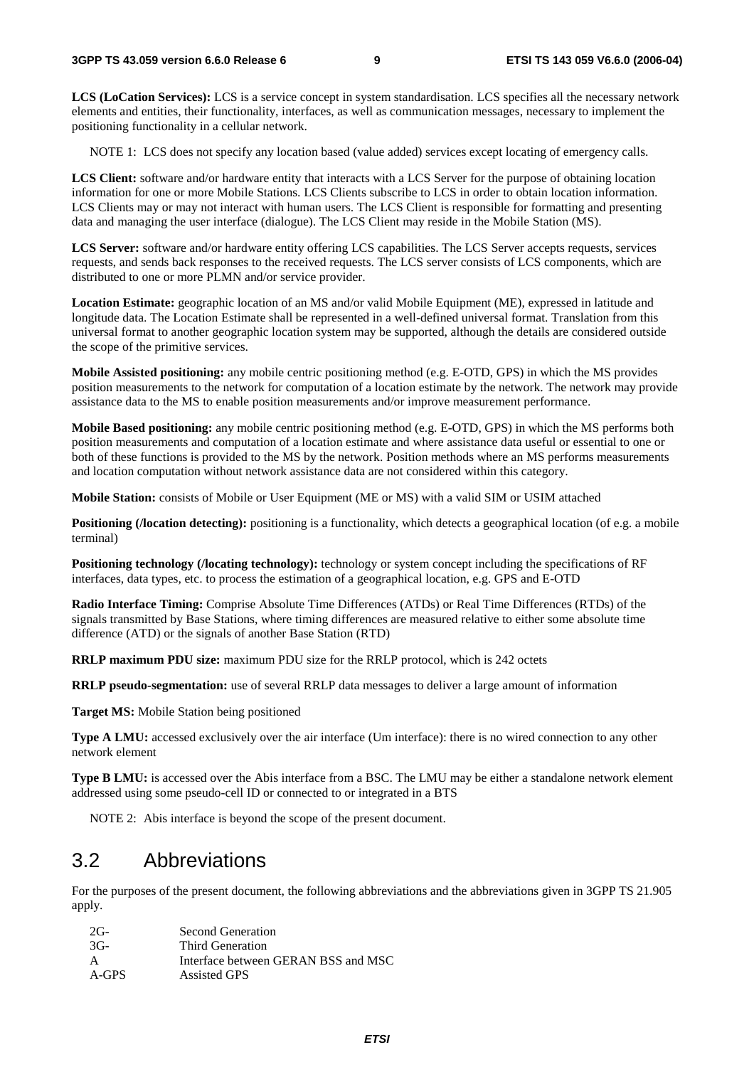**LCS (LoCation Services):** LCS is a service concept in system standardisation. LCS specifies all the necessary network elements and entities, their functionality, interfaces, as well as communication messages, necessary to implement the positioning functionality in a cellular network.

NOTE 1: LCS does not specify any location based (value added) services except locating of emergency calls.

**LCS Client:** software and/or hardware entity that interacts with a LCS Server for the purpose of obtaining location information for one or more Mobile Stations. LCS Clients subscribe to LCS in order to obtain location information. LCS Clients may or may not interact with human users. The LCS Client is responsible for formatting and presenting data and managing the user interface (dialogue). The LCS Client may reside in the Mobile Station (MS).

**LCS Server:** software and/or hardware entity offering LCS capabilities. The LCS Server accepts requests, services requests, and sends back responses to the received requests. The LCS server consists of LCS components, which are distributed to one or more PLMN and/or service provider.

**Location Estimate:** geographic location of an MS and/or valid Mobile Equipment (ME), expressed in latitude and longitude data. The Location Estimate shall be represented in a well-defined universal format. Translation from this universal format to another geographic location system may be supported, although the details are considered outside the scope of the primitive services.

**Mobile Assisted positioning:** any mobile centric positioning method (e.g. E-OTD, GPS) in which the MS provides position measurements to the network for computation of a location estimate by the network. The network may provide assistance data to the MS to enable position measurements and/or improve measurement performance.

**Mobile Based positioning:** any mobile centric positioning method (e.g. E-OTD, GPS) in which the MS performs both position measurements and computation of a location estimate and where assistance data useful or essential to one or both of these functions is provided to the MS by the network. Position methods where an MS performs measurements and location computation without network assistance data are not considered within this category.

**Mobile Station:** consists of Mobile or User Equipment (ME or MS) with a valid SIM or USIM attached

**Positioning (/location detecting):** positioning is a functionality, which detects a geographical location (of e.g. a mobile terminal)

**Positioning technology (/locating technology):** technology or system concept including the specifications of RF interfaces, data types, etc. to process the estimation of a geographical location, e.g. GPS and E-OTD

**Radio Interface Timing:** Comprise Absolute Time Differences (ATDs) or Real Time Differences (RTDs) of the signals transmitted by Base Stations, where timing differences are measured relative to either some absolute time difference (ATD) or the signals of another Base Station (RTD)

**RRLP maximum PDU size:** maximum PDU size for the RRLP protocol, which is 242 octets

**RRLP pseudo-segmentation:** use of several RRLP data messages to deliver a large amount of information

**Target MS:** Mobile Station being positioned

**Type A LMU:** accessed exclusively over the air interface (Um interface): there is no wired connection to any other network element

**Type B LMU:** is accessed over the Abis interface from a BSC. The LMU may be either a standalone network element addressed using some pseudo-cell ID or connected to or integrated in a BTS

NOTE 2: Abis interface is beyond the scope of the present document.

## 3.2 Abbreviations

For the purposes of the present document, the following abbreviations and the abbreviations given in 3GPP TS 21.905 apply.

| | |
|---|---|
| 2G- | Second Generation |
| 3G- | Third Generation |
| A | Interface between GERAN BSS and MSC |
| A-GPS | Assisted GPS |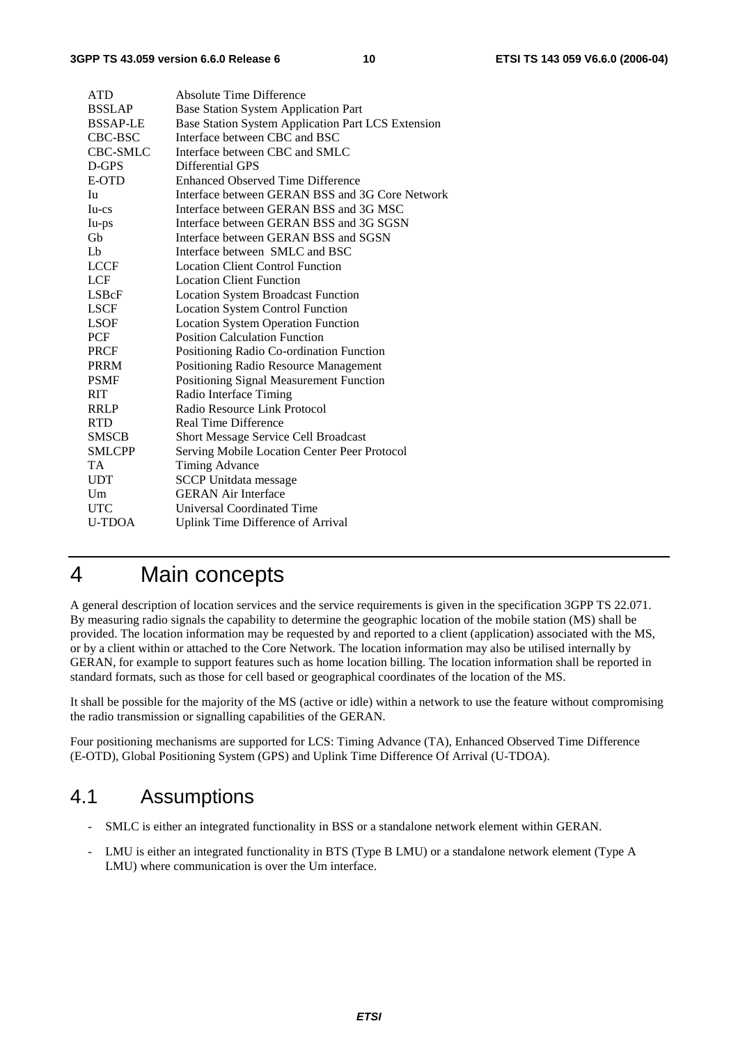| | |
|---|---|
| ATD | Absolute Time Difference |
| BSSLAP | Base Station System Application Part |
| BSSAP-LE | Base Station System Application Part LCS Extension |
| CBC-BSC | Interface between CBC and BSC |
| CBC-SMLC | Interface between CBC and SMLC |
| D-GPS | Differential GPS |
| E-OTD | Enhanced Observed Time Difference |
| Iu | Interface between GERAN BSS and 3G Core Network |
| Iu-cs | Interface between GERAN BSS and 3G MSC |
| Iu-ps | Interface between GERAN BSS and 3G SGSN |
| Gb | Interface between GERAN BSS and SGSN |
| Lb | Interface between SMLC and BSC |
| LCCF | Location Client Control Function |
| LCF | Location Client Function |
| LSBcF | Location System Broadcast Function |
| LSCF | Location System Control Function |
| LSOF | Location System Operation Function |
| PCF | Position Calculation Function |
| PRCF | Positioning Radio Co-ordination Function |
| PRRM | Positioning Radio Resource Management |
| PSMF | Positioning Signal Measurement Function |
| RIT | Radio Interface Timing |
| RRLP | Radio Resource Link Protocol |
| RTD | Real Time Difference |
| SMSCB | Short Message Service Cell Broadcast |
| SMLCPP | Serving Mobile Location Center Peer Protocol |
| TA | Timing Advance |
| UDT | SCCP Unitdata message |
| Um | GERAN Air Interface |
| UTC | Universal Coordinated Time |
| U-TDOA | Uplink Time Difference of Arrival |

# 4 Main concepts

A general description of location services and the service requirements is given in the specification 3GPP TS 22.071. By measuring radio signals the capability to determine the geographic location of the mobile station (MS) shall be provided. The location information may be requested by and reported to a client (application) associated with the MS, or by a client within or attached to the Core Network. The location information may also be utilised internally by GERAN, for example to support features such as home location billing. The location information shall be reported in standard formats, such as those for cell based or geographical coordinates of the location of the MS.

It shall be possible for the majority of the MS (active or idle) within a network to use the feature without compromising the radio transmission or signalling capabilities of the GERAN.

Four positioning mechanisms are supported for LCS: Timing Advance (TA), Enhanced Observed Time Difference (E-OTD), Global Positioning System (GPS) and Uplink Time Difference Of Arrival (U-TDOA).

## 4.1 Assumptions

- SMLC is either an integrated functionality in BSS or a standalone network element within GERAN.
- LMU is either an integrated functionality in BTS (Type B LMU) or a standalone network element (Type A LMU) where communication is over the Um interface.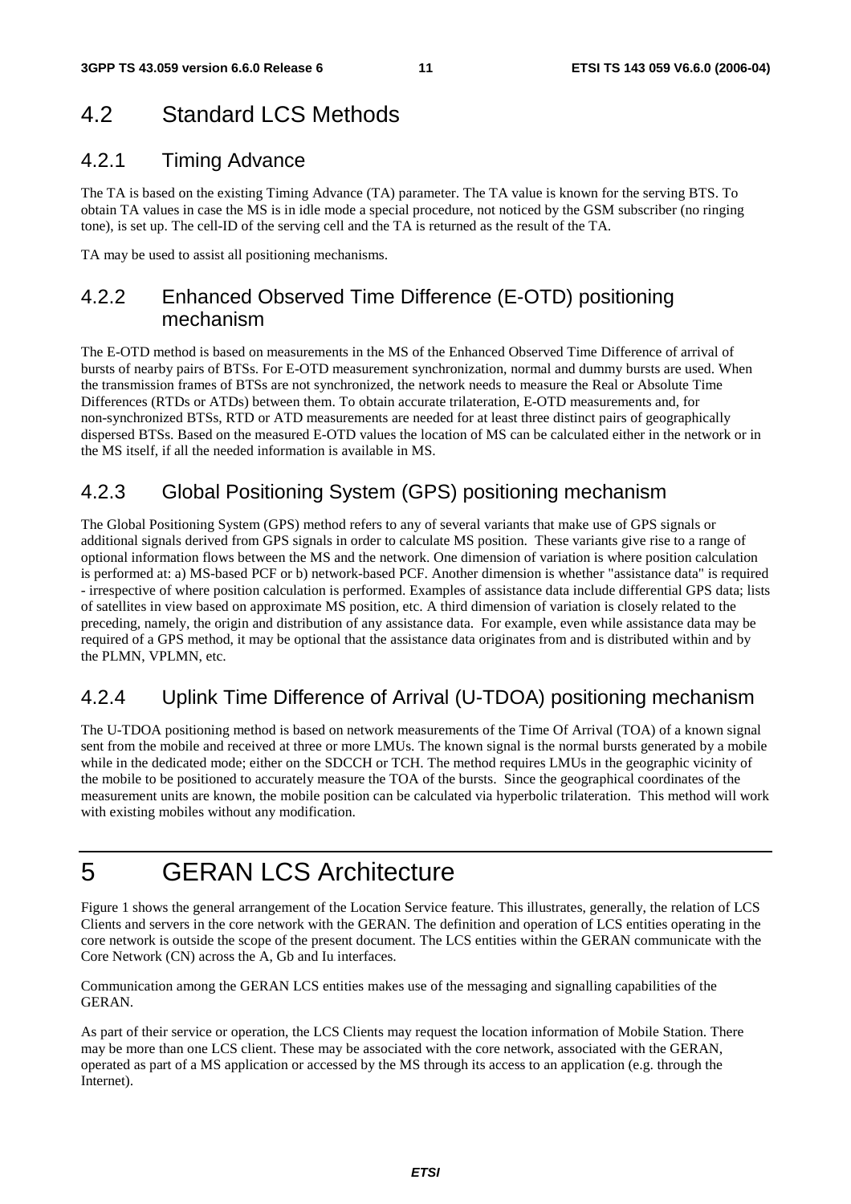## 4.2 Standard LCS Methods

### 4.2.1 Timing Advance

The TA is based on the existing Timing Advance (TA) parameter. The TA value is known for the serving BTS. To obtain TA values in case the MS is in idle mode a special procedure, not noticed by the GSM subscriber (no ringing tone), is set up. The cell-ID of the serving cell and the TA is returned as the result of the TA.

TA may be used to assist all positioning mechanisms.

### 4.2.2 Enhanced Observed Time Difference (E-OTD) positioning mechanism

The E-OTD method is based on measurements in the MS of the Enhanced Observed Time Difference of arrival of bursts of nearby pairs of BTSs. For E-OTD measurement synchronization, normal and dummy bursts are used. When the transmission frames of BTSs are not synchronized, the network needs to measure the Real or Absolute Time Differences (RTDs or ATDs) between them. To obtain accurate trilateration, E-OTD measurements and, for non-synchronized BTSs, RTD or ATD measurements are needed for at least three distinct pairs of geographically dispersed BTSs. Based on the measured E-OTD values the location of MS can be calculated either in the network or in the MS itself, if all the needed information is available in MS.

### 4.2.3 Global Positioning System (GPS) positioning mechanism

The Global Positioning System (GPS) method refers to any of several variants that make use of GPS signals or additional signals derived from GPS signals in order to calculate MS position. These variants give rise to a range of optional information flows between the MS and the network. One dimension of variation is where position calculation is performed at: a) MS-based PCF or b) network-based PCF. Another dimension is whether "assistance data" is required - irrespective of where position calculation is performed. Examples of assistance data include differential GPS data; lists of satellites in view based on approximate MS position, etc. A third dimension of variation is closely related to the preceding, namely, the origin and distribution of any assistance data. For example, even while assistance data may be required of a GPS method, it may be optional that the assistance data originates from and is distributed within and by the PLMN, VPLMN, etc.

### 4.2.4 Uplink Time Difference of Arrival (U-TDOA) positioning mechanism

The U-TDOA positioning method is based on network measurements of the Time Of Arrival (TOA) of a known signal sent from the mobile and received at three or more LMUs. The known signal is the normal bursts generated by a mobile while in the dedicated mode; either on the SDCCH or TCH. The method requires LMUs in the geographic vicinity of the mobile to be positioned to accurately measure the TOA of the bursts. Since the geographical coordinates of the measurement units are known, the mobile position can be calculated via hyperbolic trilateration. This method will work with existing mobiles without any modification.

# 5 GERAN LCS Architecture

Figure 1 shows the general arrangement of the Location Service feature. This illustrates, generally, the relation of LCS Clients and servers in the core network with the GERAN. The definition and operation of LCS entities operating in the core network is outside the scope of the present document. The LCS entities within the GERAN communicate with the Core Network (CN) across the A, Gb and Iu interfaces.

Communication among the GERAN LCS entities makes use of the messaging and signalling capabilities of the GERAN.

As part of their service or operation, the LCS Clients may request the location information of Mobile Station. There may be more than one LCS client. These may be associated with the core network, associated with the GERAN, operated as part of a MS application or accessed by the MS through its access to an application (e.g. through the Internet).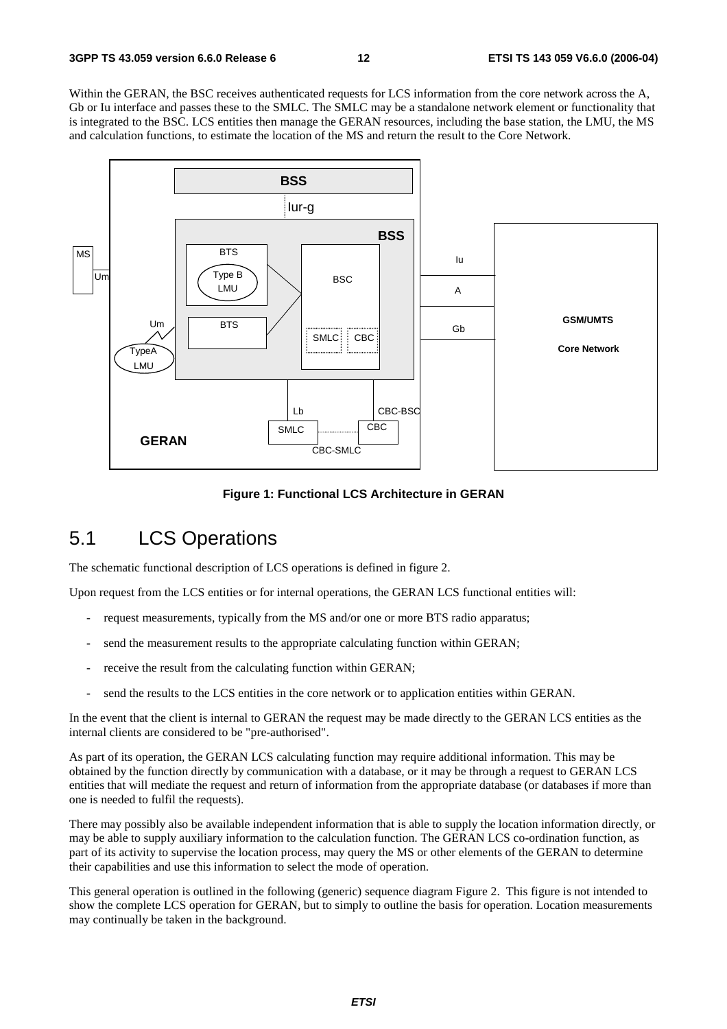Within the GERAN, the BSC receives authenticated requests for LCS information from the core network across the A, Gb or Iu interface and passes these to the SMLC. The SMLC may be a standalone network element or functionality that is integrated to the BSC. LCS entities then manage the GERAN resources, including the base station, the LMU, the MS and calculation functions, to estimate the location of the MS and return the result to the Core Network.

**Figure 1: Functional LCS Architecture in GERAN**

## 5.1 LCS Operations

The schematic functional description of LCS operations is defined in figure 2.

Upon request from the LCS entities or for internal operations, the GERAN LCS functional entities will:

- request measurements, typically from the MS and/or one or more BTS radio apparatus;
- send the measurement results to the appropriate calculating function within GERAN;
- receive the result from the calculating function within GERAN;
- send the results to the LCS entities in the core network or to application entities within GERAN.

In the event that the client is internal to GERAN the request may be made directly to the GERAN LCS entities as the internal clients are considered to be "pre-authorised".

As part of its operation, the GERAN LCS calculating function may require additional information. This may be obtained by the function directly by communication with a database, or it may be through a request to GERAN LCS entities that will mediate the request and return of information from the appropriate database (or databases if more than one is needed to fulfil the requests).

There may possibly also be available independent information that is able to supply the location information directly, or may be able to supply auxiliary information to the calculation function. The GERAN LCS co-ordination function, as part of its activity to supervise the location process, may query the MS or other elements of the GERAN to determine their capabilities and use this information to select the mode of operation.

This general operation is outlined in the following (generic) sequence diagram Figure 2. This figure is not intended to show the complete LCS operation for GERAN, but to simply to outline the basis for operation. Location measurements may continually be taken in the background.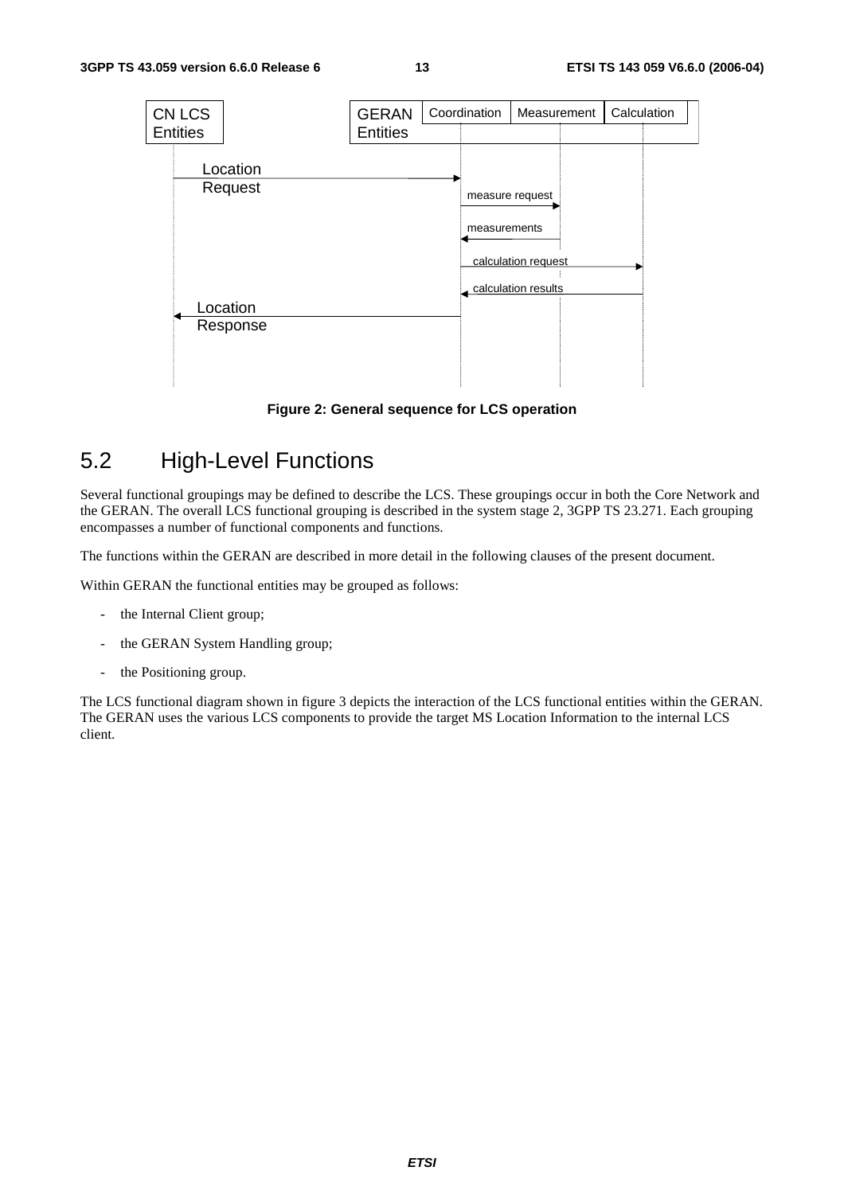**Figure 2: General sequence for LCS operation**

## 5.2 High-Level Functions

Several functional groupings may be defined to describe the LCS. These groupings occur in both the Core Network and the GERAN. The overall LCS functional grouping is described in the system stage 2, 3GPP TS 23.271. Each grouping encompasses a number of functional components and functions.

The functions within the GERAN are described in more detail in the following clauses of the present document.

Within GERAN the functional entities may be grouped as follows:

- the Internal Client group;
- the GERAN System Handling group;
- the Positioning group.

The LCS functional diagram shown in figure 3 depicts the interaction of the LCS functional entities within the GERAN. The GERAN uses the various LCS components to provide the target MS Location Information to the internal LCS client.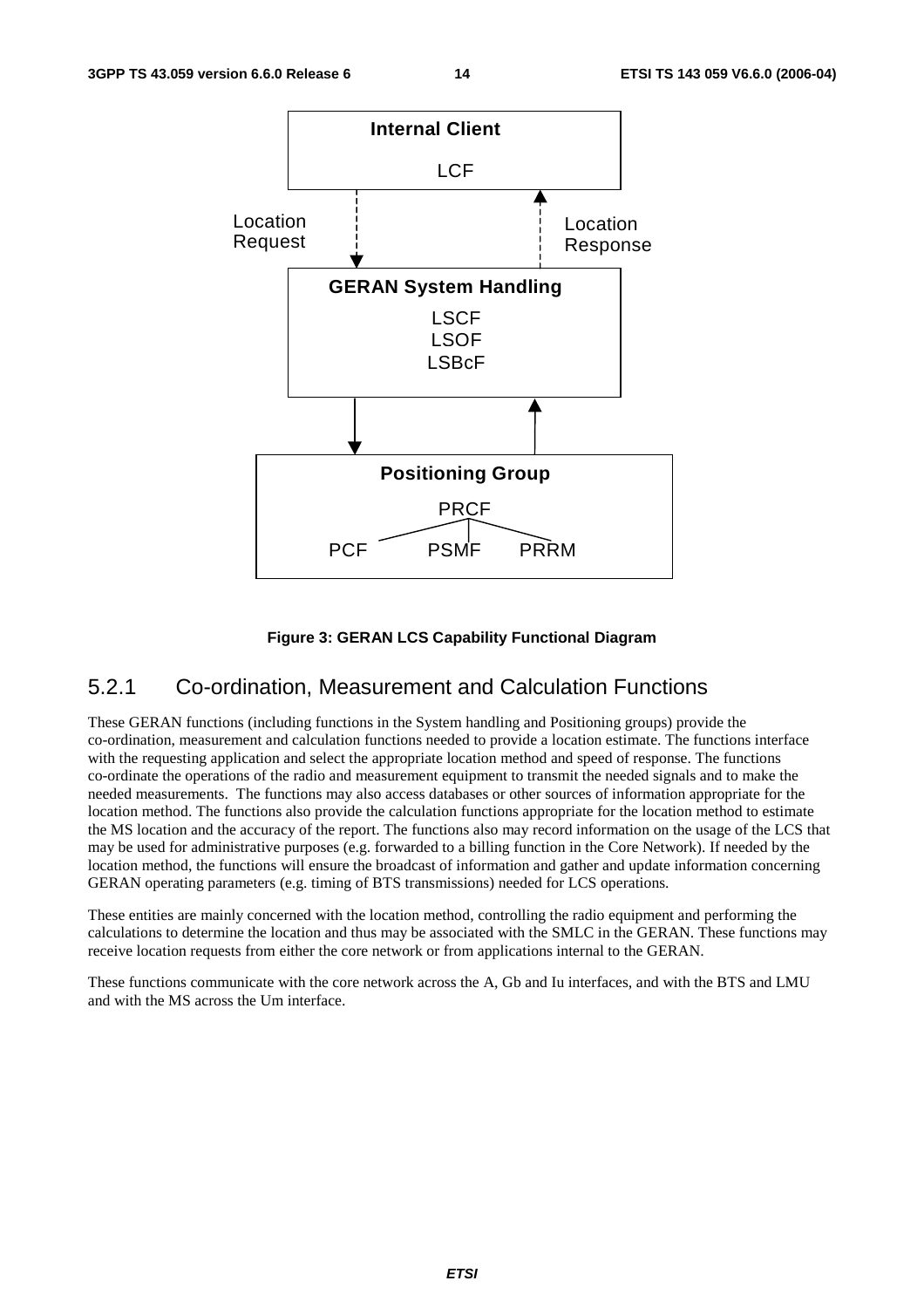**Figure 3: GERAN LCS Capability Functional Diagram**

### 5.2.1 Co-ordination, Measurement and Calculation Functions

These GERAN functions (including functions in the System handling and Positioning groups) provide the co-ordination, measurement and calculation functions needed to provide a location estimate. The functions interface with the requesting application and select the appropriate location method and speed of response. The functions co-ordinate the operations of the radio and measurement equipment to transmit the needed signals and to make the needed measurements. The functions may also access databases or other sources of information appropriate for the location method. The functions also provide the calculation functions appropriate for the location method to estimate the MS location and the accuracy of the report. The functions also may record information on the usage of the LCS that may be used for administrative purposes (e.g. forwarded to a billing function in the Core Network). If needed by the location method, the functions will ensure the broadcast of information and gather and update information concerning GERAN operating parameters (e.g. timing of BTS transmissions) needed for LCS operations.

These entities are mainly concerned with the location method, controlling the radio equipment and performing the calculations to determine the location and thus may be associated with the SMLC in the GERAN. These functions may receive location requests from either the core network or from applications internal to the GERAN.

These functions communicate with the core network across the A, Gb and Iu interfaces, and with the BTS and LMU and with the MS across the Um interface.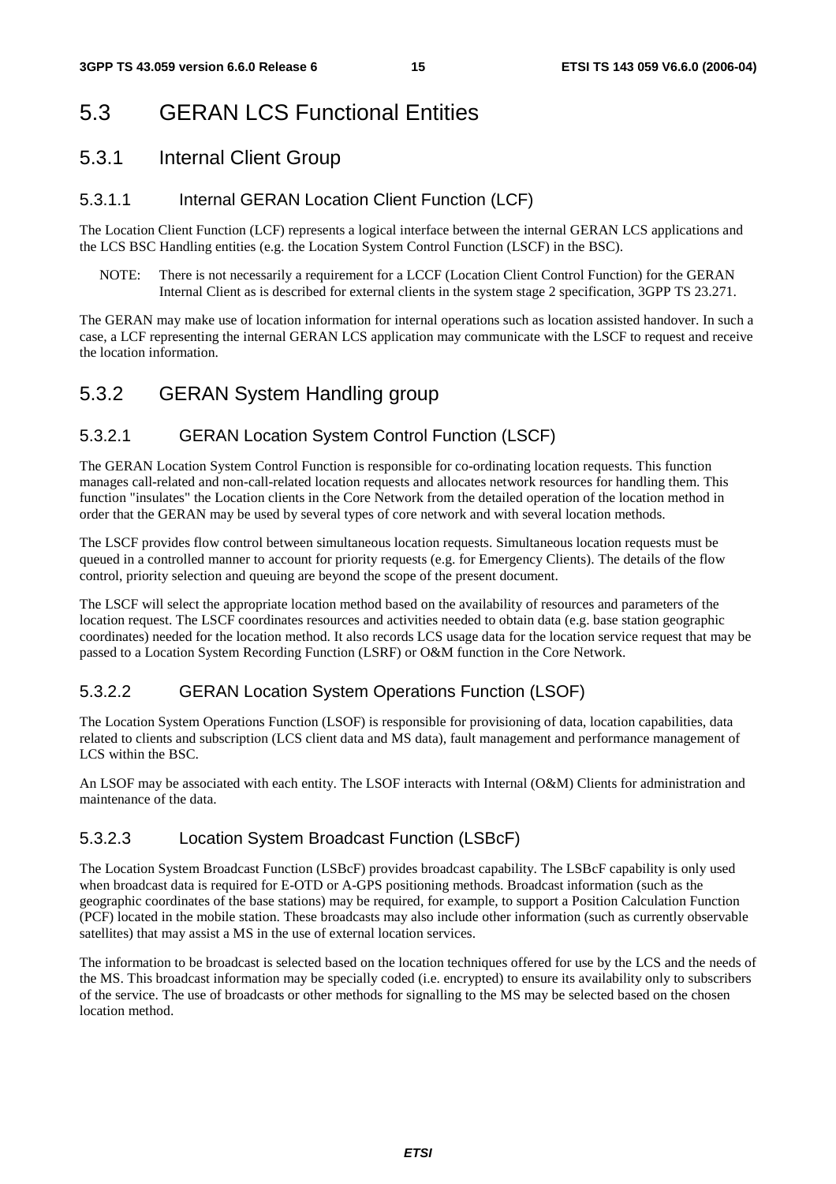# 5.3 GERAN LCS Functional Entities

## 5.3.1 Internal Client Group

### 5.3.1.1 Internal GERAN Location Client Function (LCF)

The Location Client Function (LCF) represents a logical interface between the internal GERAN LCS applications and the LCS BSC Handling entities (e.g. the Location System Control Function (LSCF) in the BSC).

NOTE: There is not necessarily a requirement for a LCCF (Location Client Control Function) for the GERAN Internal Client as is described for external clients in the system stage 2 specification, 3GPP TS 23.271.

The GERAN may make use of location information for internal operations such as location assisted handover. In such a case, a LCF representing the internal GERAN LCS application may communicate with the LSCF to request and receive the location information.

## 5.3.2 GERAN System Handling group

### 5.3.2.1 GERAN Location System Control Function (LSCF)

The GERAN Location System Control Function is responsible for co-ordinating location requests. This function manages call-related and non-call-related location requests and allocates network resources for handling them. This function "insulates" the Location clients in the Core Network from the detailed operation of the location method in order that the GERAN may be used by several types of core network and with several location methods.

The LSCF provides flow control between simultaneous location requests. Simultaneous location requests must be queued in a controlled manner to account for priority requests (e.g. for Emergency Clients). The details of the flow control, priority selection and queuing are beyond the scope of the present document.

The LSCF will select the appropriate location method based on the availability of resources and parameters of the location request. The LSCF coordinates resources and activities needed to obtain data (e.g. base station geographic coordinates) needed for the location method. It also records LCS usage data for the location service request that may be passed to a Location System Recording Function (LSRF) or O&M function in the Core Network.

### 5.3.2.2 GERAN Location System Operations Function (LSOF)

The Location System Operations Function (LSOF) is responsible for provisioning of data, location capabilities, data related to clients and subscription (LCS client data and MS data), fault management and performance management of LCS within the BSC.

An LSOF may be associated with each entity. The LSOF interacts with Internal (O&M) Clients for administration and maintenance of the data.

### 5.3.2.3 Location System Broadcast Function (LSBcF)

The Location System Broadcast Function (LSBcF) provides broadcast capability. The LSBcF capability is only used when broadcast data is required for E-OTD or A-GPS positioning methods. Broadcast information (such as the geographic coordinates of the base stations) may be required, for example, to support a Position Calculation Function (PCF) located in the mobile station. These broadcasts may also include other information (such as currently observable satellites) that may assist a MS in the use of external location services.

The information to be broadcast is selected based on the location techniques offered for use by the LCS and the needs of the MS. This broadcast information may be specially coded (i.e. encrypted) to ensure its availability only to subscribers of the service. The use of broadcasts or other methods for signalling to the MS may be selected based on the chosen location method.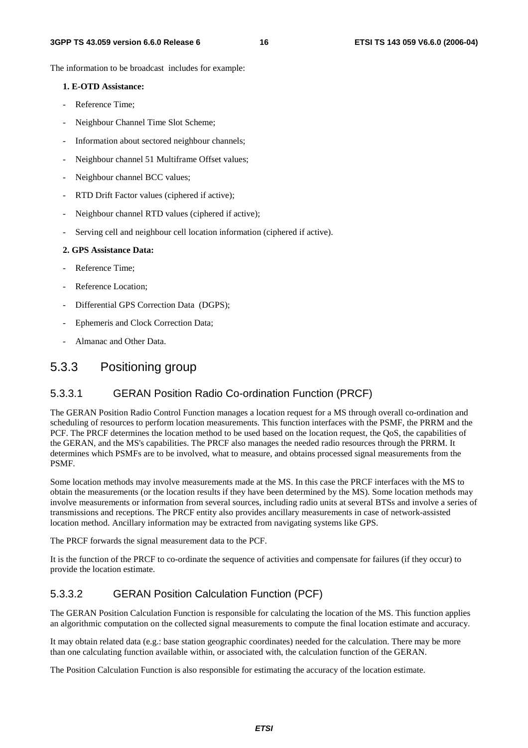The information to be broadcast includes for example:

**1. E-OTD Assistance:**

- Reference Time;
- Neighbour Channel Time Slot Scheme;
- Information about sectored neighbour channels;
- Neighbour channel 51 Multiframe Offset values;
- Neighbour channel BCC values;
- RTD Drift Factor values (ciphered if active);
- Neighbour channel RTD values (ciphered if active);
- Serving cell and neighbour cell location information (ciphered if active).

**2. GPS Assistance Data:**

- Reference Time;
- Reference Location;
- Differential GPS Correction Data (DGPS);
- Ephemeris and Clock Correction Data;
- Almanac and Other Data.

### 5.3.3 Positioning group

#### 5.3.3.1 GERAN Position Radio Co-ordination Function (PRCF)

The GERAN Position Radio Control Function manages a location request for a MS through overall co-ordination and scheduling of resources to perform location measurements. This function interfaces with the PSMF, the PRRM and the PCF. The PRCF determines the location method to be used based on the location request, the QoS, the capabilities of the GERAN, and the MS's capabilities. The PRCF also manages the needed radio resources through the PRRM. It determines which PSMFs are to be involved, what to measure, and obtains processed signal measurements from the PSMF.

Some location methods may involve measurements made at the MS. In this case the PRCF interfaces with the MS to obtain the measurements (or the location results if they have been determined by the MS). Some location methods may involve measurements or information from several sources, including radio units at several BTSs and involve a series of transmissions and receptions. The PRCF entity also provides ancillary measurements in case of network-assisted location method. Ancillary information may be extracted from navigating systems like GPS.

The PRCF forwards the signal measurement data to the PCF.

It is the function of the PRCF to co-ordinate the sequence of activities and compensate for failures (if they occur) to provide the location estimate.

#### 5.3.3.2 GERAN Position Calculation Function (PCF)

The GERAN Position Calculation Function is responsible for calculating the location of the MS. This function applies an algorithmic computation on the collected signal measurements to compute the final location estimate and accuracy.

It may obtain related data (e.g.: base station geographic coordinates) needed for the calculation. There may be more than one calculating function available within, or associated with, the calculation function of the GERAN.

The Position Calculation Function is also responsible for estimating the accuracy of the location estimate.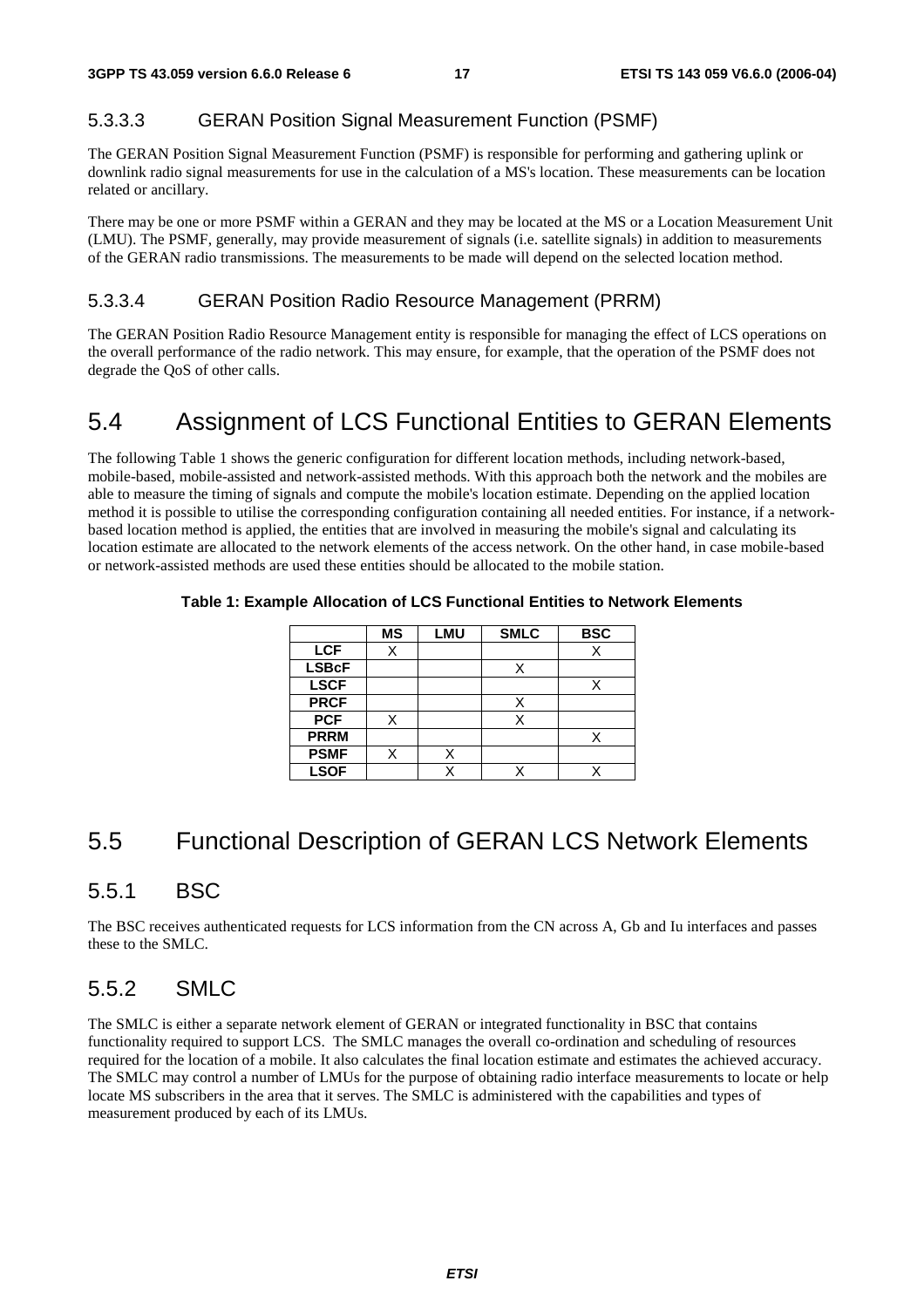#### 5.3.3.3 GERAN Position Signal Measurement Function (PSMF)

The GERAN Position Signal Measurement Function (PSMF) is responsible for performing and gathering uplink or downlink radio signal measurements for use in the calculation of a MS's location. These measurements can be location related or ancillary.

There may be one or more PSMF within a GERAN and they may be located at the MS or a Location Measurement Unit (LMU). The PSMF, generally, may provide measurement of signals (i.e. satellite signals) in addition to measurements of the GERAN radio transmissions. The measurements to be made will depend on the selected location method.

#### 5.3.3.4 GERAN Position Radio Resource Management (PRRM)

The GERAN Position Radio Resource Management entity is responsible for managing the effect of LCS operations on the overall performance of the radio network. This may ensure, for example, that the operation of the PSMF does not degrade the QoS of other calls.

## 5.4 Assignment of LCS Functional Entities to GERAN Elements

The following Table 1 shows the generic configuration for different location methods, including network-based, mobile-based, mobile-assisted and network-assisted methods. With this approach both the network and the mobiles are able to measure the timing of signals and compute the mobile's location estimate. Depending on the applied location method it is possible to utilise the corresponding configuration containing all needed entities. For instance, if a network-based location method is applied, the entities that are involved in measuring the mobile's signal and calculating its location estimate are allocated to the network elements of the access network. On the other hand, in case mobile-based or network-assisted methods are used these entities should be allocated to the mobile station.

**Table 1: Example Allocation of LCS Functional Entities to Network Elements**

| | MS | LMU | SMLC | BSC |
|---|---|---|---|---|
| **LCF** | X | | | X |
| **LSBcF** | | | X | |
| **LSCF** | | | | X |
| **PRCF** | | | X | |
| **PCF** | X | | X | |
| **PRRM** | | | | X |
| **PSMF** | X | X | | |
| **LSOF** | | X | X | X |

## 5.5 Functional Description of GERAN LCS Network Elements

### 5.5.1 BSC

The BSC receives authenticated requests for LCS information from the CN across A, Gb and Iu interfaces and passes these to the SMLC.

### 5.5.2 SMLC

The SMLC is either a separate network element of GERAN or integrated functionality in BSC that contains functionality required to support LCS. The SMLC manages the overall co-ordination and scheduling of resources required for the location of a mobile. It also calculates the final location estimate and estimates the achieved accuracy. The SMLC may control a number of LMUs for the purpose of obtaining radio interface measurements to locate or help locate MS subscribers in the area that it serves. The SMLC is administered with the capabilities and types of measurement produced by each of its LMUs.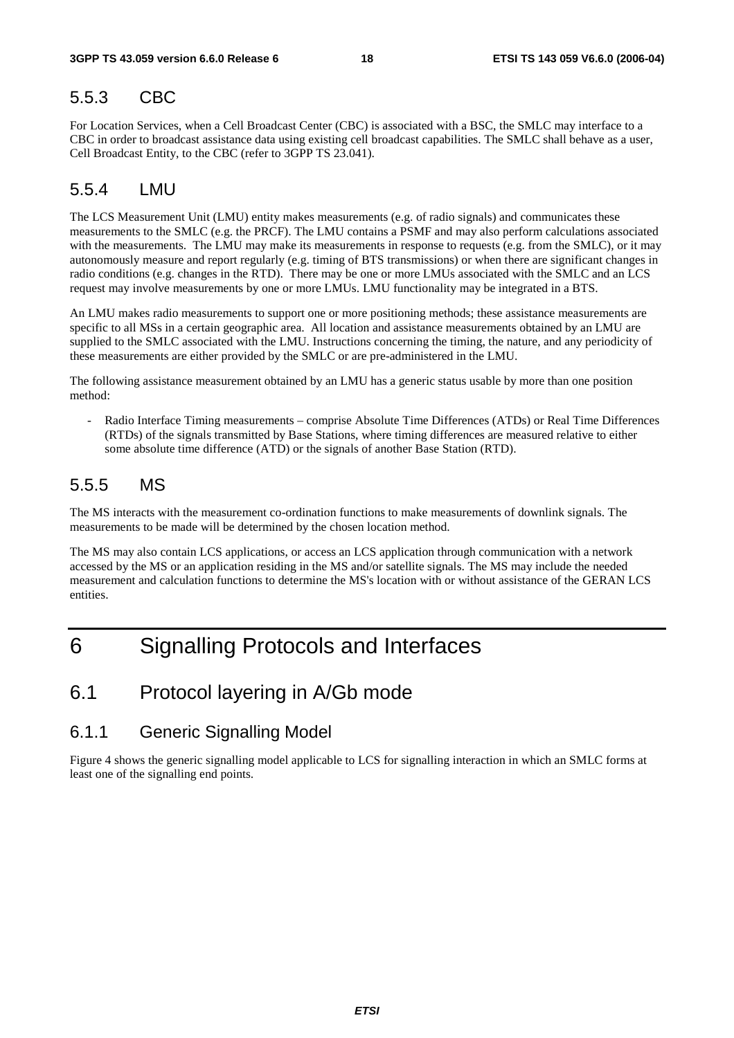### 5.5.3 CBC

For Location Services, when a Cell Broadcast Center (CBC) is associated with a BSC, the SMLC may interface to a CBC in order to broadcast assistance data using existing cell broadcast capabilities. The SMLC shall behave as a user, Cell Broadcast Entity, to the CBC (refer to 3GPP TS 23.041).

### 5.5.4 LMU

The LCS Measurement Unit (LMU) entity makes measurements (e.g. of radio signals) and communicates these measurements to the SMLC (e.g. the PRCF). The LMU contains a PSMF and may also perform calculations associated with the measurements. The LMU may make its measurements in response to requests (e.g. from the SMLC), or it may autonomously measure and report regularly (e.g. timing of BTS transmissions) or when there are significant changes in radio conditions (e.g. changes in the RTD). There may be one or more LMUs associated with the SMLC and an LCS request may involve measurements by one or more LMUs. LMU functionality may be integrated in a BTS.

An LMU makes radio measurements to support one or more positioning methods; these assistance measurements are specific to all MSs in a certain geographic area. All location and assistance measurements obtained by an LMU are supplied to the SMLC associated with the LMU. Instructions concerning the timing, the nature, and any periodicity of these measurements are either provided by the SMLC or are pre-administered in the LMU.

The following assistance measurement obtained by an LMU has a generic status usable by more than one position method:

- Radio Interface Timing measurements – comprise Absolute Time Differences (ATDs) or Real Time Differences (RTDs) of the signals transmitted by Base Stations, where timing differences are measured relative to either some absolute time difference (ATD) or the signals of another Base Station (RTD).

### 5.5.5 MS

The MS interacts with the measurement co-ordination functions to make measurements of downlink signals. The measurements to be made will be determined by the chosen location method.

The MS may also contain LCS applications, or access an LCS application through communication with a network accessed by the MS or an application residing in the MS and/or satellite signals. The MS may include the needed measurement and calculation functions to determine the MS's location with or without assistance of the GERAN LCS entities.

# 6 Signalling Protocols and Interfaces

## 6.1 Protocol layering in A/Gb mode

### 6.1.1 Generic Signalling Model

Figure 4 shows the generic signalling model applicable to LCS for signalling interaction in which an SMLC forms at least one of the signalling end points.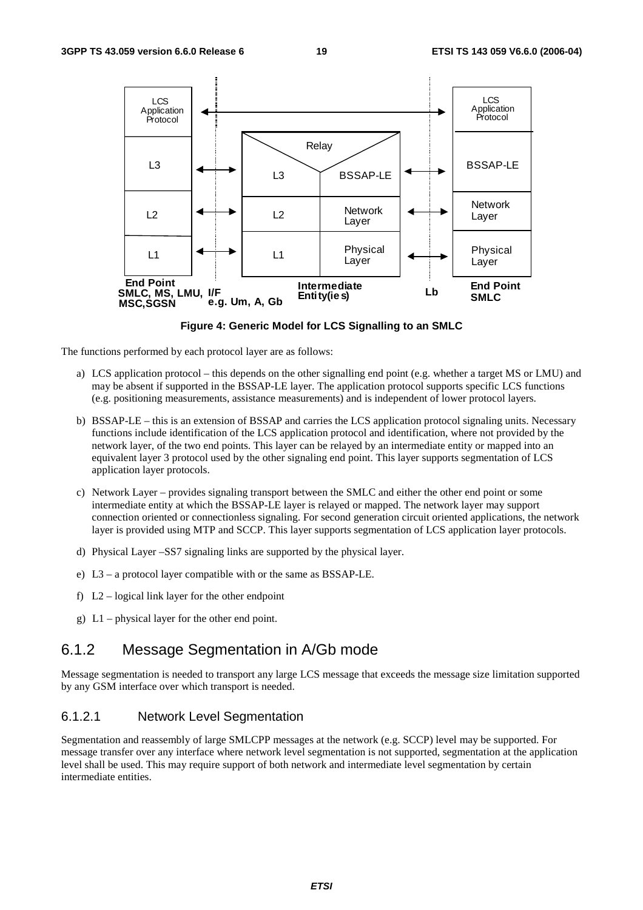**Figure 4: Generic Model for LCS Signalling to an SMLC**

The functions performed by each protocol layer are as follows:

a) LCS application protocol – this depends on the other signalling end point (e.g. whether a target MS or LMU) and may be absent if supported in the BSSAP-LE layer. The application protocol supports specific LCS functions (e.g. positioning measurements, assistance measurements) and is independent of lower protocol layers.

b) BSSAP-LE – this is an extension of BSSAP and carries the LCS application protocol signaling units. Necessary functions include identification of the LCS application protocol and identification, where not provided by the network layer, of the two end points. This layer can be relayed by an intermediate entity or mapped into an equivalent layer 3 protocol used by the other signaling end point. This layer supports segmentation of LCS application layer protocols.

c) Network Layer – provides signaling transport between the SMLC and either the other end point or some intermediate entity at which the BSSAP-LE layer is relayed or mapped. The network layer may support connection oriented or connectionless signaling. For second generation circuit oriented applications, the network layer is provided using MTP and SCCP. This layer supports segmentation of LCS application layer protocols.

d) Physical Layer –SS7 signaling links are supported by the physical layer.

e) L3 – a protocol layer compatible with or the same as BSSAP-LE.

f) L2 – logical link layer for the other endpoint

g) L1 – physical layer for the other end point.

## 6.1.2 Message Segmentation in A/Gb mode

Message segmentation is needed to transport any large LCS message that exceeds the message size limitation supported by any GSM interface over which transport is needed.

### 6.1.2.1 Network Level Segmentation

Segmentation and reassembly of large SMLCPP messages at the network (e.g. SCCP) level may be supported. For message transfer over any interface where network level segmentation is not supported, segmentation at the application level shall be used. This may require support of both network and intermediate level segmentation by certain intermediate entities.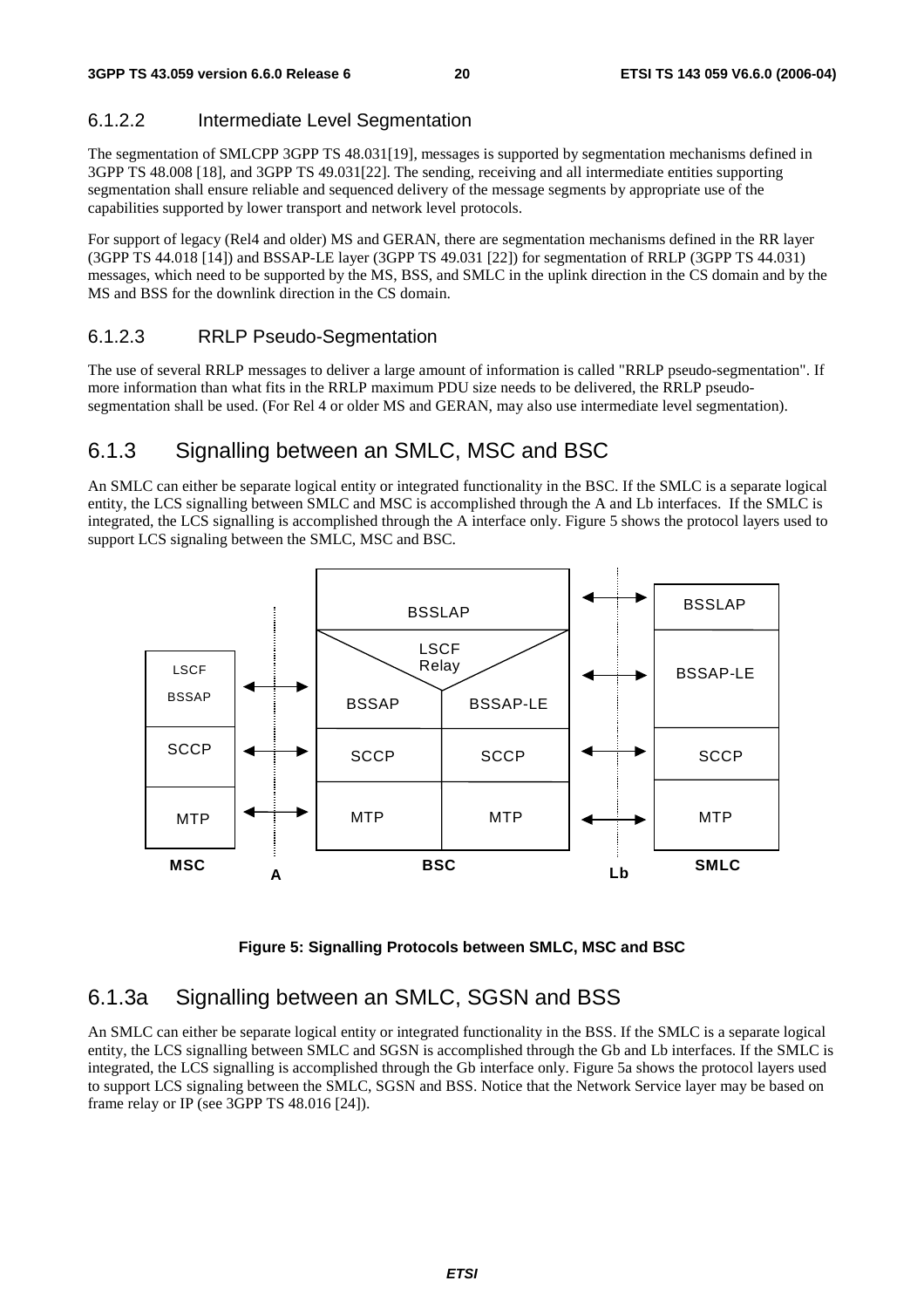### 6.1.2.2 Intermediate Level Segmentation

The segmentation of SMLCPP 3GPP TS 48.031[19], messages is supported by segmentation mechanisms defined in 3GPP TS 48.008 [18], and 3GPP TS 49.031[22]. The sending, receiving and all intermediate entities supporting segmentation shall ensure reliable and sequenced delivery of the message segments by appropriate use of the capabilities supported by lower transport and network level protocols.

For support of legacy (Rel4 and older) MS and GERAN, there are segmentation mechanisms defined in the RR layer (3GPP TS 44.018 [14]) and BSSAP-LE layer (3GPP TS 49.031 [22]) for segmentation of RRLP (3GPP TS 44.031) messages, which need to be supported by the MS, BSS, and SMLC in the uplink direction in the CS domain and by the MS and BSS for the downlink direction in the CS domain.

### 6.1.2.3 RRLP Pseudo-Segmentation

The use of several RRLP messages to deliver a large amount of information is called "RRLP pseudo-segmentation". If more information than what fits in the RRLP maximum PDU size needs to be delivered, the RRLP pseudo-segmentation shall be used. (For Rel 4 or older MS and GERAN, may also use intermediate level segmentation).

## 6.1.3 Signalling between an SMLC, MSC and BSC

An SMLC can either be separate logical entity or integrated functionality in the BSC. If the SMLC is a separate logical entity, the LCS signalling between SMLC and MSC is accomplished through the A and Lb interfaces. If the SMLC is integrated, the LCS signalling is accomplished through the A interface only. Figure 5 shows the protocol layers used to support LCS signaling between the SMLC, MSC and BSC.

| MSC | A | BSC | | Lb | SMLC |
|---|---|---|---|---|---|
| | | BSSLAP | | ↔ | BSSLAP |
| LSCF BSSAP | ↔ | LSCF Relay: BSSAP | BSSAP-LE | ↔ | BSSAP-LE |
| SCCP | ↔ | SCCP | SCCP | ↔ | SCCP |
| MTP | ↔ | MTP | MTP | ↔ | MTP |

**Figure 5: Signalling Protocols between SMLC, MSC and BSC**

## 6.1.3a Signalling between an SMLC, SGSN and BSS

An SMLC can either be separate logical entity or integrated functionality in the BSS. If the SMLC is a separate logical entity, the LCS signalling between SMLC and SGSN is accomplished through the Gb and Lb interfaces. If the SMLC is integrated, the LCS signalling is accomplished through the Gb interface only. Figure 5a shows the protocol layers used to support LCS signaling between the SMLC, SGSN and BSS. Notice that the Network Service layer may be based on frame relay or IP (see 3GPP TS 48.016 [24]).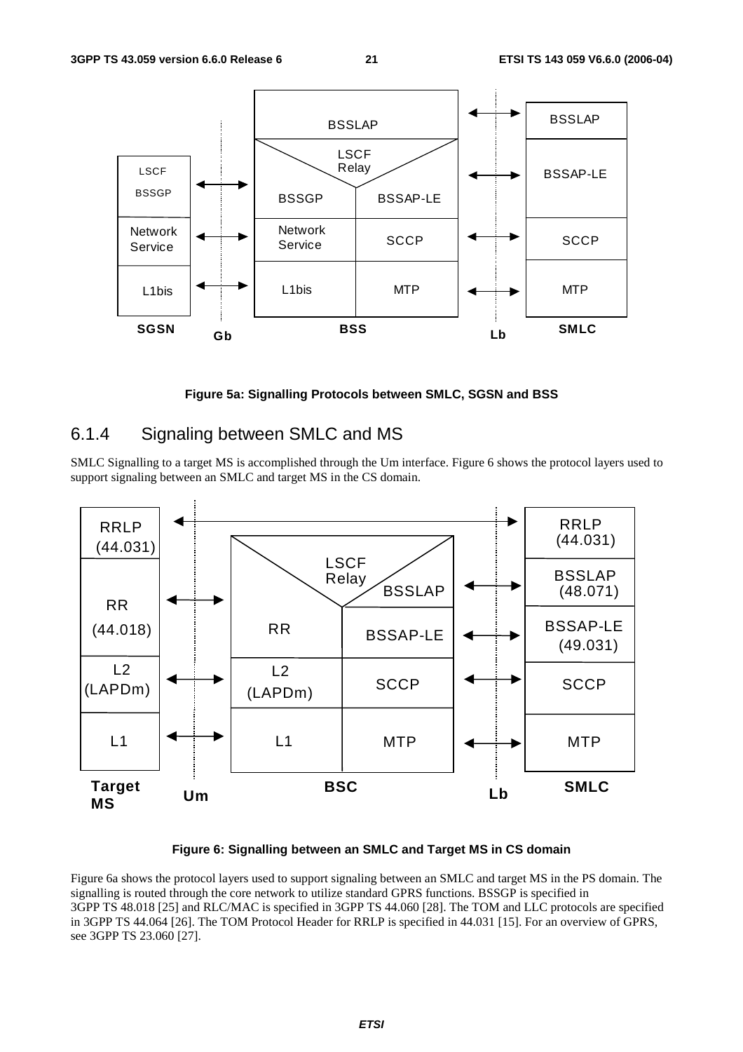Figure 5a: Signalling Protocols between SMLC, SGSN and BSS

### 6.1.4 Signaling between SMLC and MS

SMLC Signalling to a target MS is accomplished through the Um interface. Figure 6 shows the protocol layers used to support signaling between an SMLC and target MS in the CS domain.

Figure 6: Signalling between an SMLC and Target MS in CS domain

Figure 6a shows the protocol layers used to support signaling between an SMLC and target MS in the PS domain. The signalling is routed through the core network to utilize standard GPRS functions. BSSGP is specified in 3GPP TS 48.018 [25] and RLC/MAC is specified in 3GPP TS 44.060 [28]. The TOM and LLC protocols are specified in 3GPP TS 44.064 [26]. The TOM Protocol Header for RRLP is specified in 44.031 [15]. For an overview of GPRS, see 3GPP TS 23.060 [27].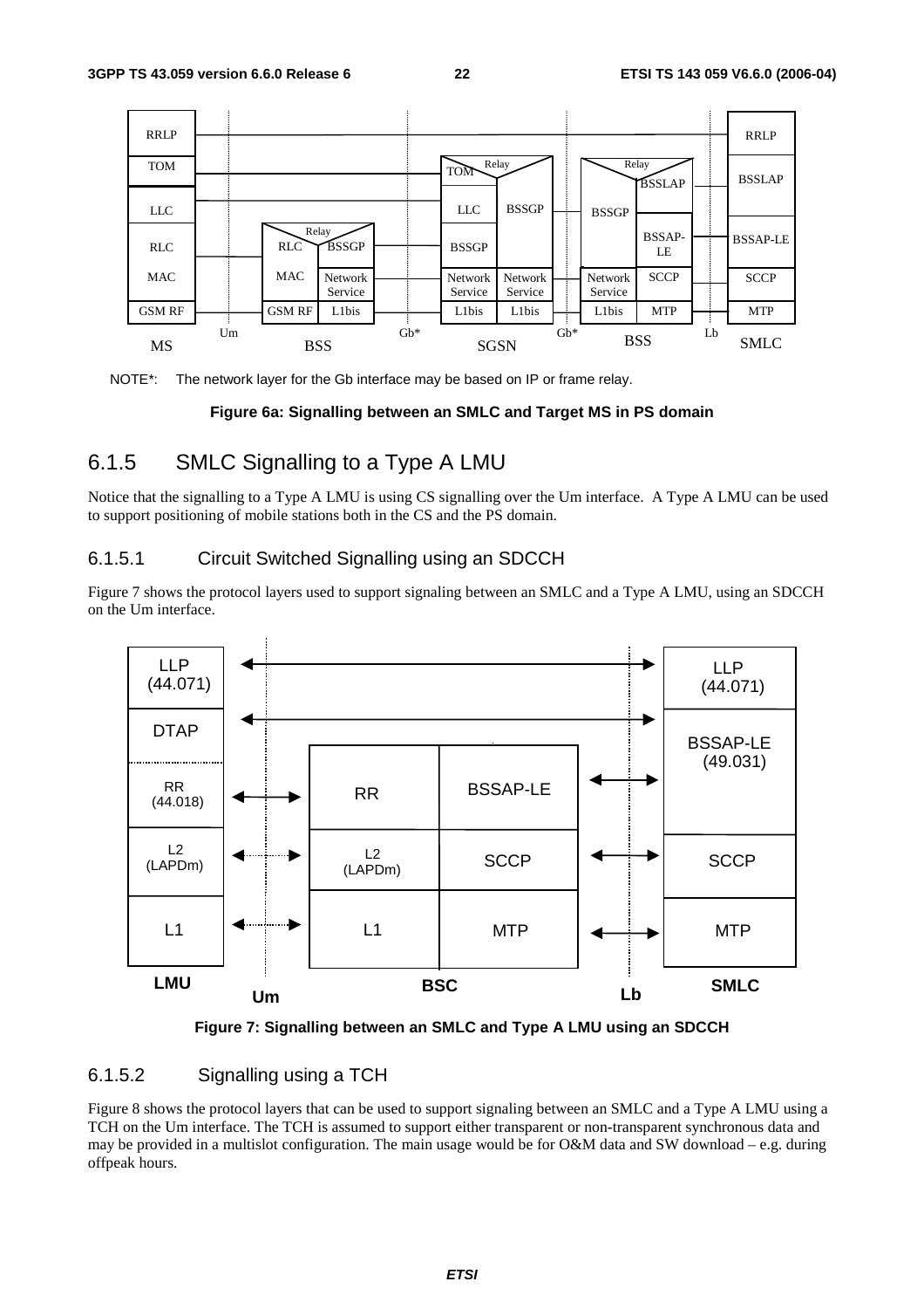NOTE*: The network layer for the Gb interface may be based on IP or frame relay.

**Figure 6a: Signalling between an SMLC and Target MS in PS domain**

### 6.1.5 SMLC Signalling to a Type A LMU

Notice that the signalling to a Type A LMU is using CS signalling over the Um interface. A Type A LMU can be used to support positioning of mobile stations both in the CS and the PS domain.

#### 6.1.5.1 Circuit Switched Signalling using an SDCCH

Figure 7 shows the protocol layers used to support signaling between an SMLC and a Type A LMU, using an SDCCH on the Um interface.

**Figure 7: Signalling between an SMLC and Type A LMU using an SDCCH**

#### 6.1.5.2 Signalling using a TCH

Figure 8 shows the protocol layers that can be used to support signaling between an SMLC and a Type A LMU using a TCH on the Um interface. The TCH is assumed to support either transparent or non-transparent synchronous data and may be provided in a multislot configuration. The main usage would be for O&M data and SW download – e.g. during offpeak hours.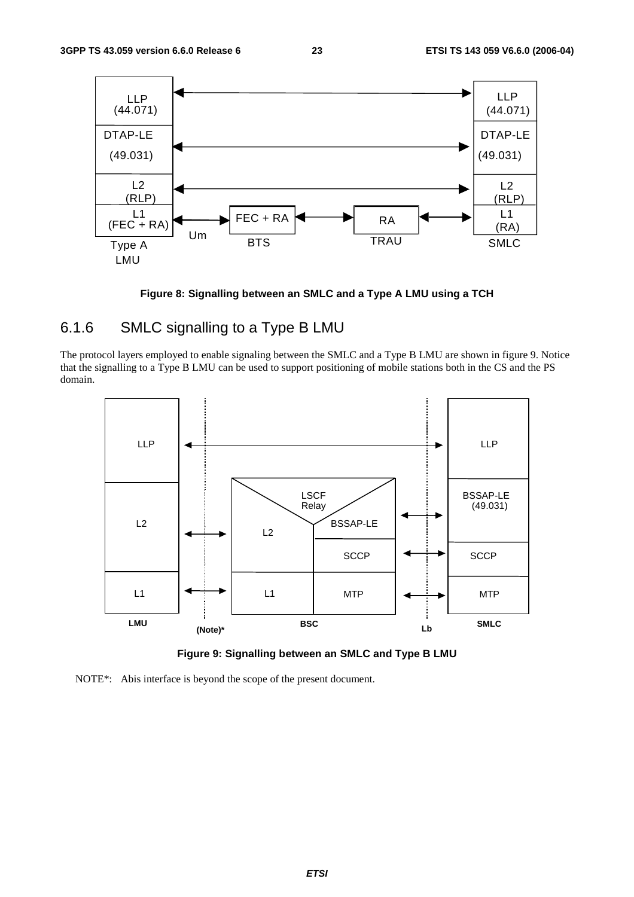Figure 8: Signalling between an SMLC and a Type A LMU using a TCH

### 6.1.6 SMLC signalling to a Type B LMU

The protocol layers employed to enable signaling between the SMLC and a Type B LMU are shown in figure 9. Notice that the signalling to a Type B LMU can be used to support positioning of mobile stations both in the CS and the PS domain.

Figure 9: Signalling between an SMLC and Type B LMU

NOTE*: Abis interface is beyond the scope of the present document.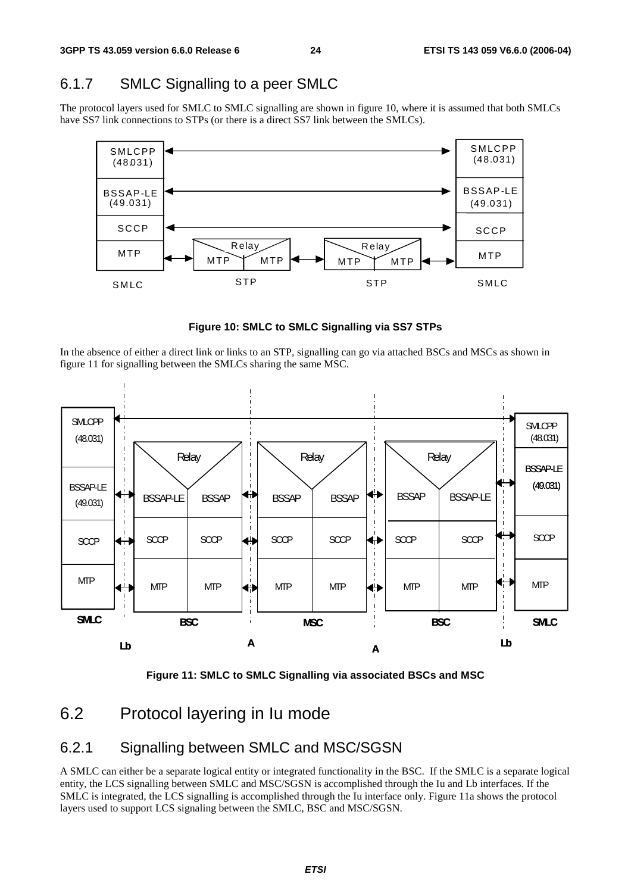### 6.1.7 SMLC Signalling to a peer SMLC

The protocol layers used for SMLC to SMLC signalling are shown in figure 10, where it is assumed that both SMLCs have SS7 link connections to STPs (or there is a direct SS7 link between the SMLCs).

**Figure 10: SMLC to SMLC Signalling via SS7 STPs**

In the absence of either a direct link or links to an STP, signalling can go via attached BSCs and MSCs as shown in figure 11 for signalling between the SMLCs sharing the same MSC.

**Figure 11: SMLC to SMLC Signalling via associated BSCs and MSC**

## 6.2 Protocol layering in Iu mode

### 6.2.1 Signalling between SMLC and MSC/SGSN

A SMLC can either be a separate logical entity or integrated functionality in the BSC. If the SMLC is a separate logical entity, the LCS signalling between SMLC and MSC/SGSN is accomplished through the Iu and Lb interfaces. If the SMLC is integrated, the LCS signalling is accomplished through the Iu interface only. Figure 11a shows the protocol layers used to support LCS signaling between the SMLC, BSC and MSC/SGSN.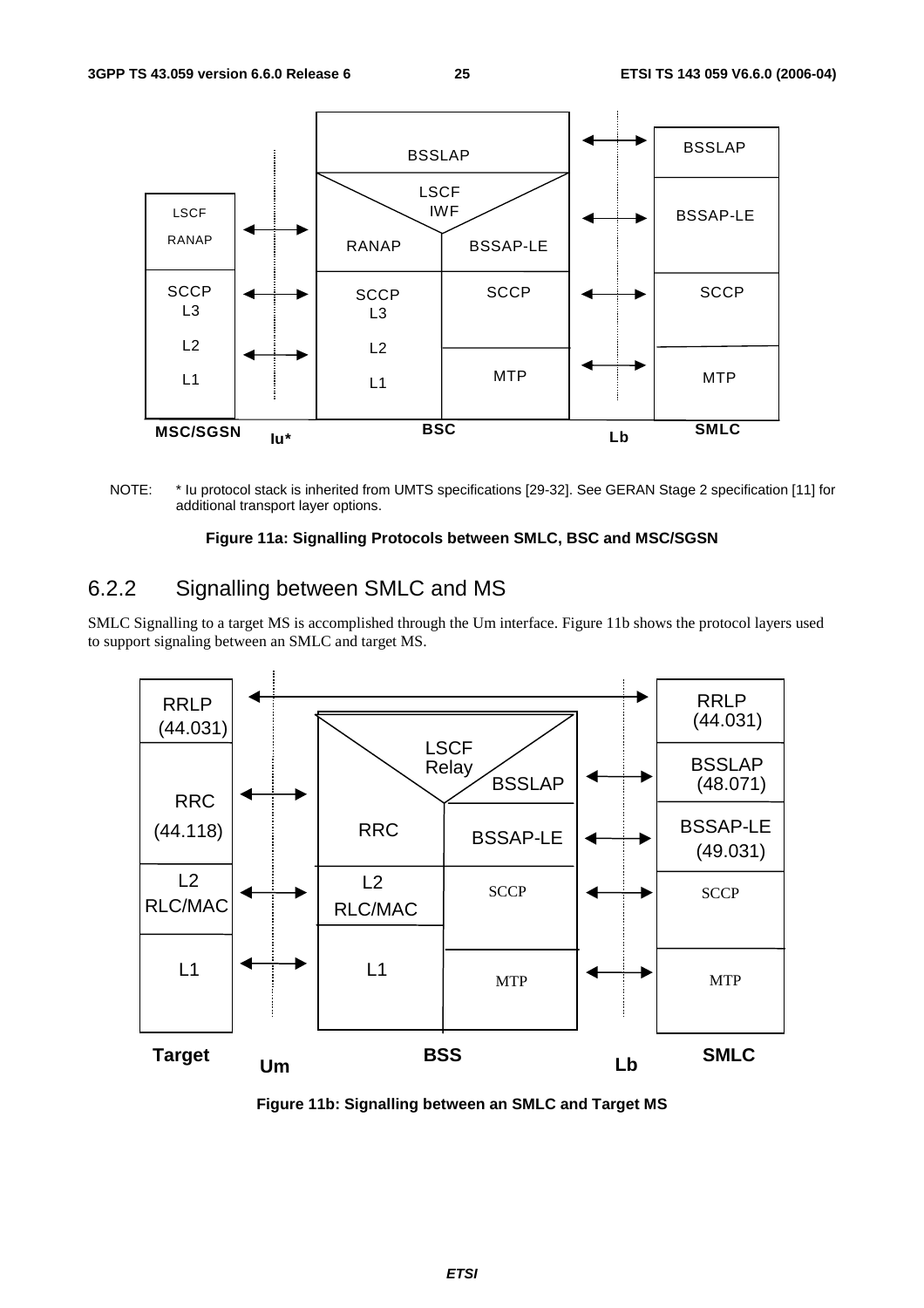NOTE: * Iu protocol stack is inherited from UMTS specifications [29-32]. See GERAN Stage 2 specification [11] for additional transport layer options.

**Figure 11a: Signalling Protocols between SMLC, BSC and MSC/SGSN**

## 6.2.2 Signalling between SMLC and MS

SMLC Signalling to a target MS is accomplished through the Um interface. Figure 11b shows the protocol layers used to support signaling between an SMLC and target MS.

**Figure 11b: Signalling between an SMLC and Target MS**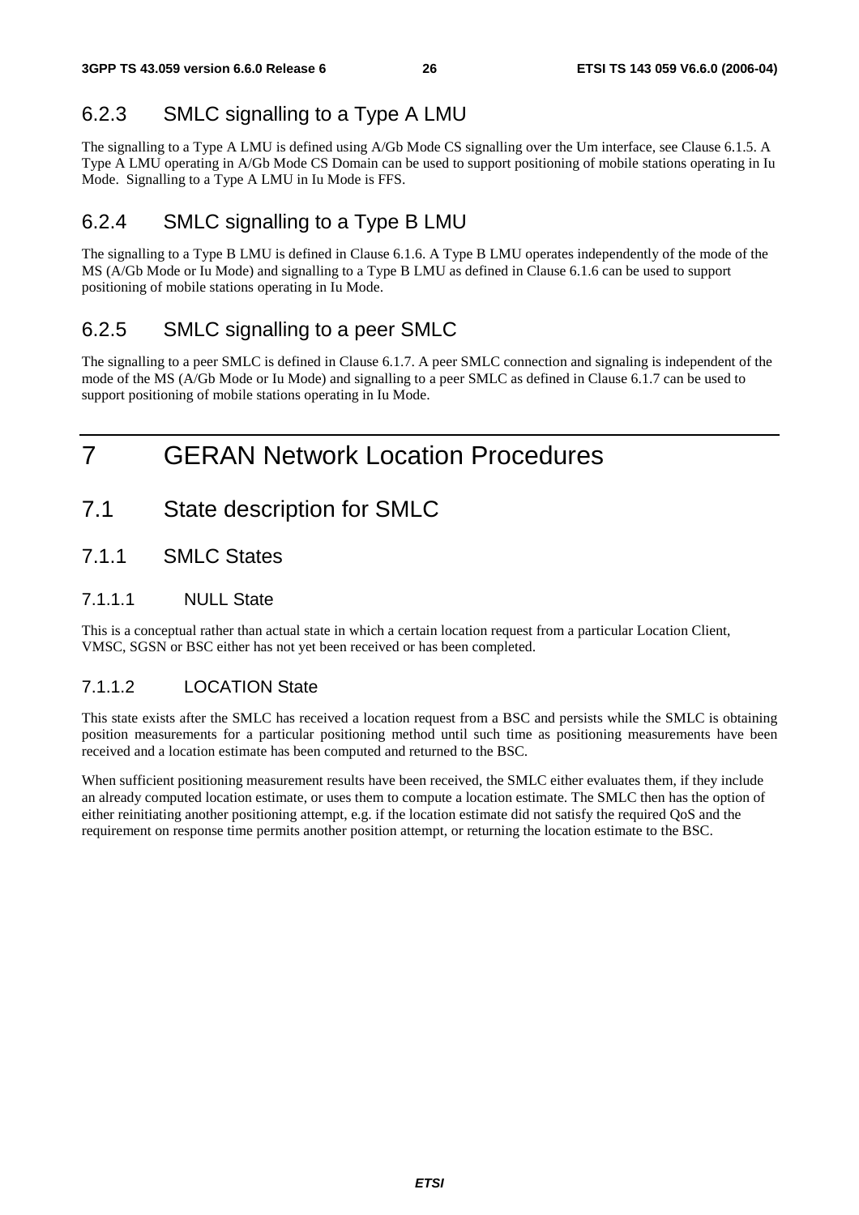### 6.2.3 SMLC signalling to a Type A LMU

The signalling to a Type A LMU is defined using A/Gb Mode CS signalling over the Um interface, see Clause 6.1.5. A Type A LMU operating in A/Gb Mode CS Domain can be used to support positioning of mobile stations operating in Iu Mode. Signalling to a Type A LMU in Iu Mode is FFS.

### 6.2.4 SMLC signalling to a Type B LMU

The signalling to a Type B LMU is defined in Clause 6.1.6. A Type B LMU operates independently of the mode of the MS (A/Gb Mode or Iu Mode) and signalling to a Type B LMU as defined in Clause 6.1.6 can be used to support positioning of mobile stations operating in Iu Mode.

### 6.2.5 SMLC signalling to a peer SMLC

The signalling to a peer SMLC is defined in Clause 6.1.7. A peer SMLC connection and signaling is independent of the mode of the MS (A/Gb Mode or Iu Mode) and signalling to a peer SMLC as defined in Clause 6.1.7 can be used to support positioning of mobile stations operating in Iu Mode.

# 7 GERAN Network Location Procedures

## 7.1 State description for SMLC

### 7.1.1 SMLC States

#### 7.1.1.1 NULL State

This is a conceptual rather than actual state in which a certain location request from a particular Location Client, VMSC, SGSN or BSC either has not yet been received or has been completed.

#### 7.1.1.2 LOCATION State

This state exists after the SMLC has received a location request from a BSC and persists while the SMLC is obtaining position measurements for a particular positioning method until such time as positioning measurements have been received and a location estimate has been computed and returned to the BSC.

When sufficient positioning measurement results have been received, the SMLC either evaluates them, if they include an already computed location estimate, or uses them to compute a location estimate. The SMLC then has the option of either reinitiating another positioning attempt, e.g. if the location estimate did not satisfy the required QoS and the requirement on response time permits another position attempt, or returning the location estimate to the BSC.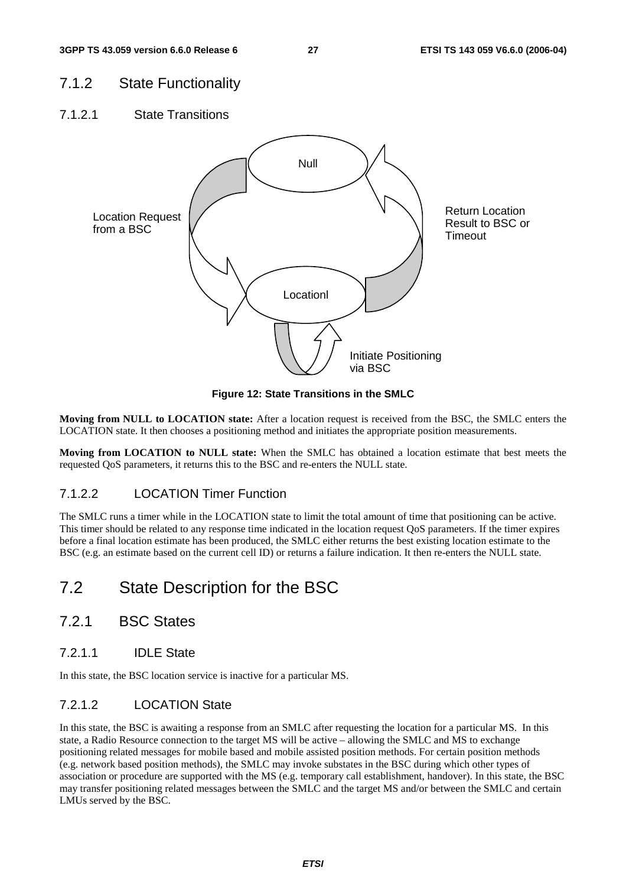## 7.1.2 State Functionality

### 7.1.2.1 State Transitions

**Figure 12: State Transitions in the SMLC**

**Moving from NULL to LOCATION state:** After a location request is received from the BSC, the SMLC enters the LOCATION state. It then chooses a positioning method and initiates the appropriate position measurements.

**Moving from LOCATION to NULL state:** When the SMLC has obtained a location estimate that best meets the requested QoS parameters, it returns this to the BSC and re-enters the NULL state.

### 7.1.2.2 LOCATION Timer Function

The SMLC runs a timer while in the LOCATION state to limit the total amount of time that positioning can be active. This timer should be related to any response time indicated in the location request QoS parameters. If the timer expires before a final location estimate has been produced, the SMLC either returns the best existing location estimate to the BSC (e.g. an estimate based on the current cell ID) or returns a failure indication. It then re-enters the NULL state.

# 7.2 State Description for the BSC

## 7.2.1 BSC States

### 7.2.1.1 IDLE State

In this state, the BSC location service is inactive for a particular MS.

### 7.2.1.2 LOCATION State

In this state, the BSC is awaiting a response from an SMLC after requesting the location for a particular MS. In this state, a Radio Resource connection to the target MS will be active – allowing the SMLC and MS to exchange positioning related messages for mobile based and mobile assisted position methods. For certain position methods (e.g. network based position methods), the SMLC may invoke substates in the BSC during which other types of association or procedure are supported with the MS (e.g. temporary call establishment, handover). In this state, the BSC may transfer positioning related messages between the SMLC and the target MS and/or between the SMLC and certain LMUs served by the BSC.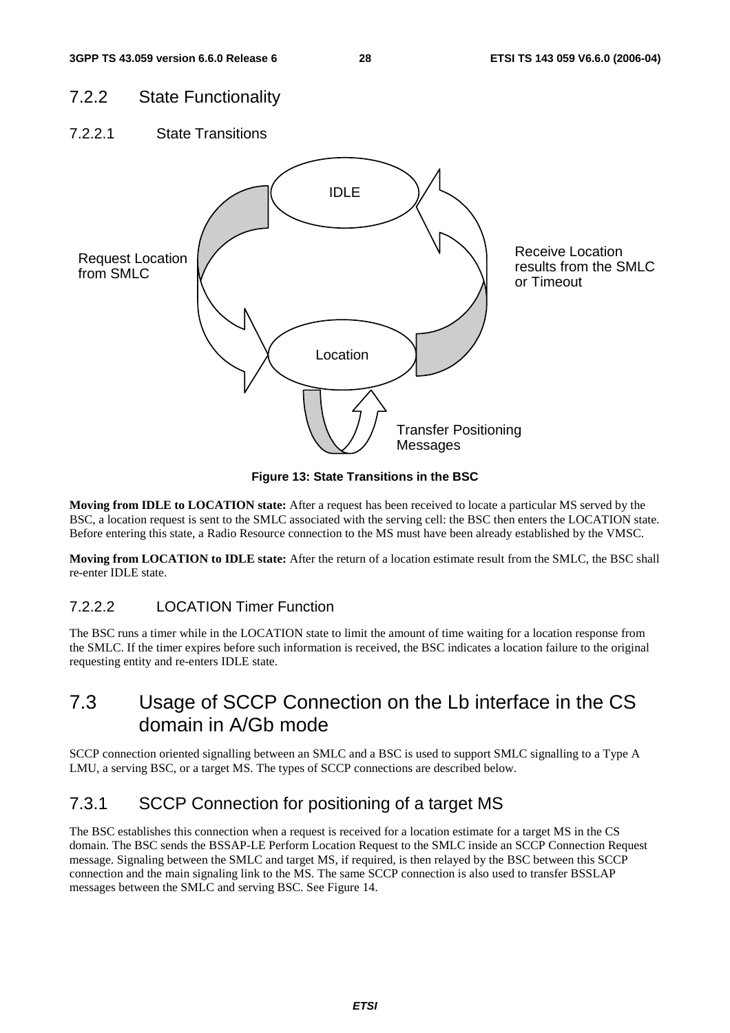### 7.2.2 State Functionality

#### 7.2.2.1 State Transitions

IDLE

Request Location from SMLC

Receive Location results from the SMLC or Timeout

Location

Transfer Positioning Messages

**Figure 13: State Transitions in the BSC**

**Moving from IDLE to LOCATION state:** After a request has been received to locate a particular MS served by the BSC, a location request is sent to the SMLC associated with the serving cell: the BSC then enters the LOCATION state. Before entering this state, a Radio Resource connection to the MS must have been already established by the VMSC.

**Moving from LOCATION to IDLE state:** After the return of a location estimate result from the SMLC, the BSC shall re-enter IDLE state.

#### 7.2.2.2 LOCATION Timer Function

The BSC runs a timer while in the LOCATION state to limit the amount of time waiting for a location response from the SMLC. If the timer expires before such information is received, the BSC indicates a location failure to the original requesting entity and re-enters IDLE state.

## 7.3 Usage of SCCP Connection on the Lb interface in the CS domain in A/Gb mode

SCCP connection oriented signalling between an SMLC and a BSC is used to support SMLC signalling to a Type A LMU, a serving BSC, or a target MS. The types of SCCP connections are described below.

### 7.3.1 SCCP Connection for positioning of a target MS

The BSC establishes this connection when a request is received for a location estimate for a target MS in the CS domain. The BSC sends the BSSAP-LE Perform Location Request to the SMLC inside an SCCP Connection Request message. Signaling between the SMLC and target MS, if required, is then relayed by the BSC between this SCCP connection and the main signaling link to the MS. The same SCCP connection is also used to transfer BSSLAP messages between the SMLC and serving BSC. See Figure 14.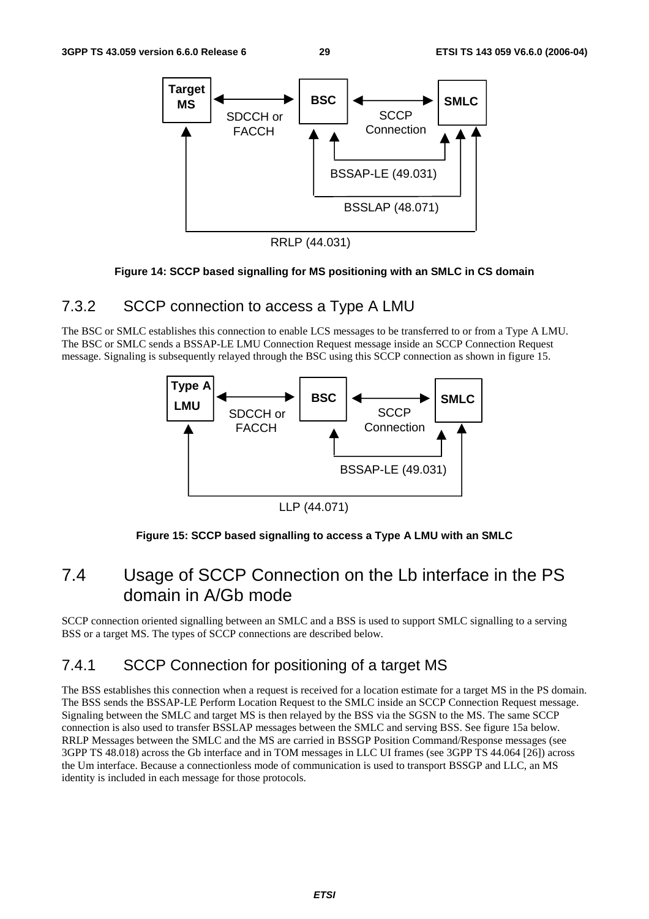Figure 14: SCCP based signalling for MS positioning with an SMLC in CS domain

### 7.3.2 SCCP connection to access a Type A LMU

The BSC or SMLC establishes this connection to enable LCS messages to be transferred to or from a Type A LMU. The BSC or SMLC sends a BSSAP-LE LMU Connection Request message inside an SCCP Connection Request message. Signaling is subsequently relayed through the BSC using this SCCP connection as shown in figure 15.

Figure 15: SCCP based signalling to access a Type A LMU with an SMLC

## 7.4 Usage of SCCP Connection on the Lb interface in the PS domain in A/Gb mode

SCCP connection oriented signalling between an SMLC and a BSS is used to support SMLC signalling to a serving BSS or a target MS. The types of SCCP connections are described below.

### 7.4.1 SCCP Connection for positioning of a target MS

The BSS establishes this connection when a request is received for a location estimate for a target MS in the PS domain. The BSS sends the BSSAP-LE Perform Location Request to the SMLC inside an SCCP Connection Request message. Signaling between the SMLC and target MS is then relayed by the BSS via the SGSN to the MS. The same SCCP connection is also used to transfer BSSLAP messages between the SMLC and serving BSS. See figure 15a below. RRLP Messages between the SMLC and the MS are carried in BSSGP Position Command/Response messages (see 3GPP TS 48.018) across the Gb interface and in TOM messages in LLC UI frames (see 3GPP TS 44.064 [26]) across the Um interface. Because a connectionless mode of communication is used to transport BSSGP and LLC, an MS identity is included in each message for those protocols.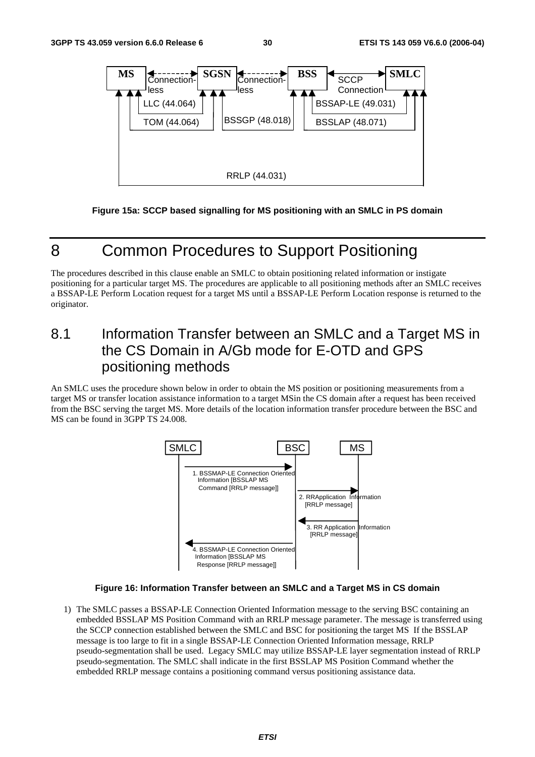Figure 15a: SCCP based signalling for MS positioning with an SMLC in PS domain

# 8 Common Procedures to Support Positioning

The procedures described in this clause enable an SMLC to obtain positioning related information or instigate positioning for a particular target MS. The procedures are applicable to all positioning methods after an SMLC receives a BSSAP-LE Perform Location request for a target MS until a BSSAP-LE Perform Location response is returned to the originator.

## 8.1 Information Transfer between an SMLC and a Target MS in the CS Domain in A/Gb mode for E-OTD and GPS positioning methods

An SMLC uses the procedure shown below in order to obtain the MS position or positioning measurements from a target MS or transfer location assistance information to a target MSin the CS domain after a request has been received from the BSC serving the target MS. More details of the location information transfer procedure between the BSC and MS can be found in 3GPP TS 24.008.

Figure 16: Information Transfer between an SMLC and a Target MS in CS domain

1) The SMLC passes a BSSAP-LE Connection Oriented Information message to the serving BSC containing an embedded BSSLAP MS Position Command with an RRLP message parameter. The message is transferred using the SCCP connection established between the SMLC and BSC for positioning the target MS If the BSSLAP message is too large to fit in a single BSSAP-LE Connection Oriented Information message, RRLP pseudo-segmentation shall be used. Legacy SMLC may utilize BSSAP-LE layer segmentation instead of RRLP pseudo-segmentation. The SMLC shall indicate in the first BSSLAP MS Position Command whether the embedded RRLP message contains a positioning command versus positioning assistance data.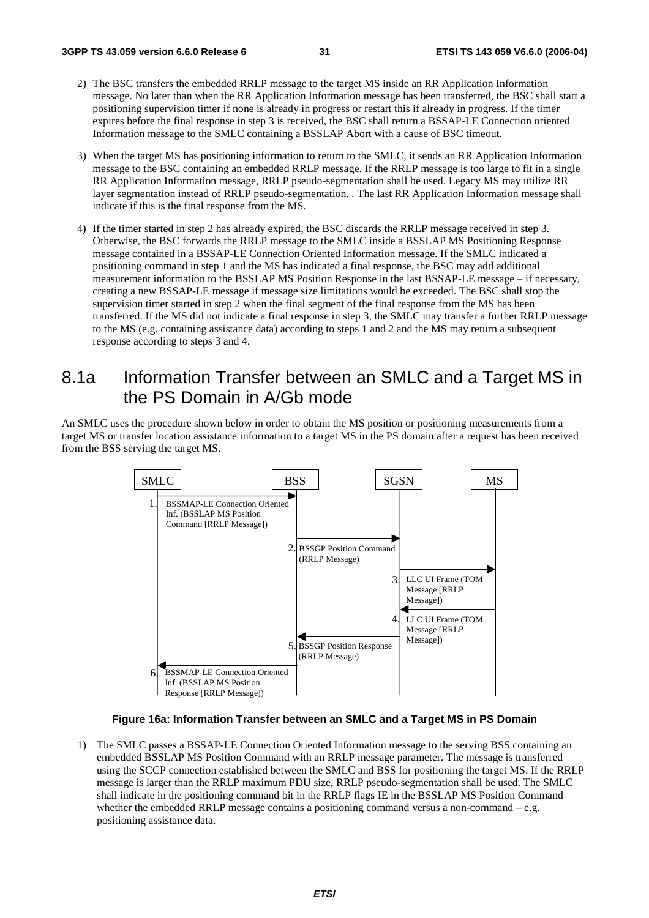2) The BSC transfers the embedded RRLP message to the target MS inside an RR Application Information message. No later than when the RR Application Information message has been transferred, the BSC shall start a positioning supervision timer if none is already in progress or restart this if already in progress. If the timer expires before the final response in step 3 is received, the BSC shall return a BSSAP-LE Connection oriented Information message to the SMLC containing a BSSLAP Abort with a cause of BSC timeout.

3) When the target MS has positioning information to return to the SMLC, it sends an RR Application Information message to the BSC containing an embedded RRLP message. If the RRLP message is too large to fit in a single RR Application Information message, RRLP pseudo-segmentation shall be used. Legacy MS may utilize RR layer segmentation instead of RRLP pseudo-segmentation. . The last RR Application Information message shall indicate if this is the final response from the MS.

4) If the timer started in step 2 has already expired, the BSC discards the RRLP message received in step 3. Otherwise, the BSC forwards the RRLP message to the SMLC inside a BSSLAP MS Positioning Response message contained in a BSSAP-LE Connection Oriented Information message. If the SMLC indicated a positioning command in step 1 and the MS has indicated a final response, the BSC may add additional measurement information to the BSSLAP MS Position Response in the last BSSAP-LE message – if necessary, creating a new BSSAP-LE message if message size limitations would be exceeded. The BSC shall stop the supervision timer started in step 2 when the final segment of the final response from the MS has been transferred. If the MS did not indicate a final response in step 3, the SMLC may transfer a further RRLP message to the MS (e.g. containing assistance data) according to steps 1 and 2 and the MS may return a subsequent response according to steps 3 and 4.

# 8.1a Information Transfer between an SMLC and a Target MS in the PS Domain in A/Gb mode

An SMLC uses the procedure shown below in order to obtain the MS position or positioning measurements from a target MS or transfer location assistance information to a target MS in the PS domain after a request has been received from the BSS serving the target MS.

SMLC | BSS | SGSN | MS

1. SMLC → BSS: BSSMAP-LE Connection Oriented Inf. (BSSLAP MS Position Command [RRLP Message])
2. BSS → SGSN: BSSGP Position Command (RRLP Message)
3. SGSN → MS: LLC UI Frame (TOM Message [RRLP Message])
4. MS → SGSN: LLC UI Frame (TOM Message [RRLP Message])
5. SGSN → BSS: BSSGP Position Response (RRLP Message)
6. BSS → SMLC: BSSMAP-LE Connection Oriented Inf. (BSSLAP MS Position Response [RRLP Message])

**Figure 16a: Information Transfer between an SMLC and a Target MS in PS Domain**

1) The SMLC passes a BSSAP-LE Connection Oriented Information message to the serving BSS containing an embedded BSSLAP MS Position Command with an RRLP message parameter. The message is transferred using the SCCP connection established between the SMLC and BSS for positioning the target MS. If the RRLP message is larger than the RRLP maximum PDU size, RRLP pseudo-segmentation shall be used. The SMLC shall indicate in the positioning command bit in the RRLP flags IE in the BSSLAP MS Position Command whether the embedded RRLP message contains a positioning command versus a non-command – e.g. positioning assistance data.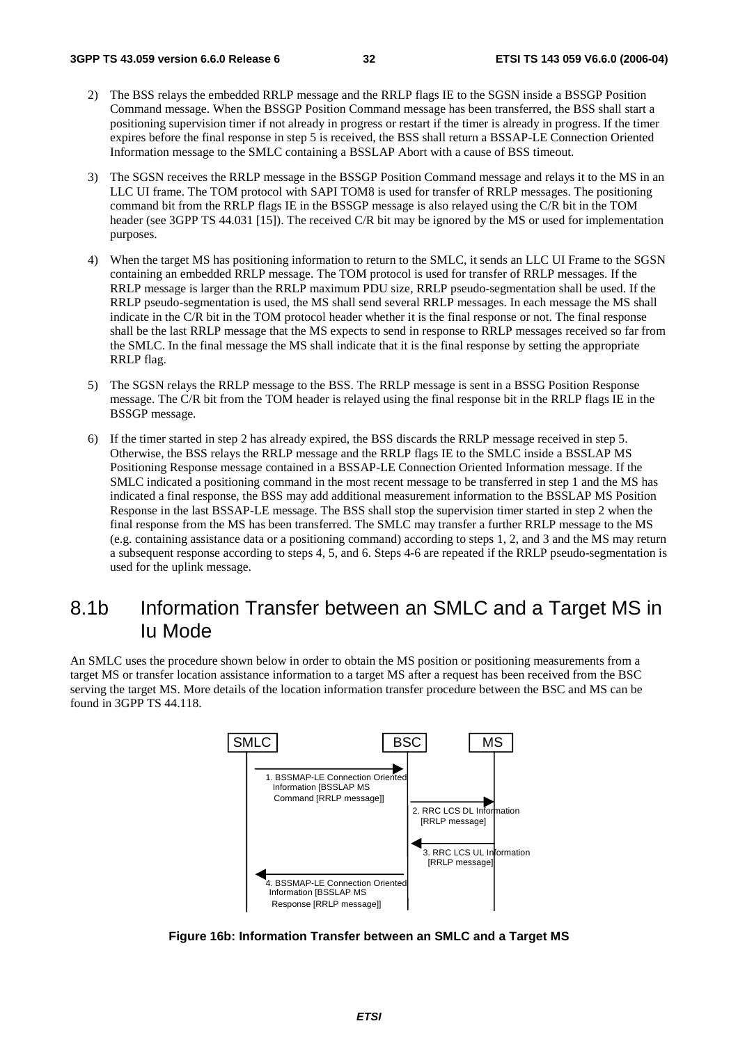2) The BSS relays the embedded RRLP message and the RRLP flags IE to the SGSN inside a BSSGP Position Command message. When the BSSGP Position Command message has been transferred, the BSS shall start a positioning supervision timer if not already in progress or restart if the timer is already in progress. If the timer expires before the final response in step 5 is received, the BSS shall return a BSSAP-LE Connection Oriented Information message to the SMLC containing a BSSLAP Abort with a cause of BSS timeout.

3) The SGSN receives the RRLP message in the BSSGP Position Command message and relays it to the MS in an LLC UI frame. The TOM protocol with SAPI TOM8 is used for transfer of RRLP messages. The positioning command bit from the RRLP flags IE in the BSSGP message is also relayed using the C/R bit in the TOM header (see 3GPP TS 44.031 [15]). The received C/R bit may be ignored by the MS or used for implementation purposes.

4) When the target MS has positioning information to return to the SMLC, it sends an LLC UI Frame to the SGSN containing an embedded RRLP message. The TOM protocol is used for transfer of RRLP messages. If the RRLP message is larger than the RRLP maximum PDU size, RRLP pseudo-segmentation shall be used. If the RRLP pseudo-segmentation is used, the MS shall send several RRLP messages. In each message the MS shall indicate in the C/R bit in the TOM protocol header whether it is the final response or not. The final response shall be the last RRLP message that the MS expects to send in response to RRLP messages received so far from the SMLC. In the final message the MS shall indicate that it is the final response by setting the appropriate RRLP flag.

5) The SGSN relays the RRLP message to the BSS. The RRLP message is sent in a BSSG Position Response message. The C/R bit from the TOM header is relayed using the final response bit in the RRLP flags IE in the BSSGP message.

6) If the timer started in step 2 has already expired, the BSS discards the RRLP message received in step 5. Otherwise, the BSS relays the RRLP message and the RRLP flags IE to the SMLC inside a BSSLAP MS Positioning Response message contained in a BSSAP-LE Connection Oriented Information message. If the SMLC indicated a positioning command in the most recent message to be transferred in step 1 and the MS has indicated a final response, the BSS may add additional measurement information to the BSSLAP MS Position Response in the last BSSAP-LE message. The BSS shall stop the supervision timer started in step 2 when the final response from the MS has been transferred. The SMLC may transfer a further RRLP message to the MS (e.g. containing assistance data or a positioning command) according to steps 1, 2, and 3 and the MS may return a subsequent response according to steps 4, 5, and 6. Steps 4-6 are repeated if the RRLP pseudo-segmentation is used for the uplink message.

## 8.1b Information Transfer between an SMLC and a Target MS in Iu Mode

An SMLC uses the procedure shown below in order to obtain the MS position or positioning measurements from a target MS or transfer location assistance information to a target MS after a request has been received from the BSC serving the target MS. More details of the location information transfer procedure between the BSC and MS can be found in 3GPP TS 44.118.

SMLC BSC MS

1. BSSMAP-LE Connection Oriented Information [BSSLAP MS Command [RRLP message]]

2. RRC LCS DL Information [RRLP message]

3. RRC LCS UL Information [RRLP message]

4. BSSMAP-LE Connection Oriented Information [BSSLAP MS Response [RRLP message]]

**Figure 16b: Information Transfer between an SMLC and a Target MS**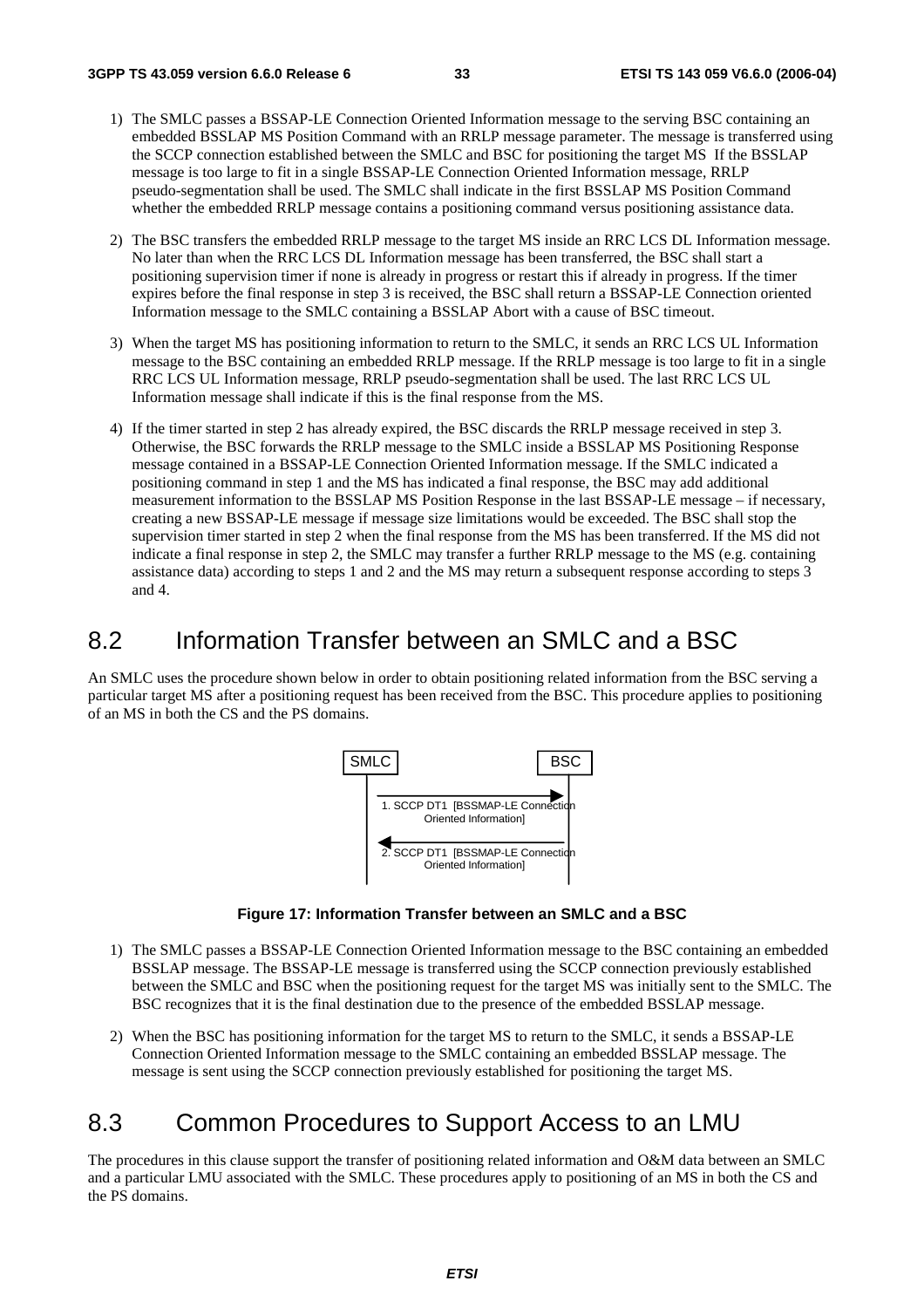1) The SMLC passes a BSSAP-LE Connection Oriented Information message to the serving BSC containing an embedded BSSLAP MS Position Command with an RRLP message parameter. The message is transferred using the SCCP connection established between the SMLC and BSC for positioning the target MS  If the BSSLAP message is too large to fit in a single BSSAP-LE Connection Oriented Information message, RRLP pseudo-segmentation shall be used. The SMLC shall indicate in the first BSSLAP MS Position Command whether the embedded RRLP message contains a positioning command versus positioning assistance data.

2) The BSC transfers the embedded RRLP message to the target MS inside an RRC LCS DL Information message. No later than when the RRC LCS DL Information message has been transferred, the BSC shall start a positioning supervision timer if none is already in progress or restart this if already in progress. If the timer expires before the final response in step 3 is received, the BSC shall return a BSSAP-LE Connection oriented Information message to the SMLC containing a BSSLAP Abort with a cause of BSC timeout.

3) When the target MS has positioning information to return to the SMLC, it sends an RRC LCS UL Information message to the BSC containing an embedded RRLP message. If the RRLP message is too large to fit in a single RRC LCS UL Information message, RRLP pseudo-segmentation shall be used. The last RRC LCS UL Information message shall indicate if this is the final response from the MS.

4) If the timer started in step 2 has already expired, the BSC discards the RRLP message received in step 3. Otherwise, the BSC forwards the RRLP message to the SMLC inside a BSSLAP MS Positioning Response message contained in a BSSAP-LE Connection Oriented Information message. If the SMLC indicated a positioning command in step 1 and the MS has indicated a final response, the BSC may add additional measurement information to the BSSLAP MS Position Response in the last BSSAP-LE message – if necessary, creating a new BSSAP-LE message if message size limitations would be exceeded. The BSC shall stop the supervision timer started in step 2 when the final response from the MS has been transferred. If the MS did not indicate a final response in step 2, the SMLC may transfer a further RRLP message to the MS (e.g. containing assistance data) according to steps 1 and 2 and the MS may return a subsequent response according to steps 3 and 4.

## 8.2 Information Transfer between an SMLC and a BSC

An SMLC uses the procedure shown below in order to obtain positioning related information from the BSC serving a particular target MS after a positioning request has been received from the BSC. This procedure applies to positioning of an MS in both the CS and the PS domains.

SMLC | BSC

1. SCCP DT1 [BSSMAP-LE Connection Oriented Information] (SMLC → BSC)

2. SCCP DT1 [BSSMAP-LE Connection Oriented Information] (BSC → SMLC)

**Figure 17: Information Transfer between an SMLC and a BSC**

1) The SMLC passes a BSSAP-LE Connection Oriented Information message to the BSC containing an embedded BSSLAP message. The BSSAP-LE message is transferred using the SCCP connection previously established between the SMLC and BSC when the positioning request for the target MS was initially sent to the SMLC. The BSC recognizes that it is the final destination due to the presence of the embedded BSSLAP message.

2) When the BSC has positioning information for the target MS to return to the SMLC, it sends a BSSAP-LE Connection Oriented Information message to the SMLC containing an embedded BSSLAP message. The message is sent using the SCCP connection previously established for positioning the target MS.

## 8.3 Common Procedures to Support Access to an LMU

The procedures in this clause support the transfer of positioning related information and O&M data between an SMLC and a particular LMU associated with the SMLC. These procedures apply to positioning of an MS in both the CS and the PS domains.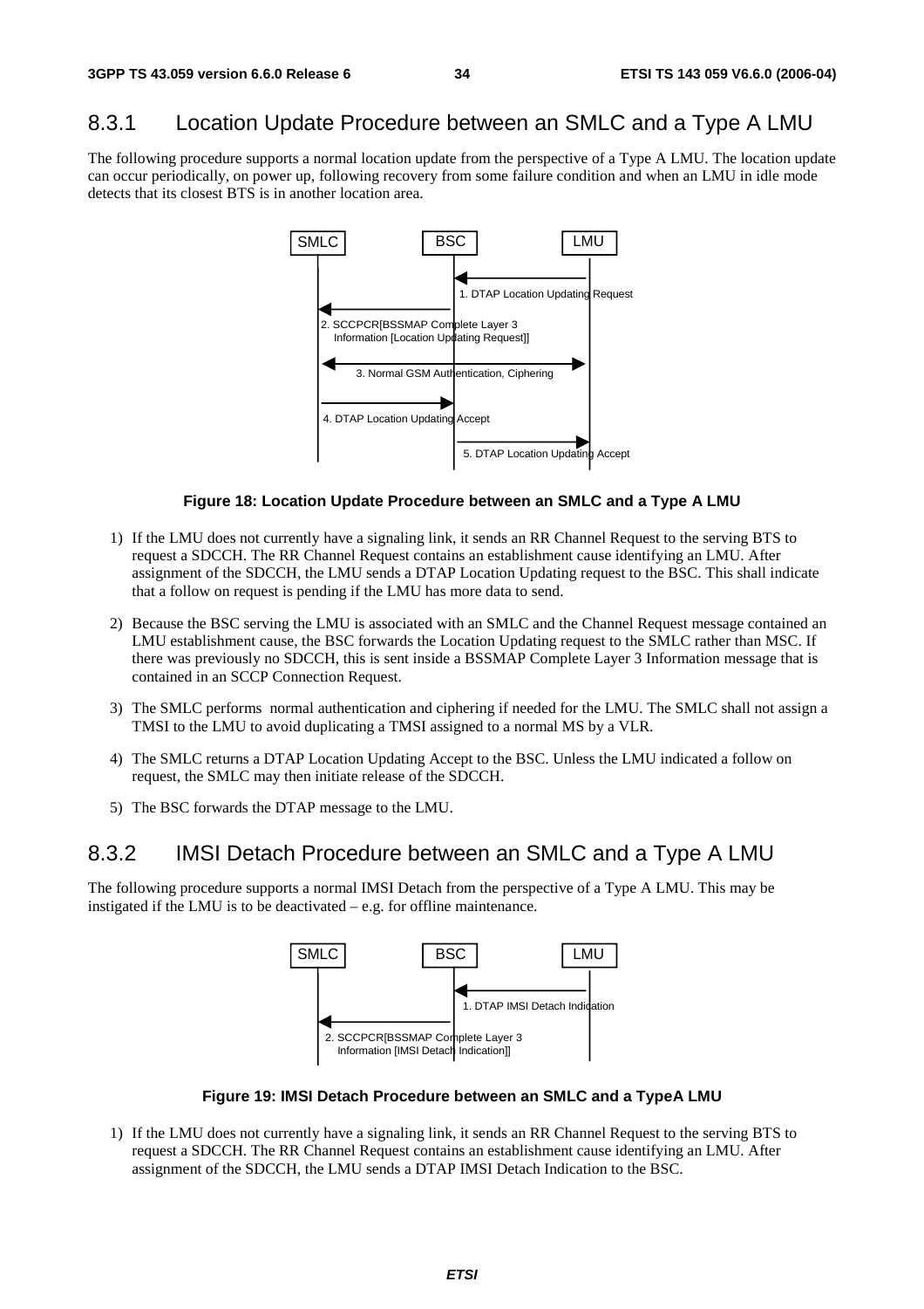## 8.3.1 Location Update Procedure between an SMLC and a Type A LMU

The following procedure supports a normal location update from the perspective of a Type A LMU. The location update can occur periodically, on power up, following recovery from some failure condition and when an LMU in idle mode detects that its closest BTS is in another location area.

**Figure 18: Location Update Procedure between an SMLC and a Type A LMU**

1) If the LMU does not currently have a signaling link, it sends an RR Channel Request to the serving BTS to request a SDCCH. The RR Channel Request contains an establishment cause identifying an LMU. After assignment of the SDCCH, the LMU sends a DTAP Location Updating request to the BSC. This shall indicate that a follow on request is pending if the LMU has more data to send.

2) Because the BSC serving the LMU is associated with an SMLC and the Channel Request message contained an LMU establishment cause, the BSC forwards the Location Updating request to the SMLC rather than MSC. If there was previously no SDCCH, this is sent inside a BSSMAP Complete Layer 3 Information message that is contained in an SCCP Connection Request.

3) The SMLC performs normal authentication and ciphering if needed for the LMU. The SMLC shall not assign a TMSI to the LMU to avoid duplicating a TMSI assigned to a normal MS by a VLR.

4) The SMLC returns a DTAP Location Updating Accept to the BSC. Unless the LMU indicated a follow on request, the SMLC may then initiate release of the SDCCH.

5) The BSC forwards the DTAP message to the LMU.

## 8.3.2 IMSI Detach Procedure between an SMLC and a Type A LMU

The following procedure supports a normal IMSI Detach from the perspective of a Type A LMU. This may be instigated if the LMU is to be deactivated – e.g. for offline maintenance.

**Figure 19: IMSI Detach Procedure between an SMLC and a TypeA LMU**

1) If the LMU does not currently have a signaling link, it sends an RR Channel Request to the serving BTS to request a SDCCH. The RR Channel Request contains an establishment cause identifying an LMU. After assignment of the SDCCH, the LMU sends a DTAP IMSI Detach Indication to the BSC.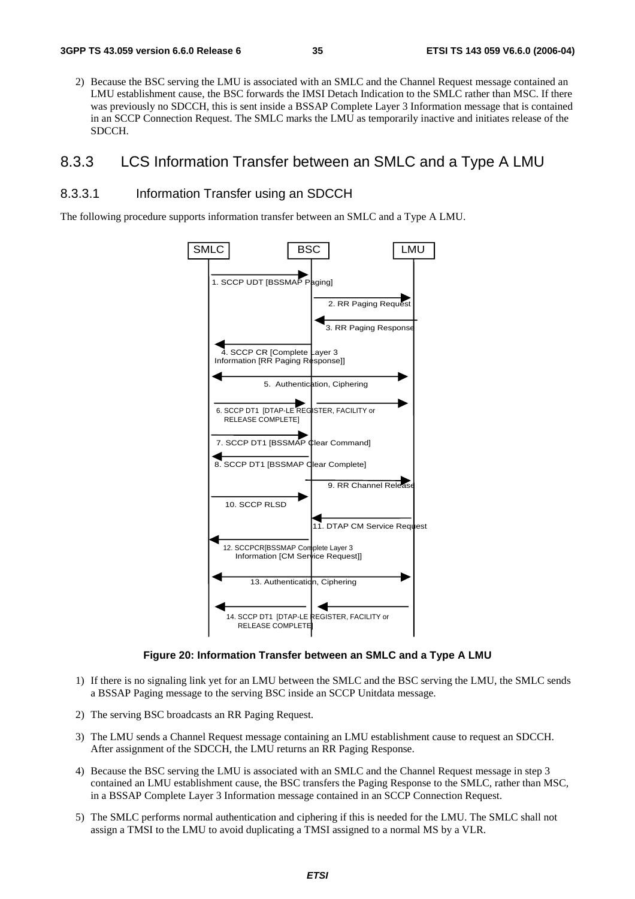2) Because the BSC serving the LMU is associated with an SMLC and the Channel Request message contained an LMU establishment cause, the BSC forwards the IMSI Detach Indication to the SMLC rather than MSC. If there was previously no SDCCH, this is sent inside a BSSAP Complete Layer 3 Information message that is contained in an SCCP Connection Request. The SMLC marks the LMU as temporarily inactive and initiates release of the SDCCH.

## 8.3.3 LCS Information Transfer between an SMLC and a Type A LMU

### 8.3.3.1 Information Transfer using an SDCCH

The following procedure supports information transfer between an SMLC and a Type A LMU.

SMLC BSC LMU

1. SCCP UDT [BSSMAP Paging]

2. RR Paging Request

3. RR Paging Response

4. SCCP CR [Complete Layer 3 Information [RR Paging Response]]

5. Authentication, Ciphering

6. SCCP DT1 [DTAP-LE REGISTER, FACILITY or RELEASE COMPLETE]

7. SCCP DT1 [BSSMAP Clear Command]

8. SCCP DT1 [BSSMAP Clear Complete]

9. RR Channel Release

10. SCCP RLSD

11. DTAP CM Service Request

12. SCCPCR[BSSMAP Complete Layer 3 Information [CM Service Request]]

13. Authentication, Ciphering

14. SCCP DT1 [DTAP-LE REGISTER, FACILITY or RELEASE COMPLETE]

**Figure 20: Information Transfer between an SMLC and a Type A LMU**

1) If there is no signaling link yet for an LMU between the SMLC and the BSC serving the LMU, the SMLC sends a BSSAP Paging message to the serving BSC inside an SCCP Unitdata message.

2) The serving BSC broadcasts an RR Paging Request.

3) The LMU sends a Channel Request message containing an LMU establishment cause to request an SDCCH. After assignment of the SDCCH, the LMU returns an RR Paging Response.

4) Because the BSC serving the LMU is associated with an SMLC and the Channel Request message in step 3 contained an LMU establishment cause, the BSC transfers the Paging Response to the SMLC, rather than MSC, in a BSSAP Complete Layer 3 Information message contained in an SCCP Connection Request.

5) The SMLC performs normal authentication and ciphering if this is needed for the LMU. The SMLC shall not assign a TMSI to the LMU to avoid duplicating a TMSI assigned to a normal MS by a VLR.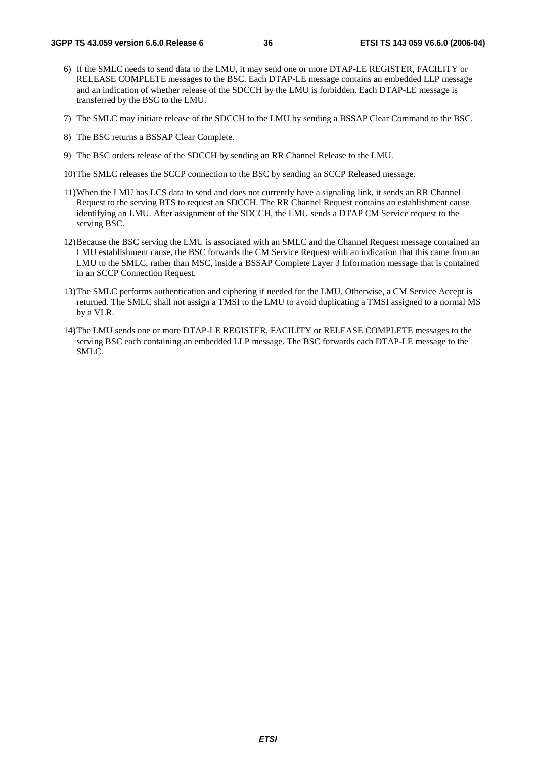6) If the SMLC needs to send data to the LMU, it may send one or more DTAP-LE REGISTER, FACILITY or RELEASE COMPLETE messages to the BSC. Each DTAP-LE message contains an embedded LLP message and an indication of whether release of the SDCCH by the LMU is forbidden. Each DTAP-LE message is transferred by the BSC to the LMU.

7) The SMLC may initiate release of the SDCCH to the LMU by sending a BSSAP Clear Command to the BSC.

8) The BSC returns a BSSAP Clear Complete.

9) The BSC orders release of the SDCCH by sending an RR Channel Release to the LMU.

10) The SMLC releases the SCCP connection to the BSC by sending an SCCP Released message.

11) When the LMU has LCS data to send and does not currently have a signaling link, it sends an RR Channel Request to the serving BTS to request an SDCCH. The RR Channel Request contains an establishment cause identifying an LMU. After assignment of the SDCCH, the LMU sends a DTAP CM Service request to the serving BSC.

12) Because the BSC serving the LMU is associated with an SMLC and the Channel Request message contained an LMU establishment cause, the BSC forwards the CM Service Request with an indication that this came from an LMU to the SMLC, rather than MSC, inside a BSSAP Complete Layer 3 Information message that is contained in an SCCP Connection Request.

13) The SMLC performs authentication and ciphering if needed for the LMU. Otherwise, a CM Service Accept is returned. The SMLC shall not assign a TMSI to the LMU to avoid duplicating a TMSI assigned to a normal MS by a VLR.

14) The LMU sends one or more DTAP-LE REGISTER, FACILITY or RELEASE COMPLETE messages to the serving BSC each containing an embedded LLP message. The BSC forwards each DTAP-LE message to the SMLC.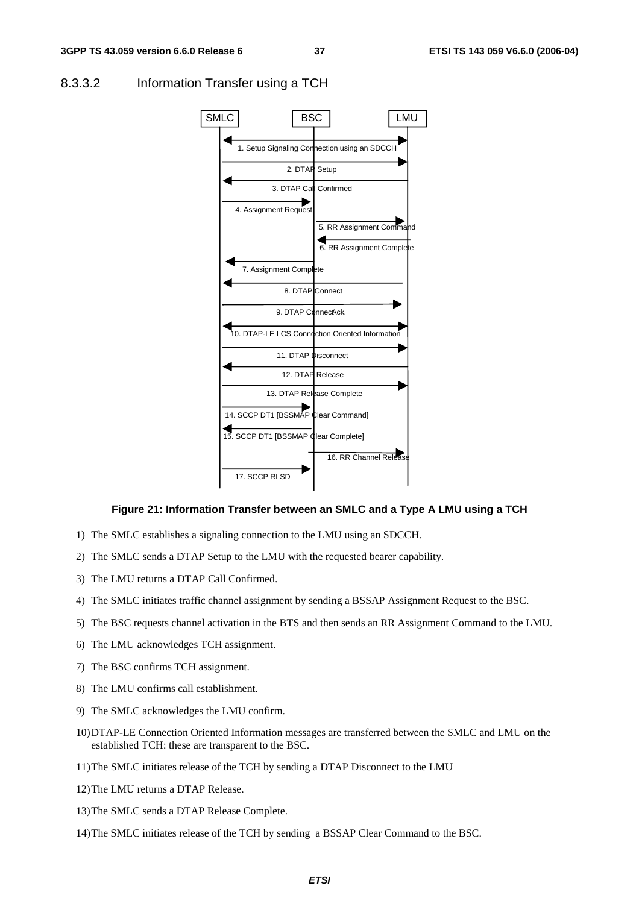### 8.3.3.2 Information Transfer using a TCH

**Figure 21: Information Transfer between an SMLC and a Type A LMU using a TCH**

1) The SMLC establishes a signaling connection to the LMU using an SDCCH.
2) The SMLC sends a DTAP Setup to the LMU with the requested bearer capability.
3) The LMU returns a DTAP Call Confirmed.
4) The SMLC initiates traffic channel assignment by sending a BSSAP Assignment Request to the BSC.
5) The BSC requests channel activation in the BTS and then sends an RR Assignment Command to the LMU.
6) The LMU acknowledges TCH assignment.
7) The BSC confirms TCH assignment.
8) The LMU confirms call establishment.
9) The SMLC acknowledges the LMU confirm.
10) DTAP-LE Connection Oriented Information messages are transferred between the SMLC and LMU on the established TCH: these are transparent to the BSC.
11) The SMLC initiates release of the TCH by sending a DTAP Disconnect to the LMU
12) The LMU returns a DTAP Release.
13) The SMLC sends a DTAP Release Complete.
14) The SMLC initiates release of the TCH by sending a BSSAP Clear Command to the BSC.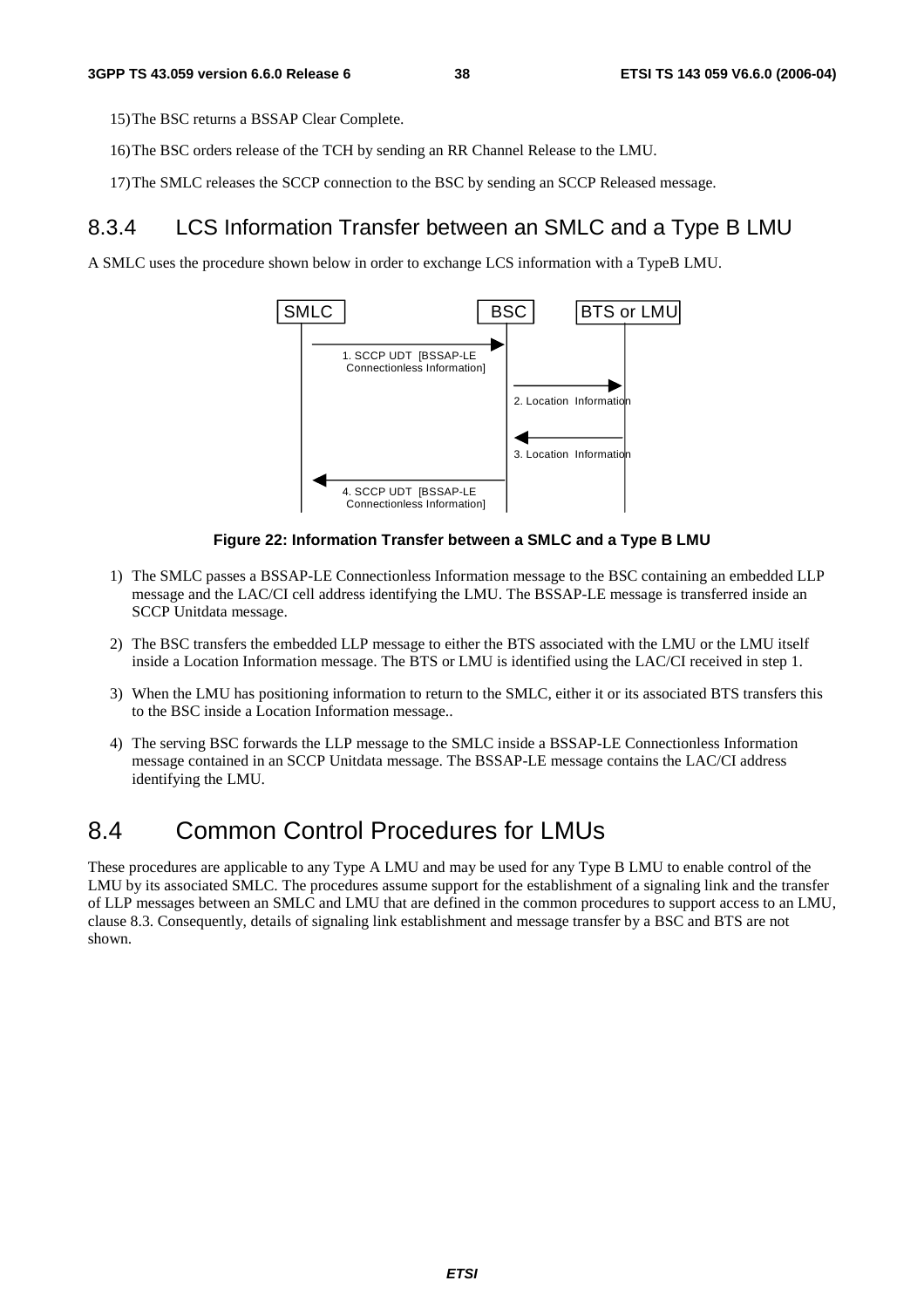15) The BSC returns a BSSAP Clear Complete.

16) The BSC orders release of the TCH by sending an RR Channel Release to the LMU.

17) The SMLC releases the SCCP connection to the BSC by sending an SCCP Released message.

### 8.3.4 LCS Information Transfer between an SMLC and a Type B LMU

A SMLC uses the procedure shown below in order to exchange LCS information with a TypeB LMU.

**Figure 22: Information Transfer between a SMLC and a Type B LMU**

1) The SMLC passes a BSSAP-LE Connectionless Information message to the BSC containing an embedded LLP message and the LAC/CI cell address identifying the LMU. The BSSAP-LE message is transferred inside an SCCP Unitdata message.

2) The BSC transfers the embedded LLP message to either the BTS associated with the LMU or the LMU itself inside a Location Information message. The BTS or LMU is identified using the LAC/CI received in step 1.

3) When the LMU has positioning information to return to the SMLC, either it or its associated BTS transfers this to the BSC inside a Location Information message..

4) The serving BSC forwards the LLP message to the SMLC inside a BSSAP-LE Connectionless Information message contained in an SCCP Unitdata message. The BSSAP-LE message contains the LAC/CI address identifying the LMU.

## 8.4 Common Control Procedures for LMUs

These procedures are applicable to any Type A LMU and may be used for any Type B LMU to enable control of the LMU by its associated SMLC. The procedures assume support for the establishment of a signaling link and the transfer of LLP messages between an SMLC and LMU that are defined in the common procedures to support access to an LMU, clause 8.3. Consequently, details of signaling link establishment and message transfer by a BSC and BTS are not shown.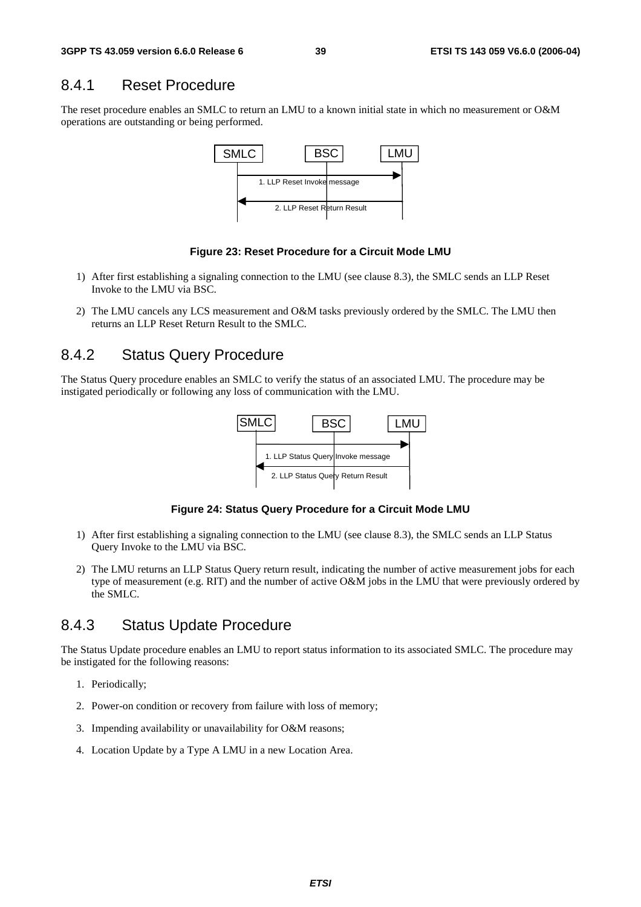### 8.4.1 Reset Procedure

The reset procedure enables an SMLC to return an LMU to a known initial state in which no measurement or O&M operations are outstanding or being performed.

**Figure 23: Reset Procedure for a Circuit Mode LMU**

1) After first establishing a signaling connection to the LMU (see clause 8.3), the SMLC sends an LLP Reset Invoke to the LMU via BSC.

2) The LMU cancels any LCS measurement and O&M tasks previously ordered by the SMLC. The LMU then returns an LLP Reset Return Result to the SMLC.

### 8.4.2 Status Query Procedure

The Status Query procedure enables an SMLC to verify the status of an associated LMU. The procedure may be instigated periodically or following any loss of communication with the LMU.

**Figure 24: Status Query Procedure for a Circuit Mode LMU**

1) After first establishing a signaling connection to the LMU (see clause 8.3), the SMLC sends an LLP Status Query Invoke to the LMU via BSC.

2) The LMU returns an LLP Status Query return result, indicating the number of active measurement jobs for each type of measurement (e.g. RIT) and the number of active O&M jobs in the LMU that were previously ordered by the SMLC.

### 8.4.3 Status Update Procedure

The Status Update procedure enables an LMU to report status information to its associated SMLC. The procedure may be instigated for the following reasons:

1. Periodically;

2. Power-on condition or recovery from failure with loss of memory;

3. Impending availability or unavailability for O&M reasons;

4. Location Update by a Type A LMU in a new Location Area.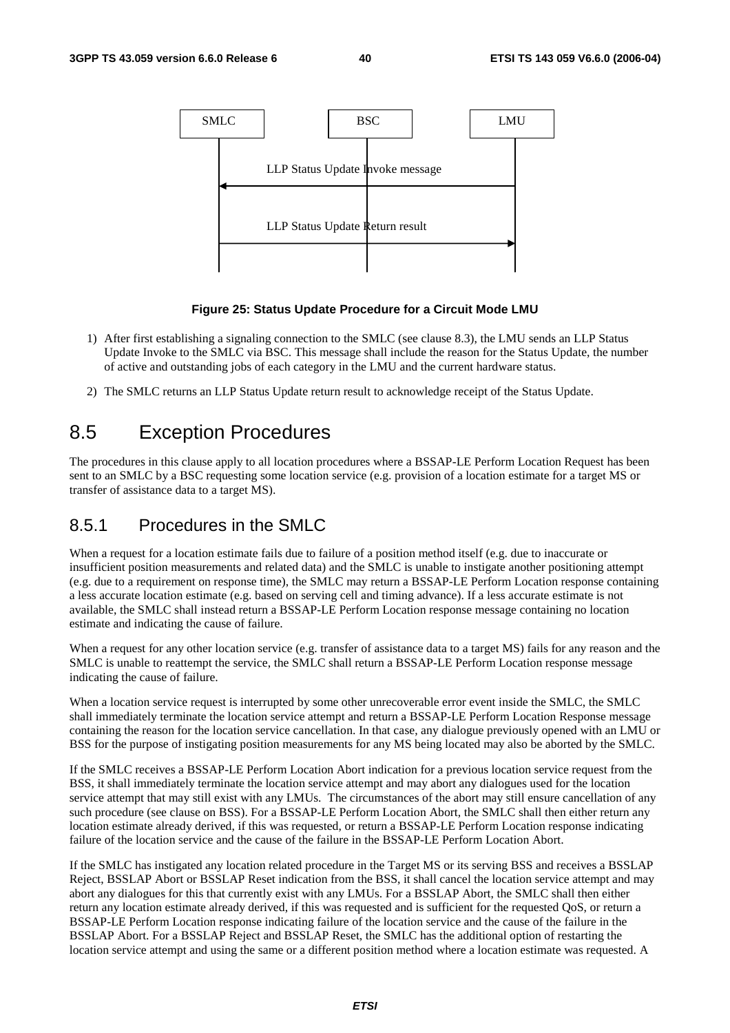| SMLC | BSC | LMU |
|---|---|---|
| ◄── LLP Status Update Invoke message ── | | |
| ── LLP Status Update Return result ──► | | |

**Figure 25: Status Update Procedure for a Circuit Mode LMU**

1) After first establishing a signaling connection to the SMLC (see clause 8.3), the LMU sends an LLP Status Update Invoke to the SMLC via BSC. This message shall include the reason for the Status Update, the number of active and outstanding jobs of each category in the LMU and the current hardware status.

2) The SMLC returns an LLP Status Update return result to acknowledge receipt of the Status Update.

# 8.5 Exception Procedures

The procedures in this clause apply to all location procedures where a BSSAP-LE Perform Location Request has been sent to an SMLC by a BSC requesting some location service (e.g. provision of a location estimate for a target MS or transfer of assistance data to a target MS).

## 8.5.1 Procedures in the SMLC

When a request for a location estimate fails due to failure of a position method itself (e.g. due to inaccurate or insufficient position measurements and related data) and the SMLC is unable to instigate another positioning attempt (e.g. due to a requirement on response time), the SMLC may return a BSSAP-LE Perform Location response containing a less accurate location estimate (e.g. based on serving cell and timing advance). If a less accurate estimate is not available, the SMLC shall instead return a BSSAP-LE Perform Location response message containing no location estimate and indicating the cause of failure.

When a request for any other location service (e.g. transfer of assistance data to a target MS) fails for any reason and the SMLC is unable to reattempt the service, the SMLC shall return a BSSAP-LE Perform Location response message indicating the cause of failure.

When a location service request is interrupted by some other unrecoverable error event inside the SMLC, the SMLC shall immediately terminate the location service attempt and return a BSSAP-LE Perform Location Response message containing the reason for the location service cancellation. In that case, any dialogue previously opened with an LMU or BSS for the purpose of instigating position measurements for any MS being located may also be aborted by the SMLC.

If the SMLC receives a BSSAP-LE Perform Location Abort indication for a previous location service request from the BSS, it shall immediately terminate the location service attempt and may abort any dialogues used for the location service attempt that may still exist with any LMUs. The circumstances of the abort may still ensure cancellation of any such procedure (see clause on BSS). For a BSSAP-LE Perform Location Abort, the SMLC shall then either return any location estimate already derived, if this was requested, or return a BSSAP-LE Perform Location response indicating failure of the location service and the cause of the failure in the BSSAP-LE Perform Location Abort.

If the SMLC has instigated any location related procedure in the Target MS or its serving BSS and receives a BSSLAP Reject, BSSLAP Abort or BSSLAP Reset indication from the BSS, it shall cancel the location service attempt and may abort any dialogues for this that currently exist with any LMUs. For a BSSLAP Abort, the SMLC shall then either return any location estimate already derived, if this was requested and is sufficient for the requested QoS, or return a BSSAP-LE Perform Location response indicating failure of the location service and the cause of the failure in the BSSLAP Abort. For a BSSLAP Reject and BSSLAP Reset, the SMLC has the additional option of restarting the location service attempt and using the same or a different position method where a location estimate was requested. A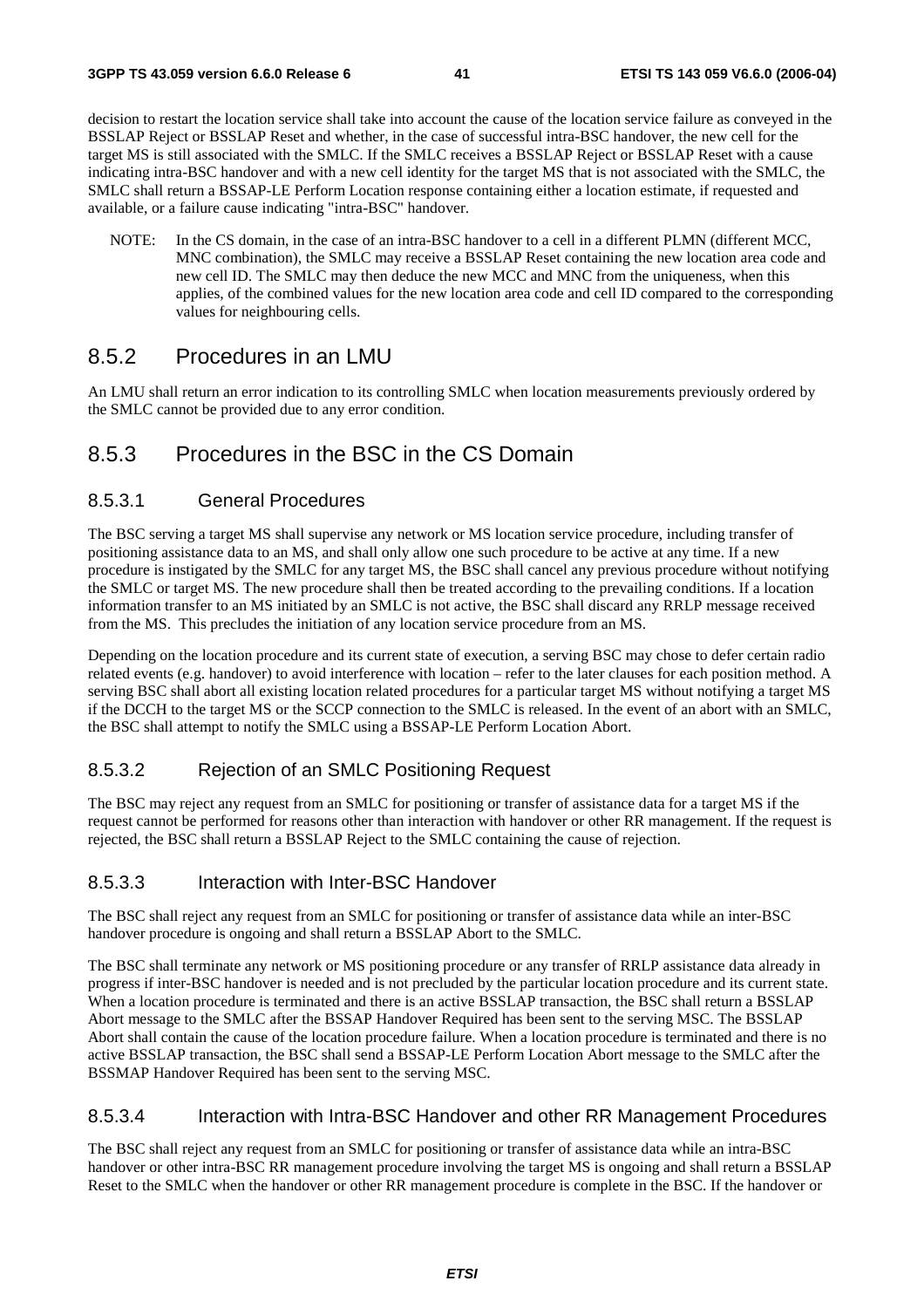decision to restart the location service shall take into account the cause of the location service failure as conveyed in the BSSLAP Reject or BSSLAP Reset and whether, in the case of successful intra-BSC handover, the new cell for the target MS is still associated with the SMLC. If the SMLC receives a BSSLAP Reject or BSSLAP Reset with a cause indicating intra-BSC handover and with a new cell identity for the target MS that is not associated with the SMLC, the SMLC shall return a BSSAP-LE Perform Location response containing either a location estimate, if requested and available, or a failure cause indicating "intra-BSC" handover.

NOTE: In the CS domain, in the case of an intra-BSC handover to a cell in a different PLMN (different MCC, MNC combination), the SMLC may receive a BSSLAP Reset containing the new location area code and new cell ID. The SMLC may then deduce the new MCC and MNC from the uniqueness, when this applies, of the combined values for the new location area code and cell ID compared to the corresponding values for neighbouring cells.

### 8.5.2 Procedures in an LMU

An LMU shall return an error indication to its controlling SMLC when location measurements previously ordered by the SMLC cannot be provided due to any error condition.

### 8.5.3 Procedures in the BSC in the CS Domain

#### 8.5.3.1 General Procedures

The BSC serving a target MS shall supervise any network or MS location service procedure, including transfer of positioning assistance data to an MS, and shall only allow one such procedure to be active at any time. If a new procedure is instigated by the SMLC for any target MS, the BSC shall cancel any previous procedure without notifying the SMLC or target MS. The new procedure shall then be treated according to the prevailing conditions. If a location information transfer to an MS initiated by an SMLC is not active, the BSC shall discard any RRLP message received from the MS. This precludes the initiation of any location service procedure from an MS.

Depending on the location procedure and its current state of execution, a serving BSC may chose to defer certain radio related events (e.g. handover) to avoid interference with location – refer to the later clauses for each position method. A serving BSC shall abort all existing location related procedures for a particular target MS without notifying a target MS if the DCCH to the target MS or the SCCP connection to the SMLC is released. In the event of an abort with an SMLC, the BSC shall attempt to notify the SMLC using a BSSAP-LE Perform Location Abort.

#### 8.5.3.2 Rejection of an SMLC Positioning Request

The BSC may reject any request from an SMLC for positioning or transfer of assistance data for a target MS if the request cannot be performed for reasons other than interaction with handover or other RR management. If the request is rejected, the BSC shall return a BSSLAP Reject to the SMLC containing the cause of rejection.

#### 8.5.3.3 Interaction with Inter-BSC Handover

The BSC shall reject any request from an SMLC for positioning or transfer of assistance data while an inter-BSC handover procedure is ongoing and shall return a BSSLAP Abort to the SMLC.

The BSC shall terminate any network or MS positioning procedure or any transfer of RRLP assistance data already in progress if inter-BSC handover is needed and is not precluded by the particular location procedure and its current state. When a location procedure is terminated and there is an active BSSLAP transaction, the BSC shall return a BSSLAP Abort message to the SMLC after the BSSAP Handover Required has been sent to the serving MSC. The BSSLAP Abort shall contain the cause of the location procedure failure. When a location procedure is terminated and there is no active BSSLAP transaction, the BSC shall send a BSSAP-LE Perform Location Abort message to the SMLC after the BSSMAP Handover Required has been sent to the serving MSC.

#### 8.5.3.4 Interaction with Intra-BSC Handover and other RR Management Procedures

The BSC shall reject any request from an SMLC for positioning or transfer of assistance data while an intra-BSC handover or other intra-BSC RR management procedure involving the target MS is ongoing and shall return a BSSLAP Reset to the SMLC when the handover or other RR management procedure is complete in the BSC. If the handover or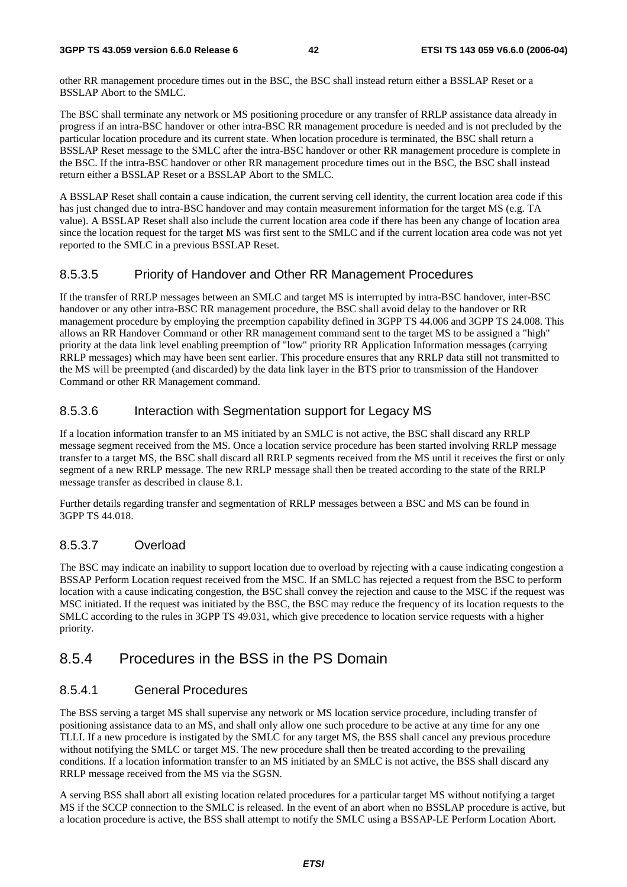other RR management procedure times out in the BSC, the BSC shall instead return either a BSSLAP Reset or a BSSLAP Abort to the SMLC.

The BSC shall terminate any network or MS positioning procedure or any transfer of RRLP assistance data already in progress if an intra-BSC handover or other intra-BSC RR management procedure is needed and is not precluded by the particular location procedure and its current state. When location procedure is terminated, the BSC shall return a BSSLAP Reset message to the SMLC after the intra-BSC handover or other RR management procedure is complete in the BSC. If the intra-BSC handover or other RR management procedure times out in the BSC, the BSC shall instead return either a BSSLAP Reset or a BSSLAP Abort to the SMLC.

A BSSLAP Reset shall contain a cause indication, the current serving cell identity, the current location area code if this has just changed due to intra-BSC handover and may contain measurement information for the target MS (e.g. TA value). A BSSLAP Reset shall also include the current location area code if there has been any change of location area since the location request for the target MS was first sent to the SMLC and if the current location area code was not yet reported to the SMLC in a previous BSSLAP Reset.

#### 8.5.3.5 Priority of Handover and Other RR Management Procedures

If the transfer of RRLP messages between an SMLC and target MS is interrupted by intra-BSC handover, inter-BSC handover or any other intra-BSC RR management procedure, the BSC shall avoid delay to the handover or RR management procedure by employing the preemption capability defined in 3GPP TS 44.006 and 3GPP TS 24.008. This allows an RR Handover Command or other RR management command sent to the target MS to be assigned a "high" priority at the data link level enabling preemption of "low" priority RR Application Information messages (carrying RRLP messages) which may have been sent earlier. This procedure ensures that any RRLP data still not transmitted to the MS will be preempted (and discarded) by the data link layer in the BTS prior to transmission of the Handover Command or other RR Management command.

#### 8.5.3.6 Interaction with Segmentation support for Legacy MS

If a location information transfer to an MS initiated by an SMLC is not active, the BSC shall discard any RRLP message segment received from the MS. Once a location service procedure has been started involving RRLP message transfer to a target MS, the BSC shall discard all RRLP segments received from the MS until it receives the first or only segment of a new RRLP message. The new RRLP message shall then be treated according to the state of the RRLP message transfer as described in clause 8.1.

Further details regarding transfer and segmentation of RRLP messages between a BSC and MS can be found in 3GPP TS 44.018.

#### 8.5.3.7 Overload

The BSC may indicate an inability to support location due to overload by rejecting with a cause indicating congestion a BSSAP Perform Location request received from the MSC. If an SMLC has rejected a request from the BSC to perform location with a cause indicating congestion, the BSC shall convey the rejection and cause to the MSC if the request was MSC initiated. If the request was initiated by the BSC, the BSC may reduce the frequency of its location requests to the SMLC according to the rules in 3GPP TS 49.031, which give precedence to location service requests with a higher priority.

### 8.5.4 Procedures in the BSS in the PS Domain

#### 8.5.4.1 General Procedures

The BSS serving a target MS shall supervise any network or MS location service procedure, including transfer of positioning assistance data to an MS, and shall only allow one such procedure to be active at any time for any one TLLI. If a new procedure is instigated by the SMLC for any target MS, the BSS shall cancel any previous procedure without notifying the SMLC or target MS. The new procedure shall then be treated according to the prevailing conditions. If a location information transfer to an MS initiated by an SMLC is not active, the BSS shall discard any RRLP message received from the MS via the SGSN.

A serving BSS shall abort all existing location related procedures for a particular target MS without notifying a target MS if the SCCP connection to the SMLC is released. In the event of an abort when no BSSLAP procedure is active, but a location procedure is active, the BSS shall attempt to notify the SMLC using a BSSAP-LE Perform Location Abort.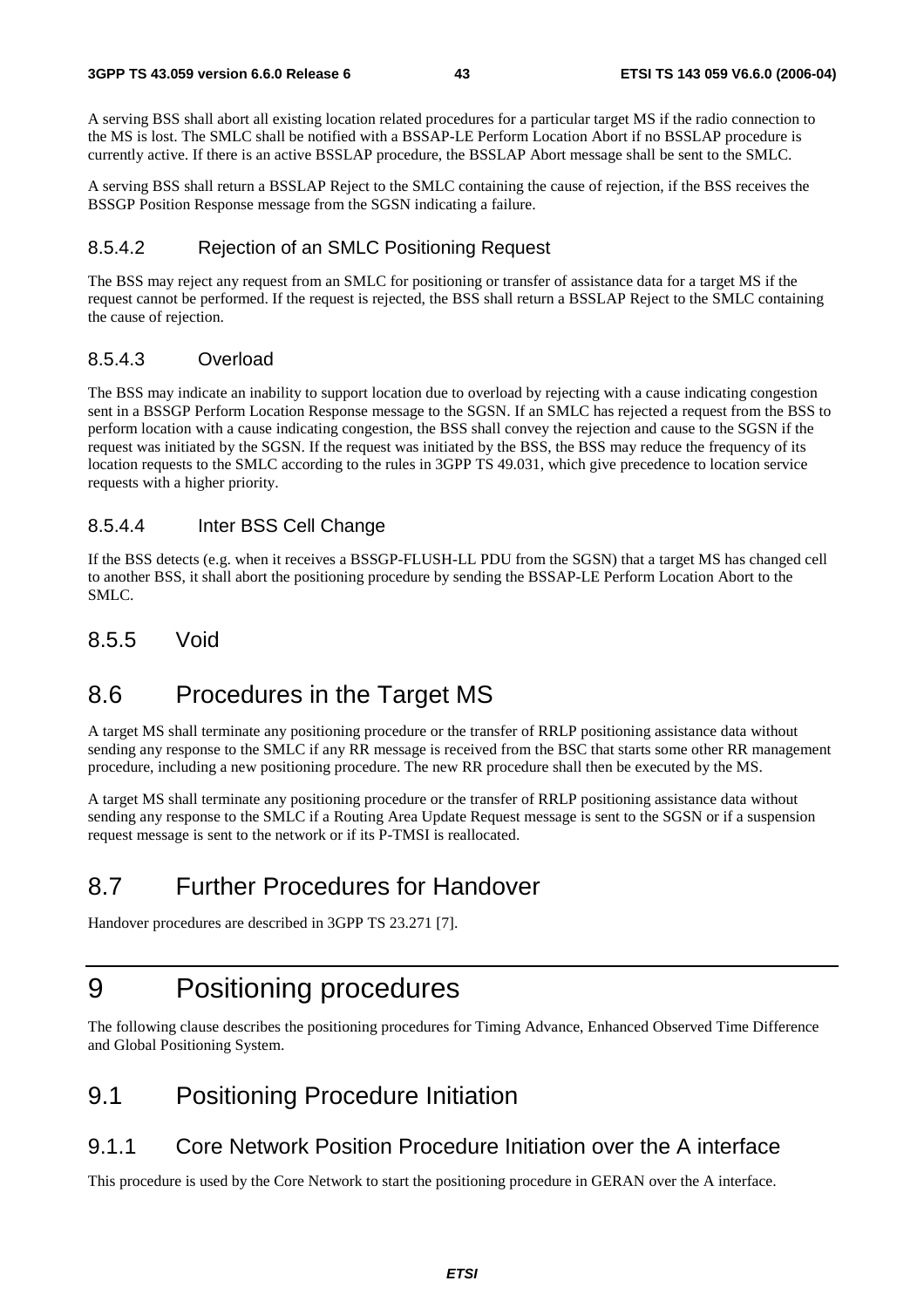A serving BSS shall abort all existing location related procedures for a particular target MS if the radio connection to the MS is lost. The SMLC shall be notified with a BSSAP-LE Perform Location Abort if no BSSLAP procedure is currently active. If there is an active BSSLAP procedure, the BSSLAP Abort message shall be sent to the SMLC.

A serving BSS shall return a BSSLAP Reject to the SMLC containing the cause of rejection, if the BSS receives the BSSGP Position Response message from the SGSN indicating a failure.

#### 8.5.4.2 Rejection of an SMLC Positioning Request

The BSS may reject any request from an SMLC for positioning or transfer of assistance data for a target MS if the request cannot be performed. If the request is rejected, the BSS shall return a BSSLAP Reject to the SMLC containing the cause of rejection.

#### 8.5.4.3 Overload

The BSS may indicate an inability to support location due to overload by rejecting with a cause indicating congestion sent in a BSSGP Perform Location Response message to the SGSN. If an SMLC has rejected a request from the BSS to perform location with a cause indicating congestion, the BSS shall convey the rejection and cause to the SGSN if the request was initiated by the SGSN. If the request was initiated by the BSS, the BSS may reduce the frequency of its location requests to the SMLC according to the rules in 3GPP TS 49.031, which give precedence to location service requests with a higher priority.

#### 8.5.4.4 Inter BSS Cell Change

If the BSS detects (e.g. when it receives a BSSGP-FLUSH-LL PDU from the SGSN) that a target MS has changed cell to another BSS, it shall abort the positioning procedure by sending the BSSAP-LE Perform Location Abort to the SMLC.

### 8.5.5 Void

## 8.6 Procedures in the Target MS

A target MS shall terminate any positioning procedure or the transfer of RRLP positioning assistance data without sending any response to the SMLC if any RR message is received from the BSC that starts some other RR management procedure, including a new positioning procedure. The new RR procedure shall then be executed by the MS.

A target MS shall terminate any positioning procedure or the transfer of RRLP positioning assistance data without sending any response to the SMLC if a Routing Area Update Request message is sent to the SGSN or if a suspension request message is sent to the network or if its P-TMSI is reallocated.

## 8.7 Further Procedures for Handover

Handover procedures are described in 3GPP TS 23.271 [7].

# 9 Positioning procedures

The following clause describes the positioning procedures for Timing Advance, Enhanced Observed Time Difference and Global Positioning System.

## 9.1 Positioning Procedure Initiation

### 9.1.1 Core Network Position Procedure Initiation over the A interface

This procedure is used by the Core Network to start the positioning procedure in GERAN over the A interface.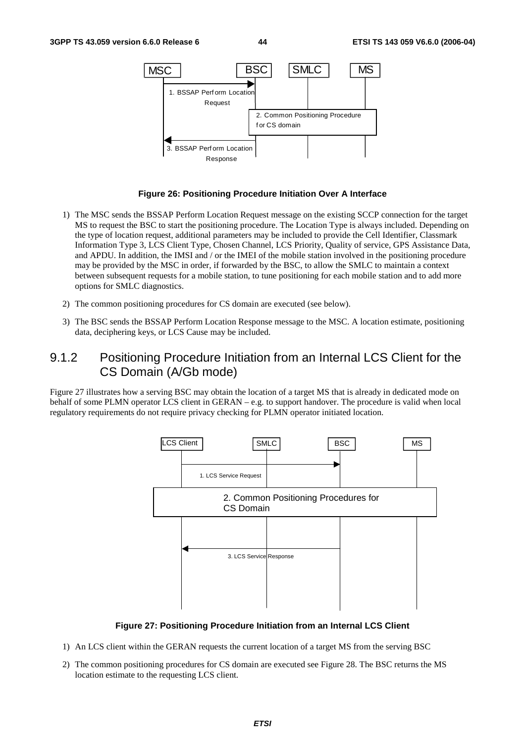**Figure 26: Positioning Procedure Initiation Over A Interface**

1) The MSC sends the BSSAP Perform Location Request message on the existing SCCP connection for the target MS to request the BSC to start the positioning procedure. The Location Type is always included. Depending on the type of location request, additional parameters may be included to provide the Cell Identifier, Classmark Information Type 3, LCS Client Type, Chosen Channel, LCS Priority, Quality of service, GPS Assistance Data, and APDU. In addition, the IMSI and / or the IMEI of the mobile station involved in the positioning procedure may be provided by the MSC in order, if forwarded by the BSC, to allow the SMLC to maintain a context between subsequent requests for a mobile station, to tune positioning for each mobile station and to add more options for SMLC diagnostics.

2) The common positioning procedures for CS domain are executed (see below).

3) The BSC sends the BSSAP Perform Location Response message to the MSC. A location estimate, positioning data, deciphering keys, or LCS Cause may be included.

### 9.1.2 Positioning Procedure Initiation from an Internal LCS Client for the CS Domain (A/Gb mode)

Figure 27 illustrates how a serving BSC may obtain the location of a target MS that is already in dedicated mode on behalf of some PLMN operator LCS client in GERAN – e.g. to support handover. The procedure is valid when local regulatory requirements do not require privacy checking for PLMN operator initiated location.

**Figure 27: Positioning Procedure Initiation from an Internal LCS Client**

1) An LCS client within the GERAN requests the current location of a target MS from the serving BSC

2) The common positioning procedures for CS domain are executed see Figure 28. The BSC returns the MS location estimate to the requesting LCS client.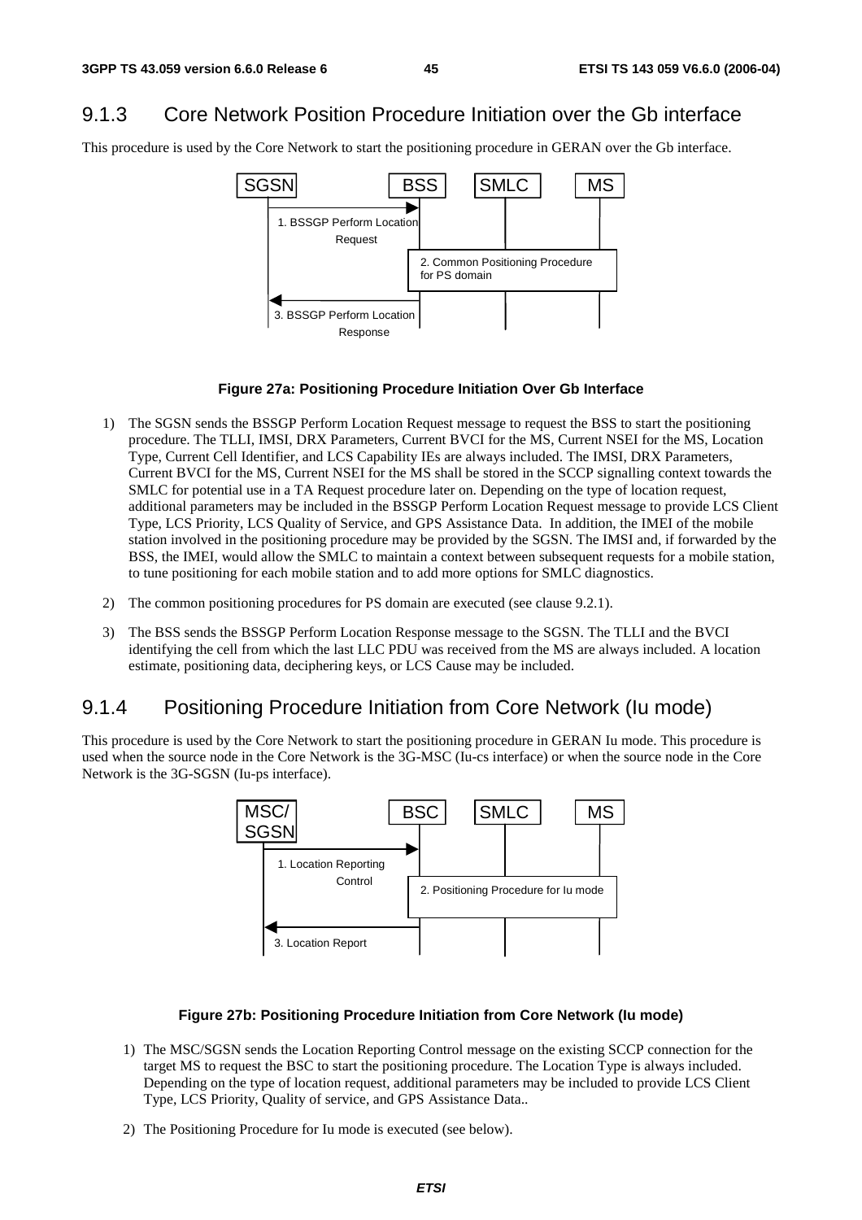## 9.1.3 Core Network Position Procedure Initiation over the Gb interface

This procedure is used by the Core Network to start the positioning procedure in GERAN over the Gb interface.

**Figure 27a: Positioning Procedure Initiation Over Gb Interface**

1) The SGSN sends the BSSGP Perform Location Request message to request the BSS to start the positioning procedure. The TLLI, IMSI, DRX Parameters, Current BVCI for the MS, Current NSEI for the MS, Location Type, Current Cell Identifier, and LCS Capability IEs are always included. The IMSI, DRX Parameters, Current BVCI for the MS, Current NSEI for the MS shall be stored in the SCCP signalling context towards the SMLC for potential use in a TA Request procedure later on. Depending on the type of location request, additional parameters may be included in the BSSGP Perform Location Request message to provide LCS Client Type, LCS Priority, LCS Quality of Service, and GPS Assistance Data. In addition, the IMEI of the mobile station involved in the positioning procedure may be provided by the SGSN. The IMSI and, if forwarded by the BSS, the IMEI, would allow the SMLC to maintain a context between subsequent requests for a mobile station, to tune positioning for each mobile station and to add more options for SMLC diagnostics.

2) The common positioning procedures for PS domain are executed (see clause 9.2.1).

3) The BSS sends the BSSGP Perform Location Response message to the SGSN. The TLLI and the BVCI identifying the cell from which the last LLC PDU was received from the MS are always included. A location estimate, positioning data, deciphering keys, or LCS Cause may be included.

## 9.1.4 Positioning Procedure Initiation from Core Network (Iu mode)

This procedure is used by the Core Network to start the positioning procedure in GERAN Iu mode. This procedure is used when the source node in the Core Network is the 3G-MSC (Iu-cs interface) or when the source node in the Core Network is the 3G-SGSN (Iu-ps interface).

**Figure 27b: Positioning Procedure Initiation from Core Network (Iu mode)**

1) The MSC/SGSN sends the Location Reporting Control message on the existing SCCP connection for the target MS to request the BSC to start the positioning procedure. The Location Type is always included. Depending on the type of location request, additional parameters may be included to provide LCS Client Type, LCS Priority, Quality of service, and GPS Assistance Data..

2) The Positioning Procedure for Iu mode is executed (see below).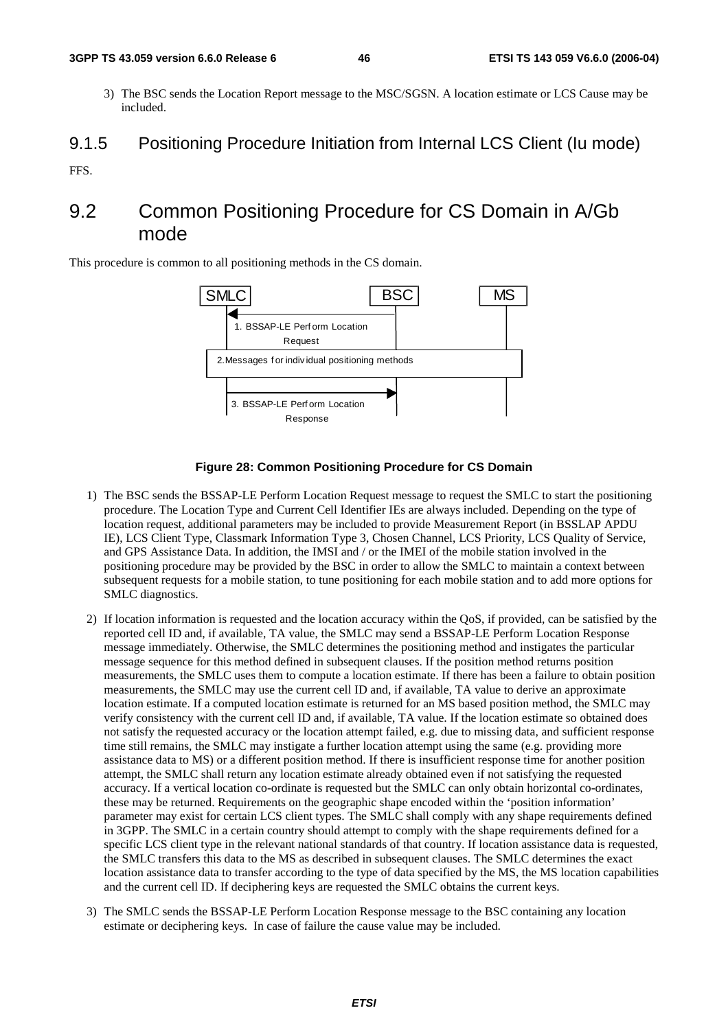3) The BSC sends the Location Report message to the MSC/SGSN. A location estimate or LCS Cause may be included.

### 9.1.5 Positioning Procedure Initiation from Internal LCS Client (Iu mode)

FFS.

## 9.2 Common Positioning Procedure for CS Domain in A/Gb mode

This procedure is common to all positioning methods in the CS domain.

SMLC BSC MS

1. BSSAP-LE Perform Location Request

2.Messages for individual positioning methods

3. BSSAP-LE Perform Location Response

**Figure 28: Common Positioning Procedure for CS Domain**

1) The BSC sends the BSSAP-LE Perform Location Request message to request the SMLC to start the positioning procedure. The Location Type and Current Cell Identifier IEs are always included. Depending on the type of location request, additional parameters may be included to provide Measurement Report (in BSSLAP APDU IE), LCS Client Type, Classmark Information Type 3, Chosen Channel, LCS Priority, LCS Quality of Service, and GPS Assistance Data. In addition, the IMSI and / or the IMEI of the mobile station involved in the positioning procedure may be provided by the BSC in order to allow the SMLC to maintain a context between subsequent requests for a mobile station, to tune positioning for each mobile station and to add more options for SMLC diagnostics.

2) If location information is requested and the location accuracy within the QoS, if provided, can be satisfied by the reported cell ID and, if available, TA value, the SMLC may send a BSSAP-LE Perform Location Response message immediately. Otherwise, the SMLC determines the positioning method and instigates the particular message sequence for this method defined in subsequent clauses. If the position method returns position measurements, the SMLC uses them to compute a location estimate. If there has been a failure to obtain position measurements, the SMLC may use the current cell ID and, if available, TA value to derive an approximate location estimate. If a computed location estimate is returned for an MS based position method, the SMLC may verify consistency with the current cell ID and, if available, TA value. If the location estimate so obtained does not satisfy the requested accuracy or the location attempt failed, e.g. due to missing data, and sufficient response time still remains, the SMLC may instigate a further location attempt using the same (e.g. providing more assistance data to MS) or a different position method. If there is insufficient response time for another position attempt, the SMLC shall return any location estimate already obtained even if not satisfying the requested accuracy. If a vertical location co-ordinate is requested but the SMLC can only obtain horizontal co-ordinates, these may be returned. Requirements on the geographic shape encoded within the 'position information' parameter may exist for certain LCS client types. The SMLC shall comply with any shape requirements defined in 3GPP. The SMLC in a certain country should attempt to comply with the shape requirements defined for a specific LCS client type in the relevant national standards of that country. If location assistance data is requested, the SMLC transfers this data to the MS as described in subsequent clauses. The SMLC determines the exact location assistance data to transfer according to the type of data specified by the MS, the MS location capabilities and the current cell ID. If deciphering keys are requested the SMLC obtains the current keys.

3) The SMLC sends the BSSAP-LE Perform Location Response message to the BSC containing any location estimate or deciphering keys. In case of failure the cause value may be included.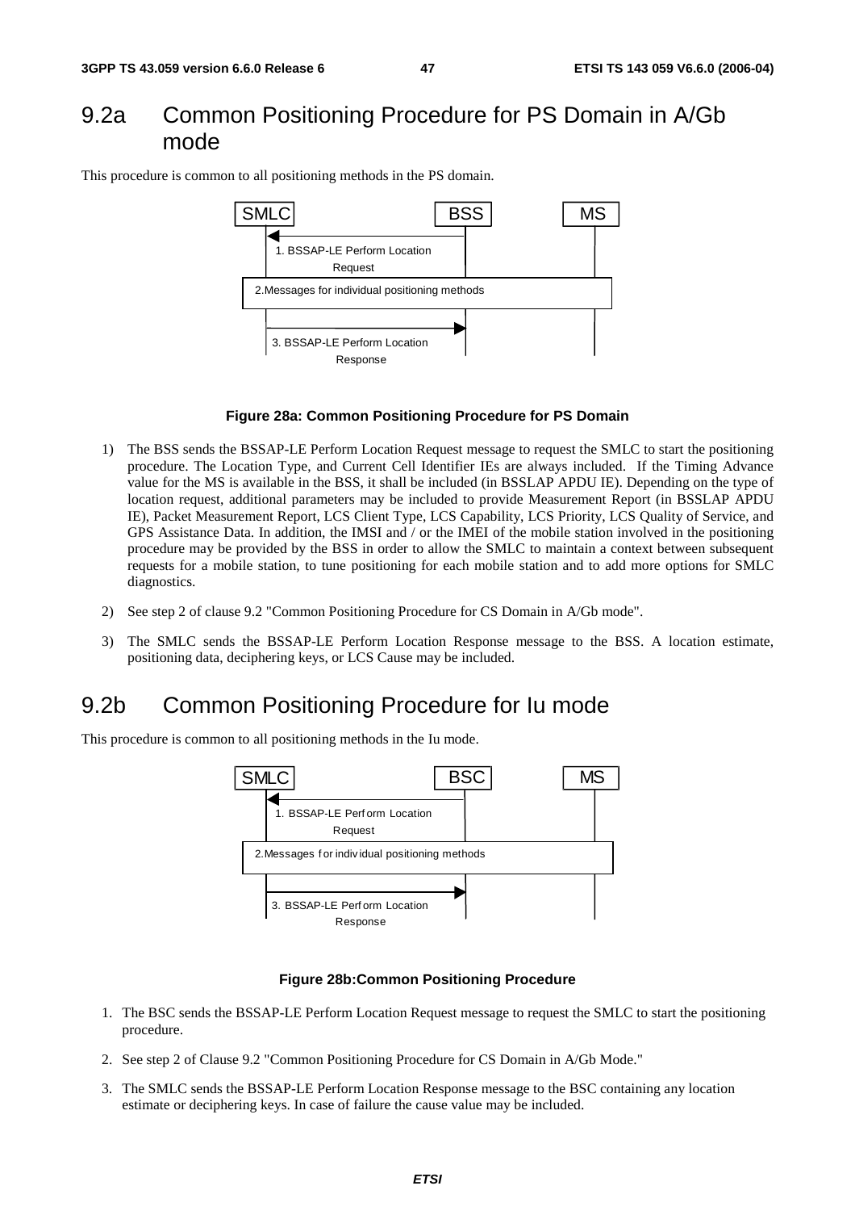## 9.2a Common Positioning Procedure for PS Domain in A/Gb mode

This procedure is common to all positioning methods in the PS domain.

**Figure 28a: Common Positioning Procedure for PS Domain**

1) The BSS sends the BSSAP-LE Perform Location Request message to request the SMLC to start the positioning procedure. The Location Type, and Current Cell Identifier IEs are always included. If the Timing Advance value for the MS is available in the BSS, it shall be included (in BSSLAP APDU IE). Depending on the type of location request, additional parameters may be included to provide Measurement Report (in BSSLAP APDU IE), Packet Measurement Report, LCS Client Type, LCS Capability, LCS Priority, LCS Quality of Service, and GPS Assistance Data. In addition, the IMSI and / or the IMEI of the mobile station involved in the positioning procedure may be provided by the BSS in order to allow the SMLC to maintain a context between subsequent requests for a mobile station, to tune positioning for each mobile station and to add more options for SMLC diagnostics.

2) See step 2 of clause 9.2 "Common Positioning Procedure for CS Domain in A/Gb mode".

3) The SMLC sends the BSSAP-LE Perform Location Response message to the BSS. A location estimate, positioning data, deciphering keys, or LCS Cause may be included.

## 9.2b Common Positioning Procedure for Iu mode

This procedure is common to all positioning methods in the Iu mode.

**Figure 28b:Common Positioning Procedure**

1. The BSC sends the BSSAP-LE Perform Location Request message to request the SMLC to start the positioning procedure.

2. See step 2 of Clause 9.2 "Common Positioning Procedure for CS Domain in A/Gb Mode."

3. The SMLC sends the BSSAP-LE Perform Location Response message to the BSC containing any location estimate or deciphering keys. In case of failure the cause value may be included.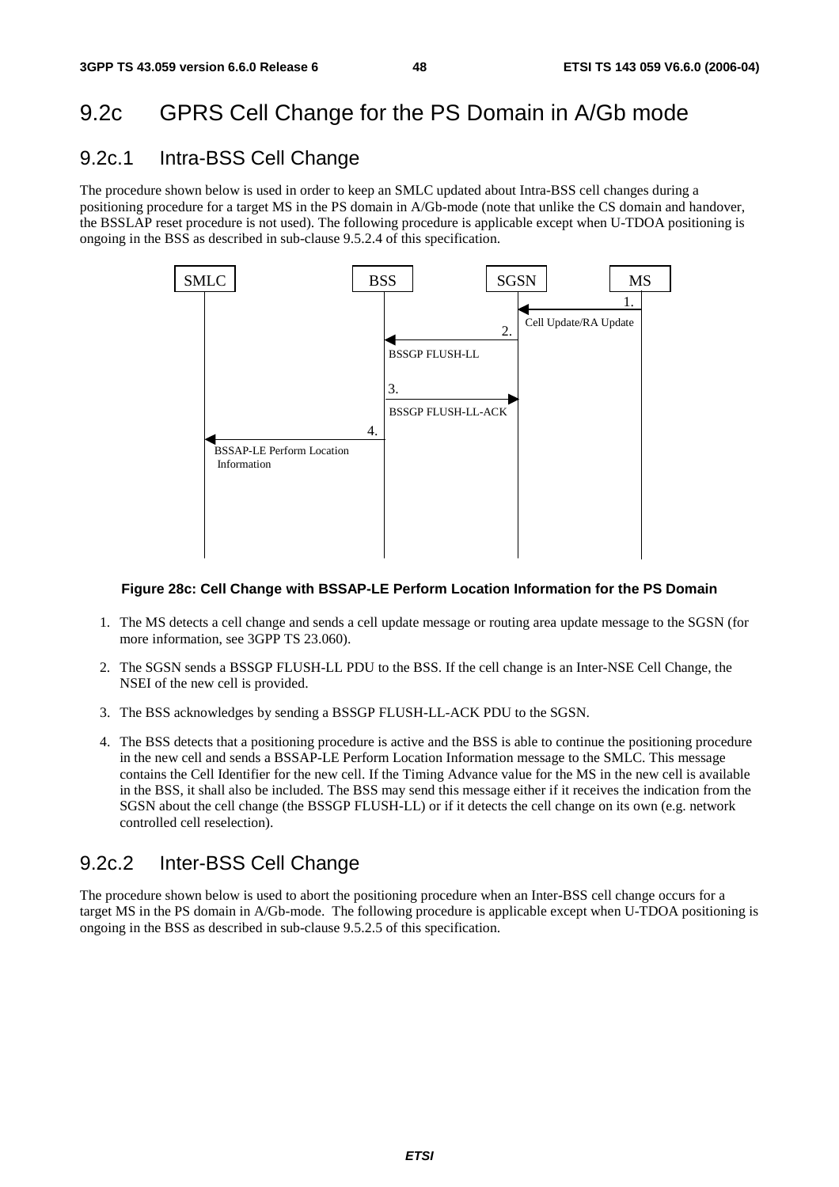## 9.2c GPRS Cell Change for the PS Domain in A/Gb mode

### 9.2c.1 Intra-BSS Cell Change

The procedure shown below is used in order to keep an SMLC updated about Intra-BSS cell changes during a positioning procedure for a target MS in the PS domain in A/Gb-mode (note that unlike the CS domain and handover, the BSSLAP reset procedure is not used). The following procedure is applicable except when U-TDOA positioning is ongoing in the BSS as described in sub-clause 9.5.2.4 of this specification.

**Figure 28c: Cell Change with BSSAP-LE Perform Location Information for the PS Domain**

1. The MS detects a cell change and sends a cell update message or routing area update message to the SGSN (for more information, see 3GPP TS 23.060).
2. The SGSN sends a BSSGP FLUSH-LL PDU to the BSS. If the cell change is an Inter-NSE Cell Change, the NSEI of the new cell is provided.
3. The BSS acknowledges by sending a BSSGP FLUSH-LL-ACK PDU to the SGSN.
4. The BSS detects that a positioning procedure is active and the BSS is able to continue the positioning procedure in the new cell and sends a BSSAP-LE Perform Location Information message to the SMLC. This message contains the Cell Identifier for the new cell. If the Timing Advance value for the MS in the new cell is available in the BSS, it shall also be included. The BSS may send this message either if it receives the indication from the SGSN about the cell change (the BSSGP FLUSH-LL) or if it detects the cell change on its own (e.g. network controlled cell reselection).

### 9.2c.2 Inter-BSS Cell Change

The procedure shown below is used to abort the positioning procedure when an Inter-BSS cell change occurs for a target MS in the PS domain in A/Gb-mode. The following procedure is applicable except when U-TDOA positioning is ongoing in the BSS as described in sub-clause 9.5.2.5 of this specification.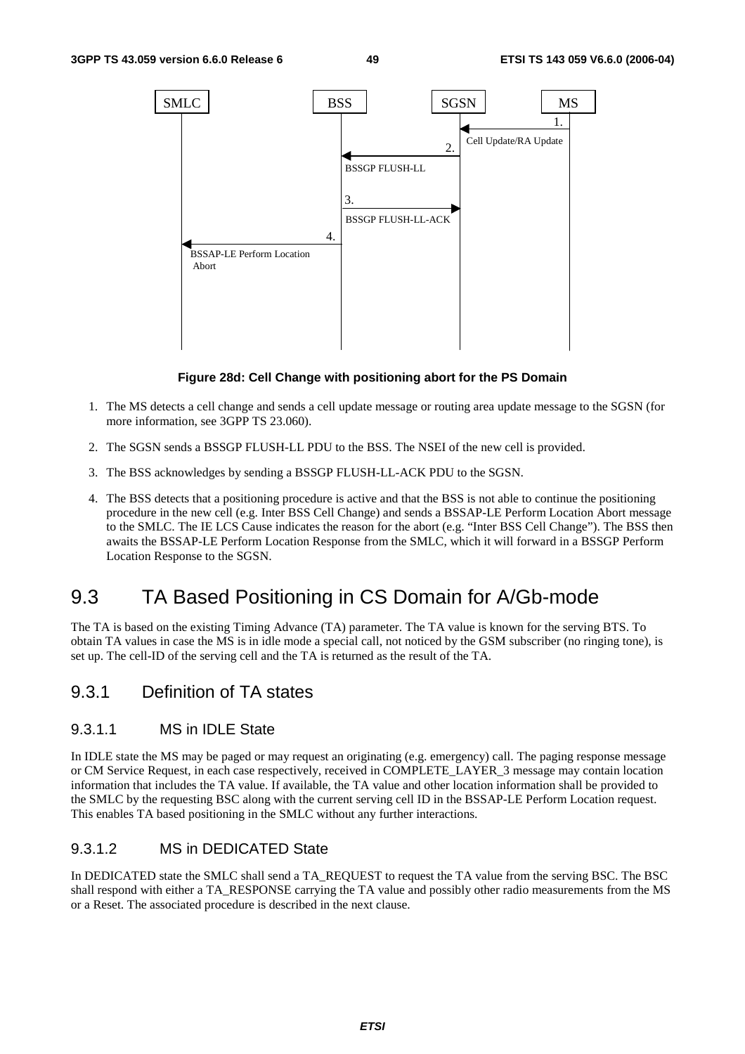SMLC | BSS | SGSN | MS

1. Cell Update/RA Update
2. BSSGP FLUSH-LL
3. BSSGP FLUSH-LL-ACK
4. BSSAP-LE Perform Location Abort

**Figure 28d: Cell Change with positioning abort for the PS Domain**

1. The MS detects a cell change and sends a cell update message or routing area update message to the SGSN (for more information, see 3GPP TS 23.060).
2. The SGSN sends a BSSGP FLUSH-LL PDU to the BSS. The NSEI of the new cell is provided.
3. The BSS acknowledges by sending a BSSGP FLUSH-LL-ACK PDU to the SGSN.
4. The BSS detects that a positioning procedure is active and that the BSS is not able to continue the positioning procedure in the new cell (e.g. Inter BSS Cell Change) and sends a BSSAP-LE Perform Location Abort message to the SMLC. The IE LCS Cause indicates the reason for the abort (e.g. "Inter BSS Cell Change"). The BSS then awaits the BSSAP-LE Perform Location Response from the SMLC, which it will forward in a BSSGP Perform Location Response to the SGSN.

## 9.3 TA Based Positioning in CS Domain for A/Gb-mode

The TA is based on the existing Timing Advance (TA) parameter. The TA value is known for the serving BTS. To obtain TA values in case the MS is in idle mode a special call, not noticed by the GSM subscriber (no ringing tone), is set up. The cell-ID of the serving cell and the TA is returned as the result of the TA.

### 9.3.1 Definition of TA states

#### 9.3.1.1 MS in IDLE State

In IDLE state the MS may be paged or may request an originating (e.g. emergency) call. The paging response message or CM Service Request, in each case respectively, received in COMPLETE_LAYER_3 message may contain location information that includes the TA value. If available, the TA value and other location information shall be provided to the SMLC by the requesting BSC along with the current serving cell ID in the BSSAP-LE Perform Location request. This enables TA based positioning in the SMLC without any further interactions.

#### 9.3.1.2 MS in DEDICATED State

In DEDICATED state the SMLC shall send a TA_REQUEST to request the TA value from the serving BSC. The BSC shall respond with either a TA_RESPONSE carrying the TA value and possibly other radio measurements from the MS or a Reset. The associated procedure is described in the next clause.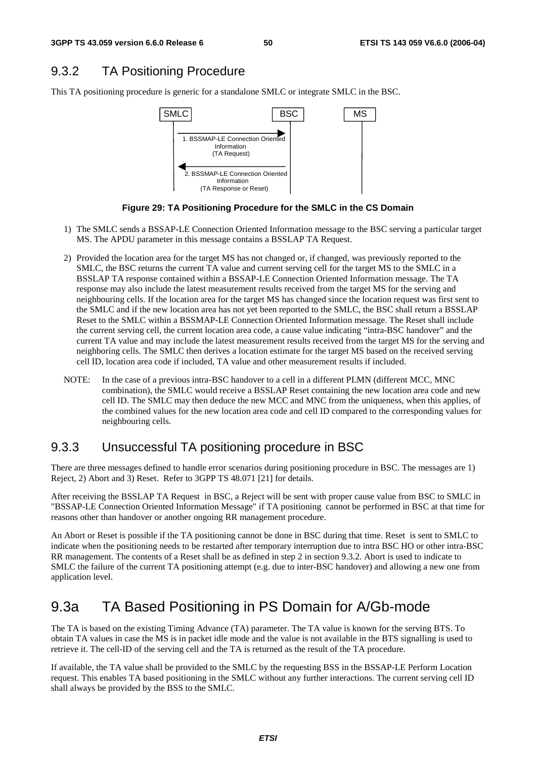## 9.3.2 TA Positioning Procedure

This TA positioning procedure is generic for a standalone SMLC or integrate SMLC in the BSC.

**Figure 29: TA Positioning Procedure for the SMLC in the CS Domain**

1) The SMLC sends a BSSAP-LE Connection Oriented Information message to the BSC serving a particular target MS. The APDU parameter in this message contains a BSSLAP TA Request.

2) Provided the location area for the target MS has not changed or, if changed, was previously reported to the SMLC, the BSC returns the current TA value and current serving cell for the target MS to the SMLC in a BSSLAP TA response contained within a BSSAP-LE Connection Oriented Information message. The TA response may also include the latest measurement results received from the target MS for the serving and neighbouring cells. If the location area for the target MS has changed since the location request was first sent to the SMLC and if the new location area has not yet been reported to the SMLC, the BSC shall return a BSSLAP Reset to the SMLC within a BSSMAP-LE Connection Oriented Information message. The Reset shall include the current serving cell, the current location area code, a cause value indicating "intra-BSC handover" and the current TA value and may include the latest measurement results received from the target MS for the serving and neighboring cells. The SMLC then derives a location estimate for the target MS based on the received serving cell ID, location area code if included, TA value and other measurement results if included.

NOTE: In the case of a previous intra-BSC handover to a cell in a different PLMN (different MCC, MNC combination), the SMLC would receive a BSSLAP Reset containing the new location area code and new cell ID. The SMLC may then deduce the new MCC and MNC from the uniqueness, when this applies, of the combined values for the new location area code and cell ID compared to the corresponding values for neighbouring cells.

## 9.3.3 Unsuccessful TA positioning procedure in BSC

There are three messages defined to handle error scenarios during positioning procedure in BSC. The messages are 1) Reject, 2) Abort and 3) Reset. Refer to 3GPP TS 48.071 [21] for details.

After receiving the BSSLAP TA Request in BSC, a Reject will be sent with proper cause value from BSC to SMLC in "BSSAP-LE Connection Oriented Information Message" if TA positioning cannot be performed in BSC at that time for reasons other than handover or another ongoing RR management procedure.

An Abort or Reset is possible if the TA positioning cannot be done in BSC during that time. Reset is sent to SMLC to indicate when the positioning needs to be restarted after temporary interruption due to intra BSC HO or other intra-BSC RR management. The contents of a Reset shall be as defined in step 2 in section 9.3.2. Abort is used to indicate to SMLC the failure of the current TA positioning attempt (e.g. due to inter-BSC handover) and allowing a new one from application level.

# 9.3a TA Based Positioning in PS Domain for A/Gb-mode

The TA is based on the existing Timing Advance (TA) parameter. The TA value is known for the serving BTS. To obtain TA values in case the MS is in packet idle mode and the value is not available in the BTS signalling is used to retrieve it. The cell-ID of the serving cell and the TA is returned as the result of the TA procedure.

If available, the TA value shall be provided to the SMLC by the requesting BSS in the BSSAP-LE Perform Location request. This enables TA based positioning in the SMLC without any further interactions. The current serving cell ID shall always be provided by the BSS to the SMLC.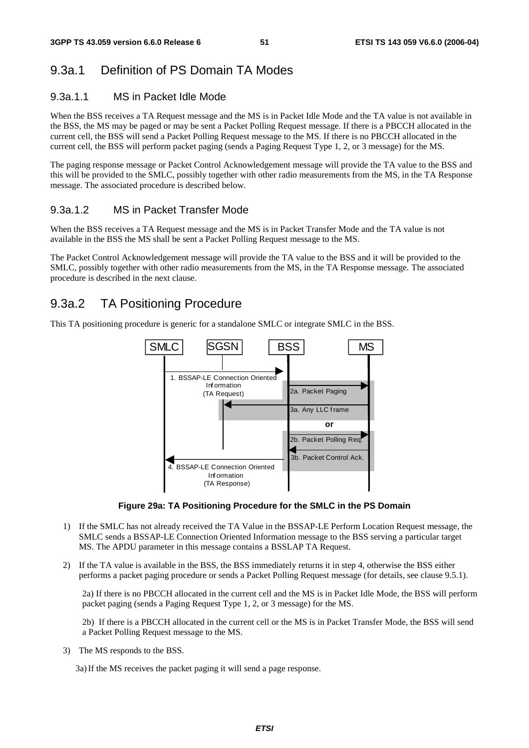## 9.3a.1 Definition of PS Domain TA Modes

### 9.3a.1.1 MS in Packet Idle Mode

When the BSS receives a TA Request message and the MS is in Packet Idle Mode and the TA value is not available in the BSS, the MS may be paged or may be sent a Packet Polling Request message. If there is a PBCCH allocated in the current cell, the BSS will send a Packet Polling Request message to the MS. If there is no PBCCH allocated in the current cell, the BSS will perform packet paging (sends a Paging Request Type 1, 2, or 3 message) for the MS.

The paging response message or Packet Control Acknowledgement message will provide the TA value to the BSS and this will be provided to the SMLC, possibly together with other radio measurements from the MS, in the TA Response message. The associated procedure is described below.

### 9.3a.1.2 MS in Packet Transfer Mode

When the BSS receives a TA Request message and the MS is in Packet Transfer Mode and the TA value is not available in the BSS the MS shall be sent a Packet Polling Request message to the MS.

The Packet Control Acknowledgement message will provide the TA value to the BSS and it will be provided to the SMLC, possibly together with other radio measurements from the MS, in the TA Response message. The associated procedure is described in the next clause.

## 9.3a.2 TA Positioning Procedure

This TA positioning procedure is generic for a standalone SMLC or integrate SMLC in the BSS.

SMLC SGSN BSS MS

1. BSSAP-LE Connection Oriented Information (TA Request)

2a. Packet Paging

3a. Any LLC frame

or

2b. Packet Polling Req.

3b. Packet Control Ack.

4. BSSAP-LE Connection Oriented Information (TA Response)

**Figure 29a: TA Positioning Procedure for the SMLC in the PS Domain**

1) If the SMLC has not already received the TA Value in the BSSAP-LE Perform Location Request message, the SMLC sends a BSSAP-LE Connection Oriented Information message to the BSS serving a particular target MS. The APDU parameter in this message contains a BSSLAP TA Request.

2) If the TA value is available in the BSS, the BSS immediately returns it in step 4, otherwise the BSS either performs a packet paging procedure or sends a Packet Polling Request message (for details, see clause 9.5.1).

   2a) If there is no PBCCH allocated in the current cell and the MS is in Packet Idle Mode, the BSS will perform packet paging (sends a Paging Request Type 1, 2, or 3 message) for the MS.

   2b) If there is a PBCCH allocated in the current cell or the MS is in Packet Transfer Mode, the BSS will send a Packet Polling Request message to the MS.

3) The MS responds to the BSS.

   3a) If the MS receives the packet paging it will send a page response.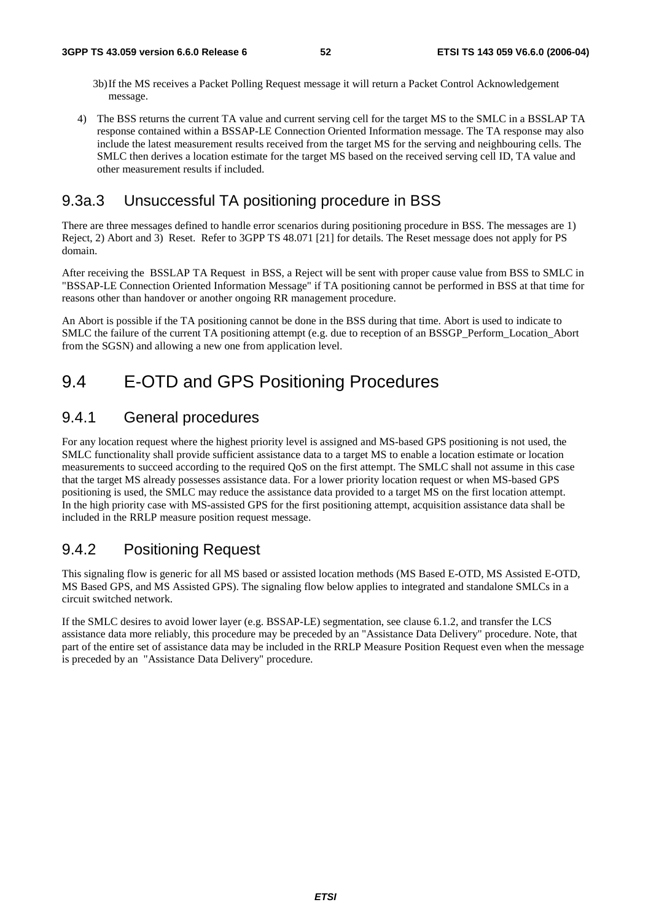3b) If the MS receives a Packet Polling Request message it will return a Packet Control Acknowledgement message.

4) The BSS returns the current TA value and current serving cell for the target MS to the SMLC in a BSSLAP TA response contained within a BSSAP-LE Connection Oriented Information message. The TA response may also include the latest measurement results received from the target MS for the serving and neighbouring cells. The SMLC then derives a location estimate for the target MS based on the received serving cell ID, TA value and other measurement results if included.

### 9.3a.3 Unsuccessful TA positioning procedure in BSS

There are three messages defined to handle error scenarios during positioning procedure in BSS. The messages are 1) Reject, 2) Abort and 3) Reset. Refer to 3GPP TS 48.071 [21] for details. The Reset message does not apply for PS domain.

After receiving the BSSLAP TA Request in BSS, a Reject will be sent with proper cause value from BSS to SMLC in "BSSAP-LE Connection Oriented Information Message" if TA positioning cannot be performed in BSS at that time for reasons other than handover or another ongoing RR management procedure.

An Abort is possible if the TA positioning cannot be done in the BSS during that time. Abort is used to indicate to SMLC the failure of the current TA positioning attempt (e.g. due to reception of an BSSGP_Perform_Location_Abort from the SGSN) and allowing a new one from application level.

## 9.4 E-OTD and GPS Positioning Procedures

### 9.4.1 General procedures

For any location request where the highest priority level is assigned and MS-based GPS positioning is not used, the SMLC functionality shall provide sufficient assistance data to a target MS to enable a location estimate or location measurements to succeed according to the required QoS on the first attempt. The SMLC shall not assume in this case that the target MS already possesses assistance data. For a lower priority location request or when MS-based GPS positioning is used, the SMLC may reduce the assistance data provided to a target MS on the first location attempt. In the high priority case with MS-assisted GPS for the first positioning attempt, acquisition assistance data shall be included in the RRLP measure position request message.

### 9.4.2 Positioning Request

This signaling flow is generic for all MS based or assisted location methods (MS Based E-OTD, MS Assisted E-OTD, MS Based GPS, and MS Assisted GPS). The signaling flow below applies to integrated and standalone SMLCs in a circuit switched network.

If the SMLC desires to avoid lower layer (e.g. BSSAP-LE) segmentation, see clause 6.1.2, and transfer the LCS assistance data more reliably, this procedure may be preceded by an "Assistance Data Delivery" procedure. Note, that part of the entire set of assistance data may be included in the RRLP Measure Position Request even when the message is preceded by an "Assistance Data Delivery" procedure.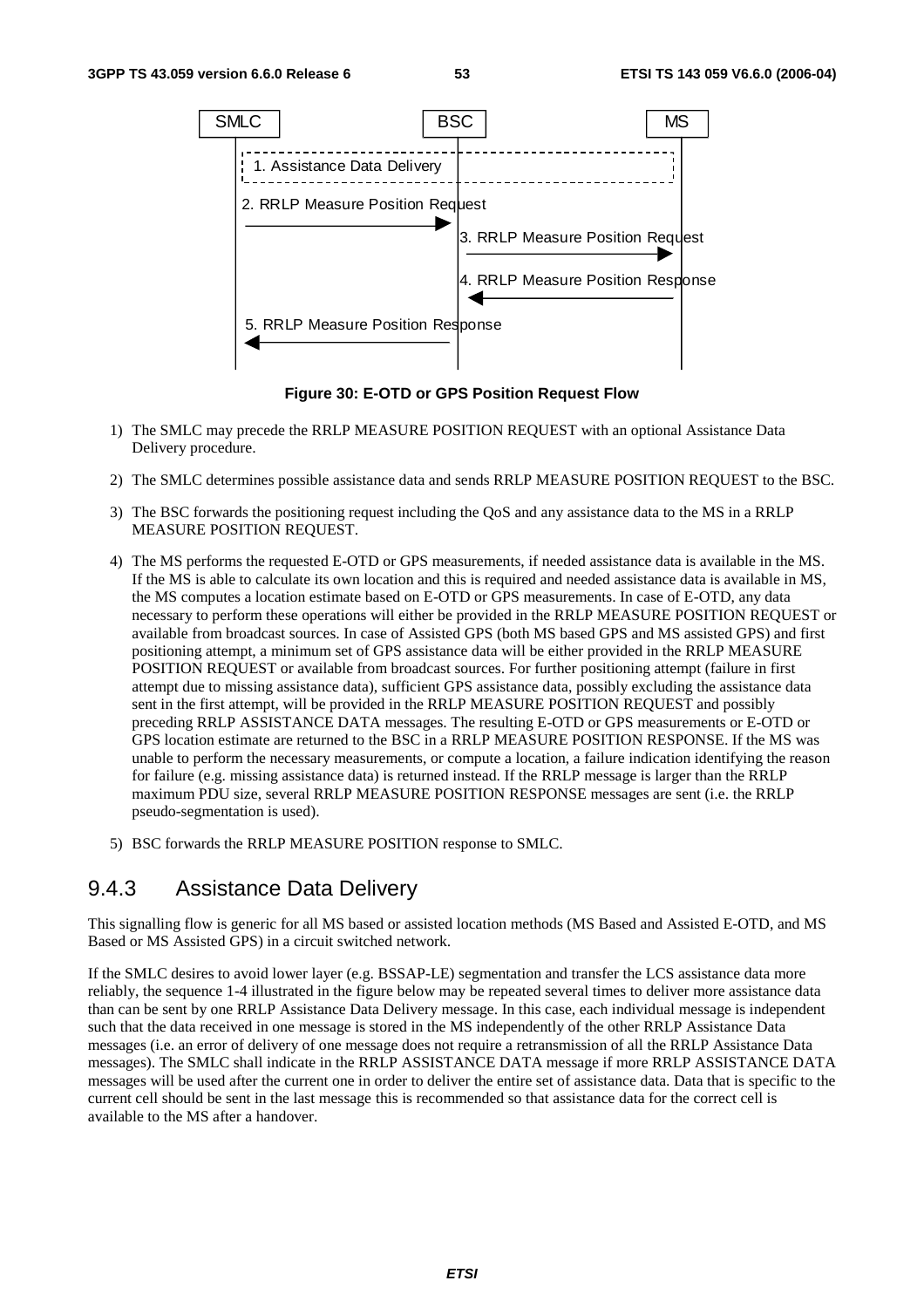**Figure 30: E-OTD or GPS Position Request Flow**

1) The SMLC may precede the RRLP MEASURE POSITION REQUEST with an optional Assistance Data Delivery procedure.

2) The SMLC determines possible assistance data and sends RRLP MEASURE POSITION REQUEST to the BSC.

3) The BSC forwards the positioning request including the QoS and any assistance data to the MS in a RRLP MEASURE POSITION REQUEST.

4) The MS performs the requested E-OTD or GPS measurements, if needed assistance data is available in the MS. If the MS is able to calculate its own location and this is required and needed assistance data is available in MS, the MS computes a location estimate based on E-OTD or GPS measurements. In case of E-OTD, any data necessary to perform these operations will either be provided in the RRLP MEASURE POSITION REQUEST or available from broadcast sources. In case of Assisted GPS (both MS based GPS and MS assisted GPS) and first positioning attempt, a minimum set of GPS assistance data will be either provided in the RRLP MEASURE POSITION REQUEST or available from broadcast sources. For further positioning attempt (failure in first attempt due to missing assistance data), sufficient GPS assistance data, possibly excluding the assistance data sent in the first attempt, will be provided in the RRLP MEASURE POSITION REQUEST and possibly preceding RRLP ASSISTANCE DATA messages. The resulting E-OTD or GPS measurements or E-OTD or GPS location estimate are returned to the BSC in a RRLP MEASURE POSITION RESPONSE. If the MS was unable to perform the necessary measurements, or compute a location, a failure indication identifying the reason for failure (e.g. missing assistance data) is returned instead. If the RRLP message is larger than the RRLP maximum PDU size, several RRLP MEASURE POSITION RESPONSE messages are sent (i.e. the RRLP pseudo-segmentation is used).

5) BSC forwards the RRLP MEASURE POSITION response to SMLC.

### 9.4.3 Assistance Data Delivery

This signalling flow is generic for all MS based or assisted location methods (MS Based and Assisted E-OTD, and MS Based or MS Assisted GPS) in a circuit switched network.

If the SMLC desires to avoid lower layer (e.g. BSSAP-LE) segmentation and transfer the LCS assistance data more reliably, the sequence 1-4 illustrated in the figure below may be repeated several times to deliver more assistance data than can be sent by one RRLP Assistance Data Delivery message. In this case, each individual message is independent such that the data received in one message is stored in the MS independently of the other RRLP Assistance Data messages (i.e. an error of delivery of one message does not require a retransmission of all the RRLP Assistance Data messages). The SMLC shall indicate in the RRLP ASSISTANCE DATA message if more RRLP ASSISTANCE DATA messages will be used after the current one in order to deliver the entire set of assistance data. Data that is specific to the current cell should be sent in the last message this is recommended so that assistance data for the correct cell is available to the MS after a handover.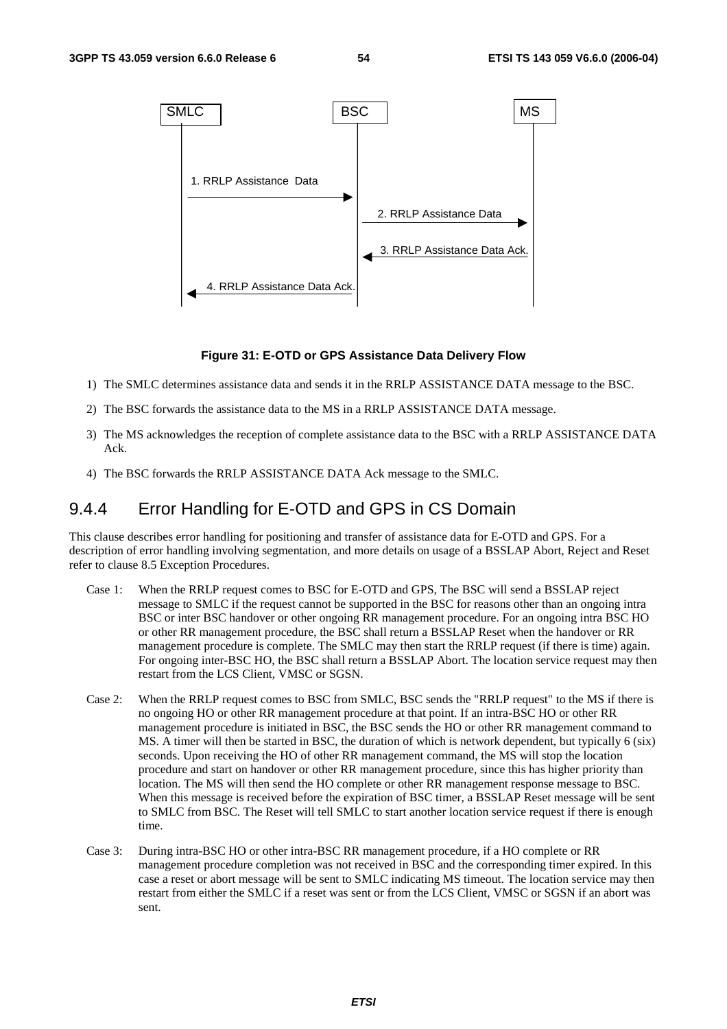SMLC BSC MS

1. RRLP Assistance Data

2. RRLP Assistance Data

3. RRLP Assistance Data Ack.

4. RRLP Assistance Data Ack.

**Figure 31: E-OTD or GPS Assistance Data Delivery Flow**

1) The SMLC determines assistance data and sends it in the RRLP ASSISTANCE DATA message to the BSC.

2) The BSC forwards the assistance data to the MS in a RRLP ASSISTANCE DATA message.

3) The MS acknowledges the reception of complete assistance data to the BSC with a RRLP ASSISTANCE DATA Ack.

4) The BSC forwards the RRLP ASSISTANCE DATA Ack message to the SMLC.

## 9.4.4 Error Handling for E-OTD and GPS in CS Domain

This clause describes error handling for positioning and transfer of assistance data for E-OTD and GPS. For a description of error handling involving segmentation, and more details on usage of a BSSLAP Abort, Reject and Reset refer to clause 8.5 Exception Procedures.

Case 1: When the RRLP request comes to BSC for E-OTD and GPS, The BSC will send a BSSLAP reject message to SMLC if the request cannot be supported in the BSC for reasons other than an ongoing intra BSC or inter BSC handover or other ongoing RR management procedure. For an ongoing intra BSC HO or other RR management procedure, the BSC shall return a BSSLAP Reset when the handover or RR management procedure is complete. The SMLC may then start the RRLP request (if there is time) again. For ongoing inter-BSC HO, the BSC shall return a BSSLAP Abort. The location service request may then restart from the LCS Client, VMSC or SGSN.

Case 2: When the RRLP request comes to BSC from SMLC, BSC sends the "RRLP request" to the MS if there is no ongoing HO or other RR management procedure at that point. If an intra-BSC HO or other RR management procedure is initiated in BSC, the BSC sends the HO or other RR management command to MS. A timer will then be started in BSC, the duration of which is network dependent, but typically 6 (six) seconds. Upon receiving the HO of other RR management command, the MS will stop the location procedure and start on handover or other RR management procedure, since this has higher priority than location. The MS will then send the HO complete or other RR management response message to BSC. When this message is received before the expiration of BSC timer, a BSSLAP Reset message will be sent to SMLC from BSC. The Reset will tell SMLC to start another location service request if there is enough time.

Case 3: During intra-BSC HO or other intra-BSC RR management procedure, if a HO complete or RR management procedure completion was not received in BSC and the corresponding timer expired. In this case a reset or abort message will be sent to SMLC indicating MS timeout. The location service may then restart from either the SMLC if a reset was sent or from the LCS Client, VMSC or SGSN if an abort was sent.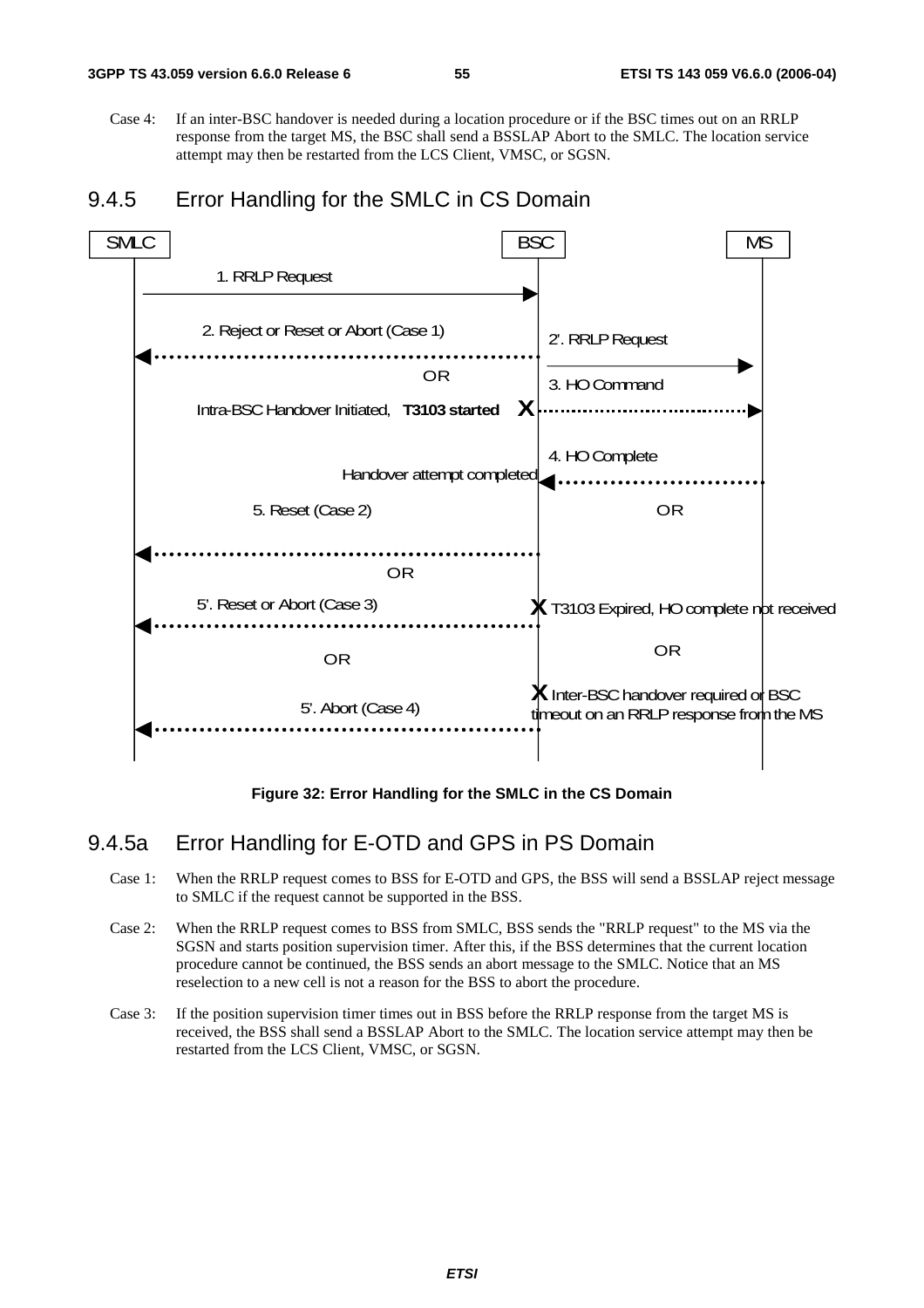Case 4: If an inter-BSC handover is needed during a location procedure or if the BSC times out on an RRLP response from the target MS, the BSC shall send a BSSLAP Abort to the SMLC. The location service attempt may then be restarted from the LCS Client, VMSC, or SGSN.

### 9.4.5 Error Handling for the SMLC in CS Domain

SMLC | BSC | MS

1. RRLP Request
2. Reject or Reset or Abort (Case 1)
2'. RRLP Request

OR

3. HO Command
Intra-BSC Handover Initiated, **T3103 started**
4. HO Complete
Handover attempt completed
5. Reset (Case 2)

OR

OR

5'. Reset or Abort (Case 3)
T3103 Expired, HO complete not received

OR

OR

5'. Abort (Case 4)
Inter-BSC handover required or BSC timeout on an RRLP response from the MS

**Figure 32: Error Handling for the SMLC in the CS Domain**

### 9.4.5a Error Handling for E-OTD and GPS in PS Domain

Case 1: When the RRLP request comes to BSS for E-OTD and GPS, the BSS will send a BSSLAP reject message to SMLC if the request cannot be supported in the BSS.

Case 2: When the RRLP request comes to BSS from SMLC, BSS sends the "RRLP request" to the MS via the SGSN and starts position supervision timer. After this, if the BSS determines that the current location procedure cannot be continued, the BSS sends an abort message to the SMLC. Notice that an MS reselection to a new cell is not a reason for the BSS to abort the procedure.

Case 3: If the position supervision timer times out in BSS before the RRLP response from the target MS is received, the BSS shall send a BSSLAP Abort to the SMLC. The location service attempt may then be restarted from the LCS Client, VMSC, or SGSN.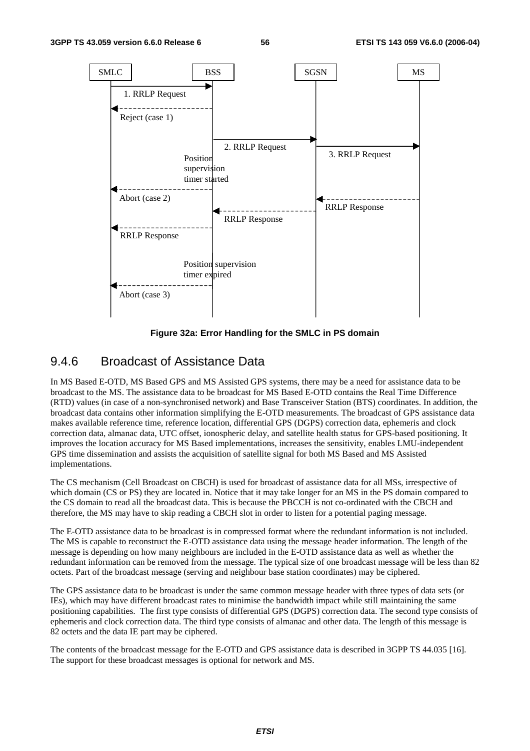Figure 32a: Error Handling for the SMLC in PS domain

## 9.4.6 Broadcast of Assistance Data

In MS Based E-OTD, MS Based GPS and MS Assisted GPS systems, there may be a need for assistance data to be broadcast to the MS. The assistance data to be broadcast for MS Based E-OTD contains the Real Time Difference (RTD) values (in case of a non-synchronised network) and Base Transceiver Station (BTS) coordinates. In addition, the broadcast data contains other information simplifying the E-OTD measurements. The broadcast of GPS assistance data makes available reference time, reference location, differential GPS (DGPS) correction data, ephemeris and clock correction data, almanac data, UTC offset, ionospheric delay, and satellite health status for GPS-based positioning. It improves the location accuracy for MS Based implementations, increases the sensitivity, enables LMU-independent GPS time dissemination and assists the acquisition of satellite signal for both MS Based and MS Assisted implementations.

The CS mechanism (Cell Broadcast on CBCH) is used for broadcast of assistance data for all MSs, irrespective of which domain (CS or PS) they are located in. Notice that it may take longer for an MS in the PS domain compared to the CS domain to read all the broadcast data. This is because the PBCCH is not co-ordinated with the CBCH and therefore, the MS may have to skip reading a CBCH slot in order to listen for a potential paging message.

The E-OTD assistance data to be broadcast is in compressed format where the redundant information is not included. The MS is capable to reconstruct the E-OTD assistance data using the message header information. The length of the message is depending on how many neighbours are included in the E-OTD assistance data as well as whether the redundant information can be removed from the message. The typical size of one broadcast message will be less than 82 octets. Part of the broadcast message (serving and neighbour base station coordinates) may be ciphered.

The GPS assistance data to be broadcast is under the same common message header with three types of data sets (or IEs), which may have different broadcast rates to minimise the bandwidth impact while still maintaining the same positioning capabilities. The first type consists of differential GPS (DGPS) correction data. The second type consists of ephemeris and clock correction data. The third type consists of almanac and other data. The length of this message is 82 octets and the data IE part may be ciphered.

The contents of the broadcast message for the E-OTD and GPS assistance data is described in 3GPP TS 44.035 [16]. The support for these broadcast messages is optional for network and MS.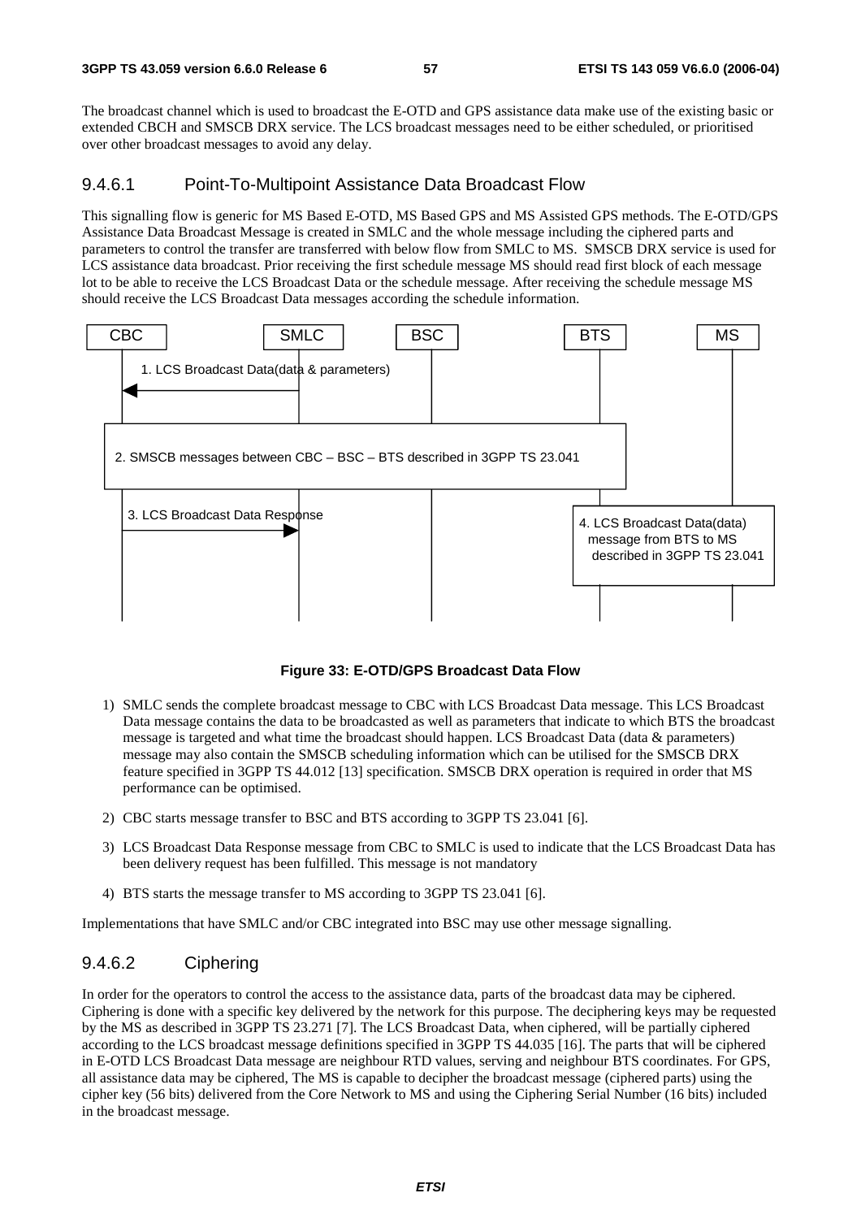The broadcast channel which is used to broadcast the E-OTD and GPS assistance data make use of the existing basic or extended CBCH and SMSCB DRX service. The LCS broadcast messages need to be either scheduled, or prioritised over other broadcast messages to avoid any delay.

#### 9.4.6.1 Point-To-Multipoint Assistance Data Broadcast Flow

This signalling flow is generic for MS Based E-OTD, MS Based GPS and MS Assisted GPS methods. The E-OTD/GPS Assistance Data Broadcast Message is created in SMLC and the whole message including the ciphered parts and parameters to control the transfer are transferred with below flow from SMLC to MS. SMSCB DRX service is used for LCS assistance data broadcast. Prior receiving the first schedule message MS should read first block of each message lot to be able to receive the LCS Broadcast Data or the schedule message. After receiving the schedule message MS should receive the LCS Broadcast Data messages according the schedule information.

CBC | SMLC | BSC | BTS | MS

1. LCS Broadcast Data(data & parameters)

2. SMSCB messages between CBC – BSC – BTS described in 3GPP TS 23.041

3. LCS Broadcast Data Response

4. LCS Broadcast Data(data) message from BTS to MS described in 3GPP TS 23.041

**Figure 33: E-OTD/GPS Broadcast Data Flow**

1) SMLC sends the complete broadcast message to CBC with LCS Broadcast Data message. This LCS Broadcast Data message contains the data to be broadcasted as well as parameters that indicate to which BTS the broadcast message is targeted and what time the broadcast should happen. LCS Broadcast Data (data & parameters) message may also contain the SMSCB scheduling information which can be utilised for the SMSCB DRX feature specified in 3GPP TS 44.012 [13] specification. SMSCB DRX operation is required in order that MS performance can be optimised.

2) CBC starts message transfer to BSC and BTS according to 3GPP TS 23.041 [6].

3) LCS Broadcast Data Response message from CBC to SMLC is used to indicate that the LCS Broadcast Data has been delivery request has been fulfilled. This message is not mandatory

4) BTS starts the message transfer to MS according to 3GPP TS 23.041 [6].

Implementations that have SMLC and/or CBC integrated into BSC may use other message signalling.

#### 9.4.6.2 Ciphering

In order for the operators to control the access to the assistance data, parts of the broadcast data may be ciphered. Ciphering is done with a specific key delivered by the network for this purpose. The deciphering keys may be requested by the MS as described in 3GPP TS 23.271 [7]. The LCS Broadcast Data, when ciphered, will be partially ciphered according to the LCS broadcast message definitions specified in 3GPP TS 44.035 [16]. The parts that will be ciphered in E-OTD LCS Broadcast Data message are neighbour RTD values, serving and neighbour BTS coordinates. For GPS, all assistance data may be ciphered, The MS is capable to decipher the broadcast message (ciphered parts) using the cipher key (56 bits) delivered from the Core Network to MS and using the Ciphering Serial Number (16 bits) included in the broadcast message.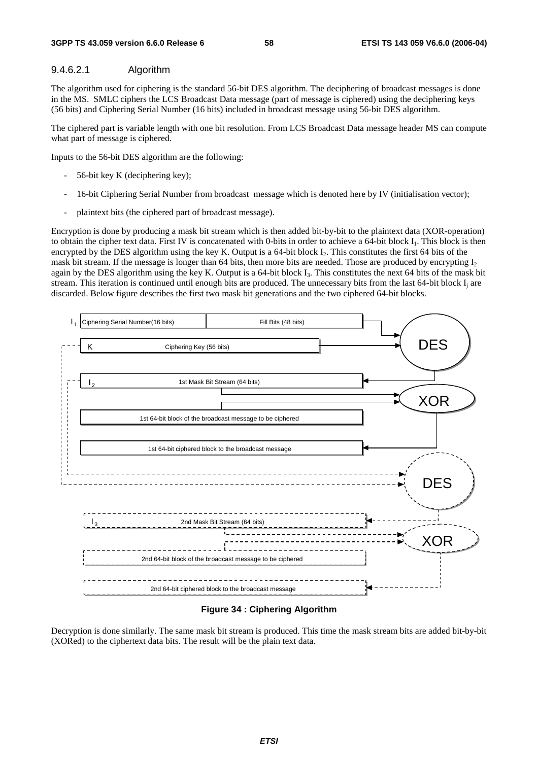#### 9.4.6.2.1 Algorithm

The algorithm used for ciphering is the standard 56-bit DES algorithm. The deciphering of broadcast messages is done in the MS. SMLC ciphers the LCS Broadcast Data message (part of message is ciphered) using the deciphering keys (56 bits) and Ciphering Serial Number (16 bits) included in broadcast message using 56-bit DES algorithm.

The ciphered part is variable length with one bit resolution. From LCS Broadcast Data message header MS can compute what part of message is ciphered.

Inputs to the 56-bit DES algorithm are the following:

- 56-bit key K (deciphering key);
- 16-bit Ciphering Serial Number from broadcast message which is denoted here by IV (initialisation vector);
- plaintext bits (the ciphered part of broadcast message).

Encryption is done by producing a mask bit stream which is then added bit-by-bit to the plaintext data (XOR-operation) to obtain the cipher text data. First IV is concatenated with 0-bits in order to achieve a 64-bit block $I_1$. This block is then encrypted by the DES algorithm using the key K. Output is a 64-bit block $I_2$. This constitutes the first 64 bits of the mask bit stream. If the message is longer than 64 bits, then more bits are needed. Those are produced by encrypting $I_2$ again by the DES algorithm using the key K. Output is a 64-bit block $I_3$. This constitutes the next 64 bits of the mask bit stream. This iteration is continued until enough bits are produced. The unnecessary bits from the last 64-bit block $I_j$ are discarded. Below figure describes the first two mask bit generations and the two ciphered 64-bit blocks.

$I_1$ Ciphering Serial Number(16 bits) | Fill Bits (48 bits)

K Ciphering Key (56 bits)

DES

$I_2$ 1st Mask Bit Stream (64 bits)

XOR

1st 64-bit block of the broadcast message to be ciphered

1st 64-bit ciphered block to the broadcast message

DES

$I_3$ 2nd Mask Bit Stream (64 bits)

XOR

2nd 64-bit block of the broadcast message to be ciphered

2nd 64-bit ciphered block to the broadcast message

**Figure 34 : Ciphering Algorithm**

Decryption is done similarly. The same mask bit stream is produced. This time the mask stream bits are added bit-by-bit (XORed) to the ciphertext data bits. The result will be the plain text data.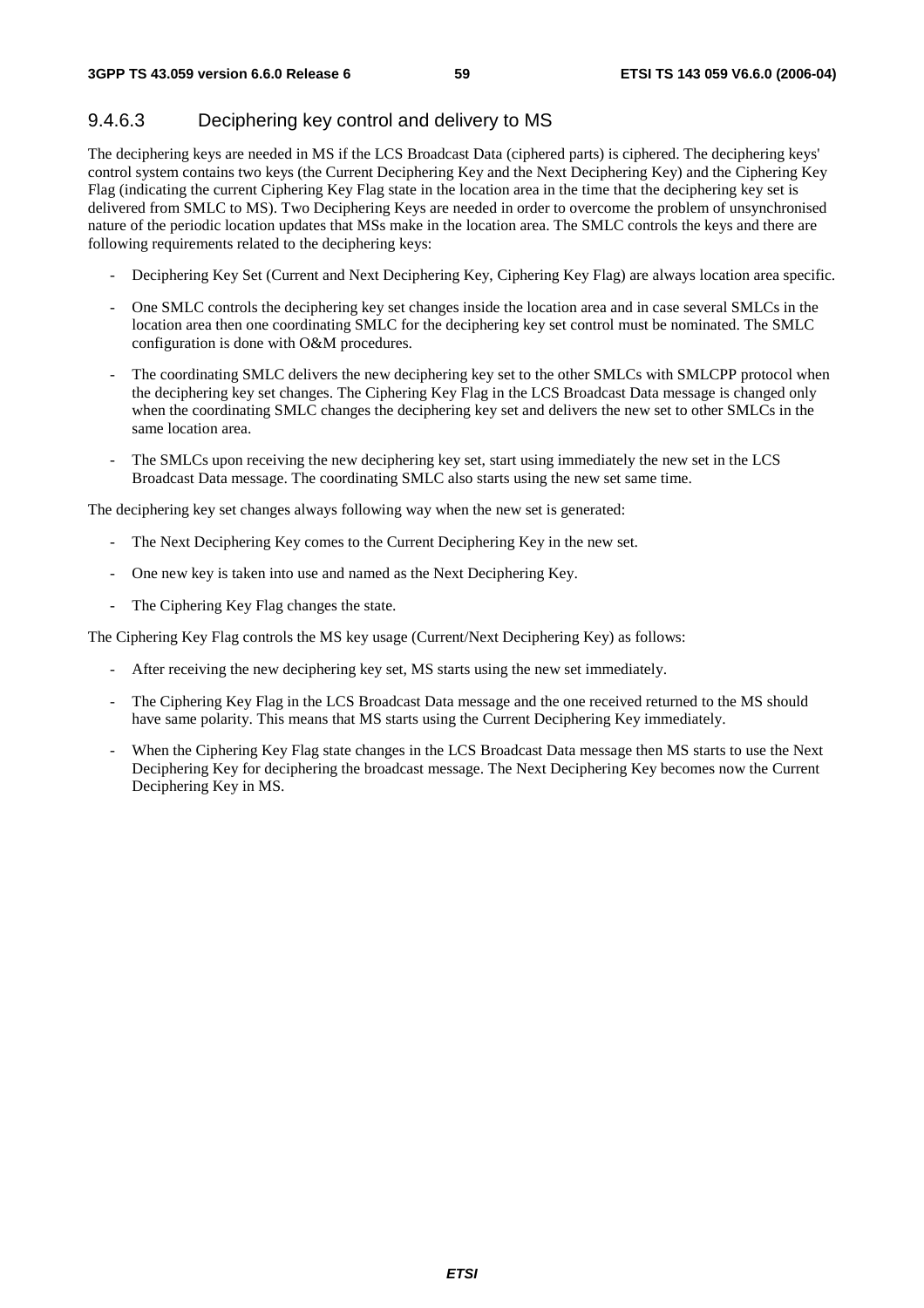### 9.4.6.3 Deciphering key control and delivery to MS

The deciphering keys are needed in MS if the LCS Broadcast Data (ciphered parts) is ciphered. The deciphering keys' control system contains two keys (the Current Deciphering Key and the Next Deciphering Key) and the Ciphering Key Flag (indicating the current Ciphering Key Flag state in the location area in the time that the deciphering key set is delivered from SMLC to MS). Two Deciphering Keys are needed in order to overcome the problem of unsynchronised nature of the periodic location updates that MSs make in the location area. The SMLC controls the keys and there are following requirements related to the deciphering keys:

- Deciphering Key Set (Current and Next Deciphering Key, Ciphering Key Flag) are always location area specific.
- One SMLC controls the deciphering key set changes inside the location area and in case several SMLCs in the location area then one coordinating SMLC for the deciphering key set control must be nominated. The SMLC configuration is done with O&M procedures.
- The coordinating SMLC delivers the new deciphering key set to the other SMLCs with SMLCPP protocol when the deciphering key set changes. The Ciphering Key Flag in the LCS Broadcast Data message is changed only when the coordinating SMLC changes the deciphering key set and delivers the new set to other SMLCs in the same location area.
- The SMLCs upon receiving the new deciphering key set, start using immediately the new set in the LCS Broadcast Data message. The coordinating SMLC also starts using the new set same time.

The deciphering key set changes always following way when the new set is generated:

- The Next Deciphering Key comes to the Current Deciphering Key in the new set.
- One new key is taken into use and named as the Next Deciphering Key.
- The Ciphering Key Flag changes the state.

The Ciphering Key Flag controls the MS key usage (Current/Next Deciphering Key) as follows:

- After receiving the new deciphering key set, MS starts using the new set immediately.
- The Ciphering Key Flag in the LCS Broadcast Data message and the one received returned to the MS should have same polarity. This means that MS starts using the Current Deciphering Key immediately.
- When the Ciphering Key Flag state changes in the LCS Broadcast Data message then MS starts to use the Next Deciphering Key for deciphering the broadcast message. The Next Deciphering Key becomes now the Current Deciphering Key in MS.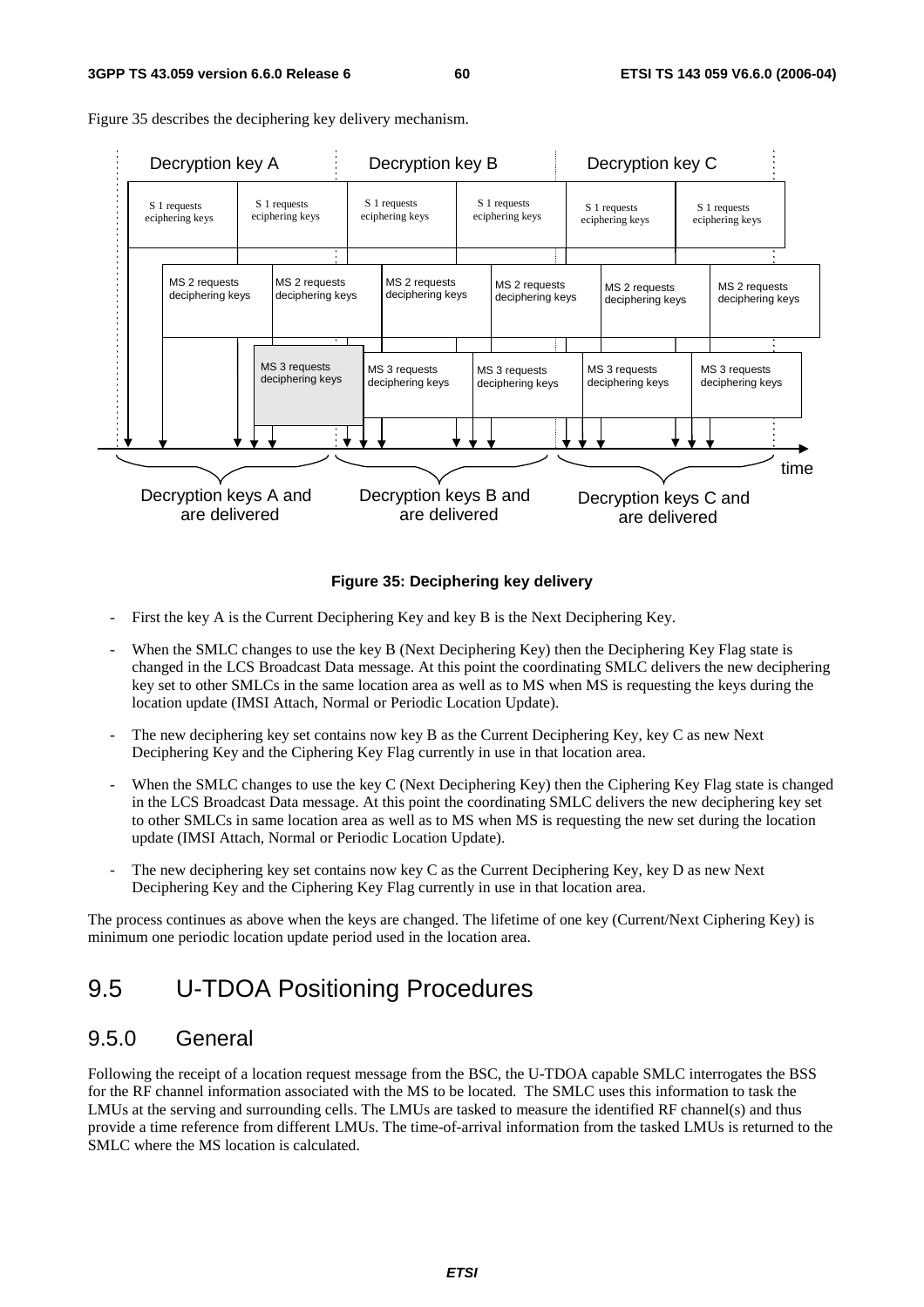Figure 35 describes the deciphering key delivery mechanism.

**Figure 35: Deciphering key delivery**

- First the key A is the Current Deciphering Key and key B is the Next Deciphering Key.
- When the SMLC changes to use the key B (Next Deciphering Key) then the Deciphering Key Flag state is changed in the LCS Broadcast Data message. At this point the coordinating SMLC delivers the new deciphering key set to other SMLCs in the same location area as well as to MS when MS is requesting the keys during the location update (IMSI Attach, Normal or Periodic Location Update).
- The new deciphering key set contains now key B as the Current Deciphering Key, key C as new Next Deciphering Key and the Ciphering Key Flag currently in use in that location area.
- When the SMLC changes to use the key C (Next Deciphering Key) then the Ciphering Key Flag state is changed in the LCS Broadcast Data message. At this point the coordinating SMLC delivers the new deciphering key set to other SMLCs in same location area as well as to MS when MS is requesting the new set during the location update (IMSI Attach, Normal or Periodic Location Update).
- The new deciphering key set contains now key C as the Current Deciphering Key, key D as new Next Deciphering Key and the Ciphering Key Flag currently in use in that location area.

The process continues as above when the keys are changed. The lifetime of one key (Current/Next Ciphering Key) is minimum one periodic location update period used in the location area.

# 9.5 U-TDOA Positioning Procedures

## 9.5.0 General

Following the receipt of a location request message from the BSC, the U-TDOA capable SMLC interrogates the BSS for the RF channel information associated with the MS to be located. The SMLC uses this information to task the LMUs at the serving and surrounding cells. The LMUs are tasked to measure the identified RF channel(s) and thus provide a time reference from different LMUs. The time-of-arrival information from the tasked LMUs is returned to the SMLC where the MS location is calculated.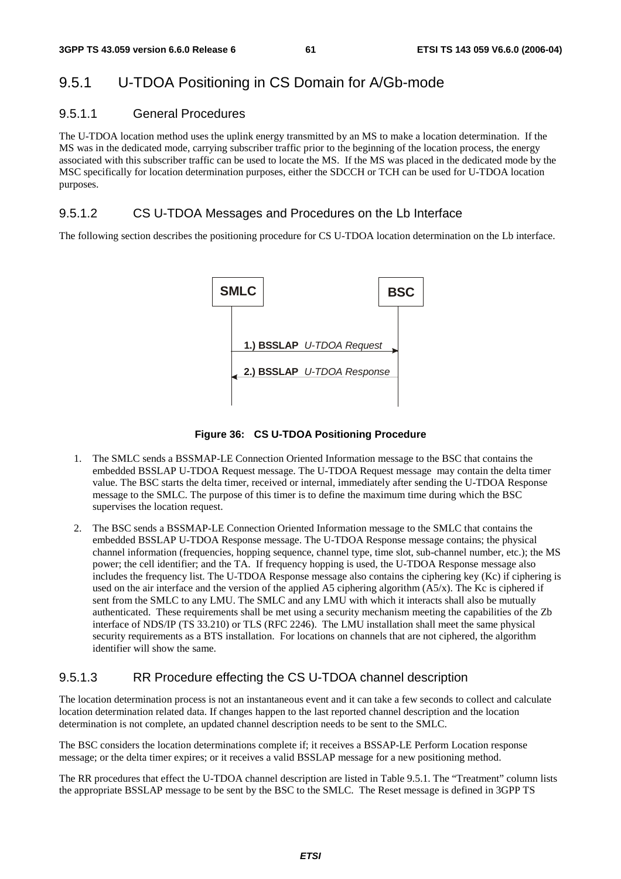### 9.5.1 U-TDOA Positioning in CS Domain for A/Gb-mode

#### 9.5.1.1 General Procedures

The U-TDOA location method uses the uplink energy transmitted by an MS to make a location determination. If the MS was in the dedicated mode, carrying subscriber traffic prior to the beginning of the location process, the energy associated with this subscriber traffic can be used to locate the MS. If the MS was placed in the dedicated mode by the MSC specifically for location determination purposes, either the SDCCH or TCH can be used for U-TDOA location purposes.

#### 9.5.1.2 CS U-TDOA Messages and Procedures on the Lb Interface

The following section describes the positioning procedure for CS U-TDOA location determination on the Lb interface.

SMLC | BSC

1.) **BSSLAP** *U-TDOA Request*

2.) **BSSLAP** *U-TDOA Response*

**Figure 36: CS U-TDOA Positioning Procedure**

1. The SMLC sends a BSSMAP-LE Connection Oriented Information message to the BSC that contains the embedded BSSLAP U-TDOA Request message. The U-TDOA Request message may contain the delta timer value. The BSC starts the delta timer, received or internal, immediately after sending the U-TDOA Response message to the SMLC. The purpose of this timer is to define the maximum time during which the BSC supervises the location request.

2. The BSC sends a BSSMAP-LE Connection Oriented Information message to the SMLC that contains the embedded BSSLAP U-TDOA Response message. The U-TDOA Response message contains; the physical channel information (frequencies, hopping sequence, channel type, time slot, sub-channel number, etc.); the MS power; the cell identifier; and the TA. If frequency hopping is used, the U-TDOA Response message also includes the frequency list. The U-TDOA Response message also contains the ciphering key (Kc) if ciphering is used on the air interface and the version of the applied A5 ciphering algorithm (A5/x). The Kc is ciphered if sent from the SMLC to any LMU. The SMLC and any LMU with which it interacts shall also be mutually authenticated. These requirements shall be met using a security mechanism meeting the capabilities of the Zb interface of NDS/IP (TS 33.210) or TLS (RFC 2246). The LMU installation shall meet the same physical security requirements as a BTS installation. For locations on channels that are not ciphered, the algorithm identifier will show the same.

#### 9.5.1.3 RR Procedure effecting the CS U-TDOA channel description

The location determination process is not an instantaneous event and it can take a few seconds to collect and calculate location determination related data. If changes happen to the last reported channel description and the location determination is not complete, an updated channel description needs to be sent to the SMLC.

The BSC considers the location determinations complete if; it receives a BSSAP-LE Perform Location response message; or the delta timer expires; or it receives a valid BSSLAP message for a new positioning method.

The RR procedures that effect the U-TDOA channel description are listed in Table 9.5.1. The "Treatment" column lists the appropriate BSSLAP message to be sent by the BSC to the SMLC. The Reset message is defined in 3GPP TS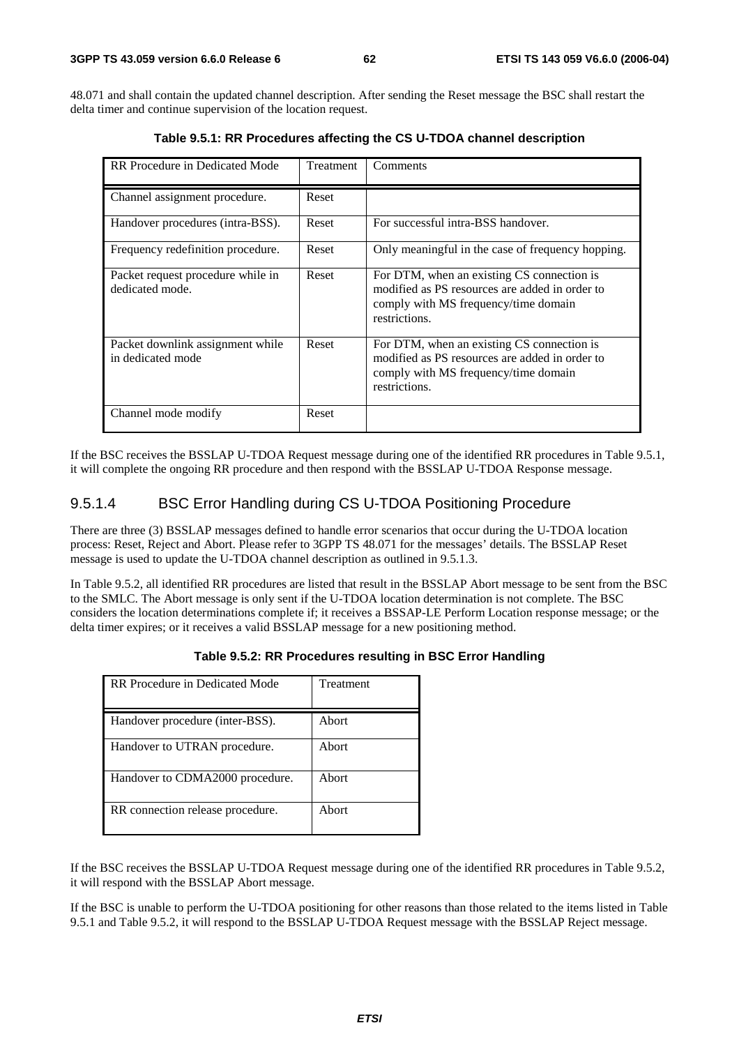48.071 and shall contain the updated channel description. After sending the Reset message the BSC shall restart the delta timer and continue supervision of the location request.

**Table 9.5.1: RR Procedures affecting the CS U-TDOA channel description**

| RR Procedure in Dedicated Mode | Treatment | Comments |
|---|---|---|
| Channel assignment procedure. | Reset | |
| Handover procedures (intra-BSS). | Reset | For successful intra-BSS handover. |
| Frequency redefinition procedure. | Reset | Only meaningful in the case of frequency hopping. |
| Packet request procedure while in dedicated mode. | Reset | For DTM, when an existing CS connection is modified as PS resources are added in order to comply with MS frequency/time domain restrictions. |
| Packet downlink assignment while in dedicated mode | Reset | For DTM, when an existing CS connection is modified as PS resources are added in order to comply with MS frequency/time domain restrictions. |
| Channel mode modify | Reset | |

If the BSC receives the BSSLAP U-TDOA Request message during one of the identified RR procedures in Table 9.5.1, it will complete the ongoing RR procedure and then respond with the BSSLAP U-TDOA Response message.

#### 9.5.1.4 BSC Error Handling during CS U-TDOA Positioning Procedure

There are three (3) BSSLAP messages defined to handle error scenarios that occur during the U-TDOA location process: Reset, Reject and Abort. Please refer to 3GPP TS 48.071 for the messages' details. The BSSLAP Reset message is used to update the U-TDOA channel description as outlined in 9.5.1.3.

In Table 9.5.2, all identified RR procedures are listed that result in the BSSLAP Abort message to be sent from the BSC to the SMLC. The Abort message is only sent if the U-TDOA location determination is not complete. The BSC considers the location determinations complete if; it receives a BSSAP-LE Perform Location response message; or the delta timer expires; or it receives a valid BSSLAP message for a new positioning method.

**Table 9.5.2: RR Procedures resulting in BSC Error Handling**

| RR Procedure in Dedicated Mode | Treatment |
|---|---|
| Handover procedure (inter-BSS). | Abort |
| Handover to UTRAN procedure. | Abort |
| Handover to CDMA2000 procedure. | Abort |
| RR connection release procedure. | Abort |

If the BSC receives the BSSLAP U-TDOA Request message during one of the identified RR procedures in Table 9.5.2, it will respond with the BSSLAP Abort message.

If the BSC is unable to perform the U-TDOA positioning for other reasons than those related to the items listed in Table 9.5.1 and Table 9.5.2, it will respond to the BSSLAP U-TDOA Request message with the BSSLAP Reject message.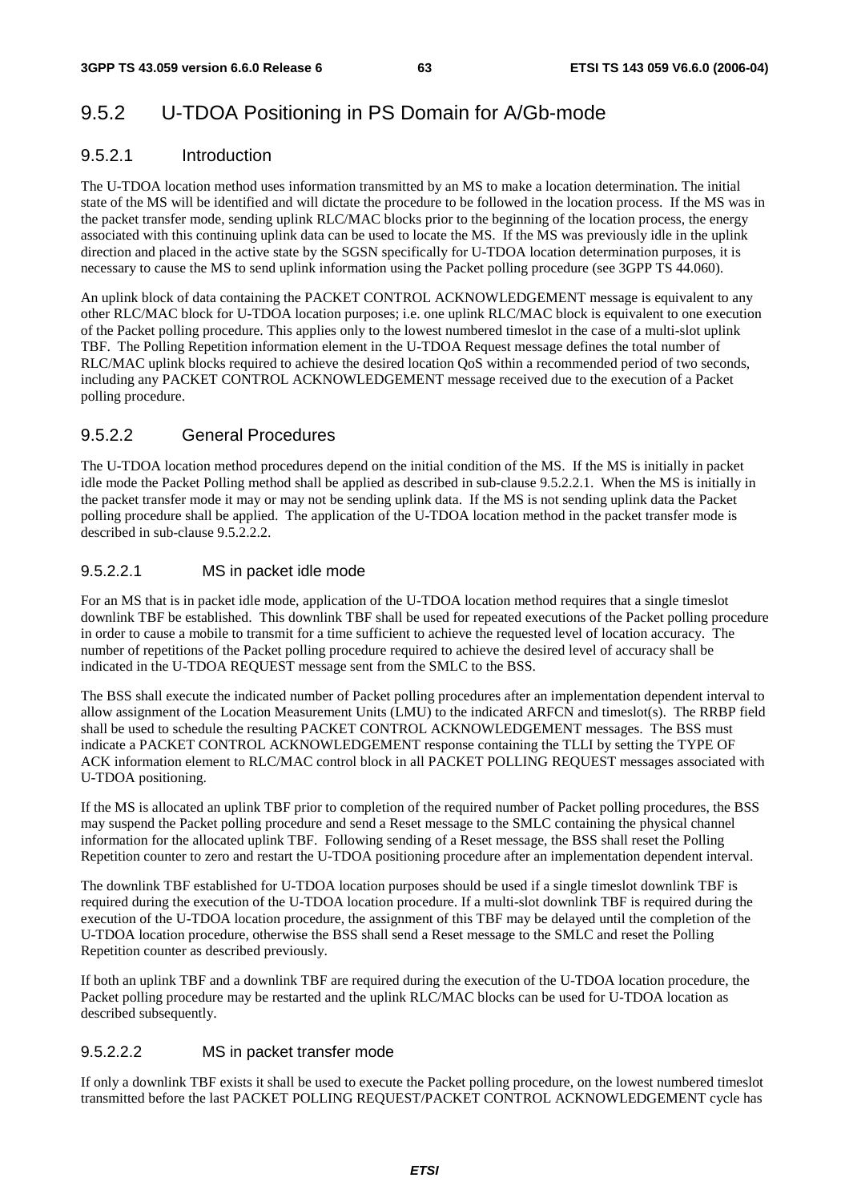## 9.5.2 U-TDOA Positioning in PS Domain for A/Gb-mode

### 9.5.2.1 Introduction

The U-TDOA location method uses information transmitted by an MS to make a location determination. The initial state of the MS will be identified and will dictate the procedure to be followed in the location process. If the MS was in the packet transfer mode, sending uplink RLC/MAC blocks prior to the beginning of the location process, the energy associated with this continuing uplink data can be used to locate the MS. If the MS was previously idle in the uplink direction and placed in the active state by the SGSN specifically for U-TDOA location determination purposes, it is necessary to cause the MS to send uplink information using the Packet polling procedure (see 3GPP TS 44.060).

An uplink block of data containing the PACKET CONTROL ACKNOWLEDGEMENT message is equivalent to any other RLC/MAC block for U-TDOA location purposes; i.e. one uplink RLC/MAC block is equivalent to one execution of the Packet polling procedure. This applies only to the lowest numbered timeslot in the case of a multi-slot uplink TBF. The Polling Repetition information element in the U-TDOA Request message defines the total number of RLC/MAC uplink blocks required to achieve the desired location QoS within a recommended period of two seconds, including any PACKET CONTROL ACKNOWLEDGEMENT message received due to the execution of a Packet polling procedure.

### 9.5.2.2 General Procedures

The U-TDOA location method procedures depend on the initial condition of the MS. If the MS is initially in packet idle mode the Packet Polling method shall be applied as described in sub-clause 9.5.2.2.1. When the MS is initially in the packet transfer mode it may or may not be sending uplink data. If the MS is not sending uplink data the Packet polling procedure shall be applied. The application of the U-TDOA location method in the packet transfer mode is described in sub-clause 9.5.2.2.2.

#### 9.5.2.2.1 MS in packet idle mode

For an MS that is in packet idle mode, application of the U-TDOA location method requires that a single timeslot downlink TBF be established. This downlink TBF shall be used for repeated executions of the Packet polling procedure in order to cause a mobile to transmit for a time sufficient to achieve the requested level of location accuracy. The number of repetitions of the Packet polling procedure required to achieve the desired level of accuracy shall be indicated in the U-TDOA REQUEST message sent from the SMLC to the BSS.

The BSS shall execute the indicated number of Packet polling procedures after an implementation dependent interval to allow assignment of the Location Measurement Units (LMU) to the indicated ARFCN and timeslot(s). The RRBP field shall be used to schedule the resulting PACKET CONTROL ACKNOWLEDGEMENT messages. The BSS must indicate a PACKET CONTROL ACKNOWLEDGEMENT response containing the TLLI by setting the TYPE OF ACK information element to RLC/MAC control block in all PACKET POLLING REQUEST messages associated with U-TDOA positioning.

If the MS is allocated an uplink TBF prior to completion of the required number of Packet polling procedures, the BSS may suspend the Packet polling procedure and send a Reset message to the SMLC containing the physical channel information for the allocated uplink TBF. Following sending of a Reset message, the BSS shall reset the Polling Repetition counter to zero and restart the U-TDOA positioning procedure after an implementation dependent interval.

The downlink TBF established for U-TDOA location purposes should be used if a single timeslot downlink TBF is required during the execution of the U-TDOA location procedure. If a multi-slot downlink TBF is required during the execution of the U-TDOA location procedure, the assignment of this TBF may be delayed until the completion of the U-TDOA location procedure, otherwise the BSS shall send a Reset message to the SMLC and reset the Polling Repetition counter as described previously.

If both an uplink TBF and a downlink TBF are required during the execution of the U-TDOA location procedure, the Packet polling procedure may be restarted and the uplink RLC/MAC blocks can be used for U-TDOA location as described subsequently.

#### 9.5.2.2.2 MS in packet transfer mode

If only a downlink TBF exists it shall be used to execute the Packet polling procedure, on the lowest numbered timeslot transmitted before the last PACKET POLLING REQUEST/PACKET CONTROL ACKNOWLEDGEMENT cycle has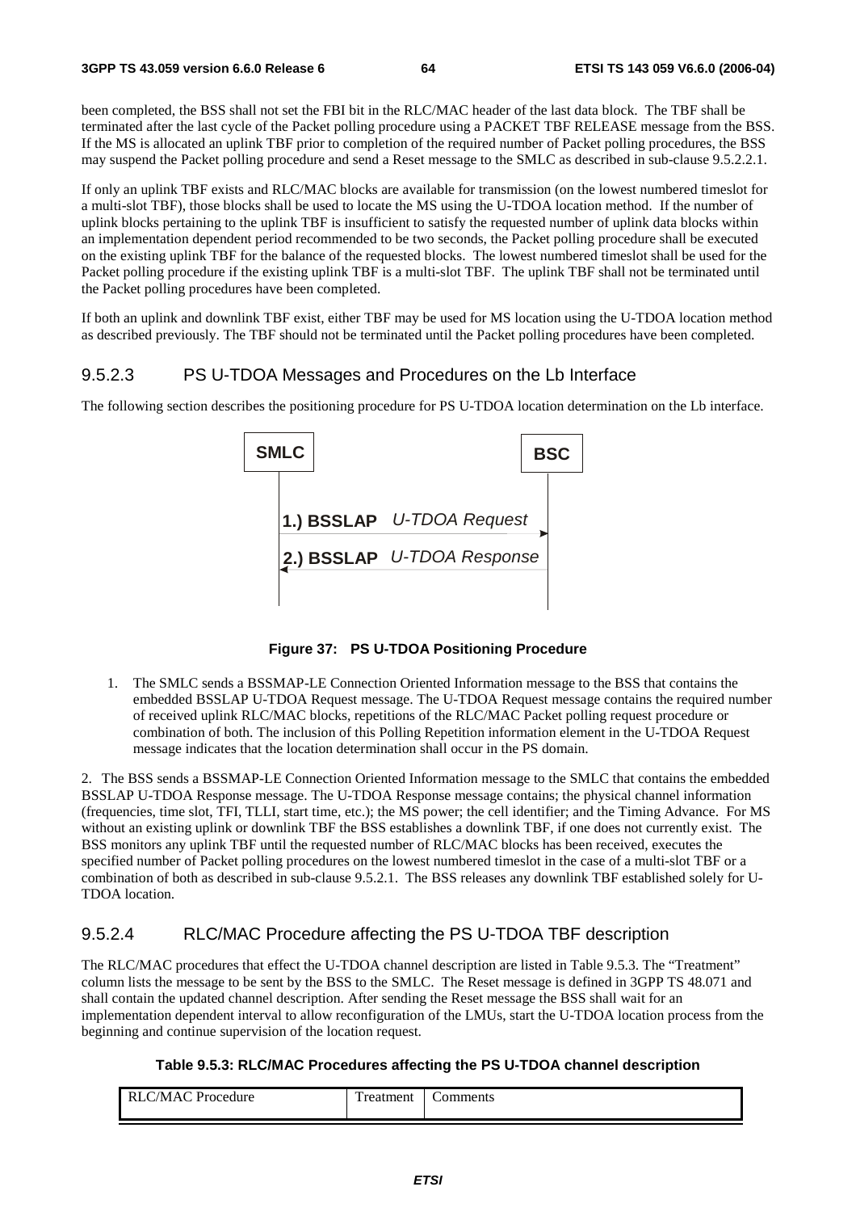been completed, the BSS shall not set the FBI bit in the RLC/MAC header of the last data block. The TBF shall be terminated after the last cycle of the Packet polling procedure using a PACKET TBF RELEASE message from the BSS. If the MS is allocated an uplink TBF prior to completion of the required number of Packet polling procedures, the BSS may suspend the Packet polling procedure and send a Reset message to the SMLC as described in sub-clause 9.5.2.2.1.

If only an uplink TBF exists and RLC/MAC blocks are available for transmission (on the lowest numbered timeslot for a multi-slot TBF), those blocks shall be used to locate the MS using the U-TDOA location method. If the number of uplink blocks pertaining to the uplink TBF is insufficient to satisfy the requested number of uplink data blocks within an implementation dependent period recommended to be two seconds, the Packet polling procedure shall be executed on the existing uplink TBF for the balance of the requested blocks. The lowest numbered timeslot shall be used for the Packet polling procedure if the existing uplink TBF is a multi-slot TBF. The uplink TBF shall not be terminated until the Packet polling procedures have been completed.

If both an uplink and downlink TBF exist, either TBF may be used for MS location using the U-TDOA location method as described previously. The TBF should not be terminated until the Packet polling procedures have been completed.

### 9.5.2.3 PS U-TDOA Messages and Procedures on the Lb Interface

The following section describes the positioning procedure for PS U-TDOA location determination on the Lb interface.

SMLC | BSC

1.) BSSLAP *U-TDOA Request*

2.) BSSLAP *U-TDOA Response*

**Figure 37: PS U-TDOA Positioning Procedure**

1. The SMLC sends a BSSMAP-LE Connection Oriented Information message to the BSS that contains the embedded BSSLAP U-TDOA Request message. The U-TDOA Request message contains the required number of received uplink RLC/MAC blocks, repetitions of the RLC/MAC Packet polling request procedure or combination of both. The inclusion of this Polling Repetition information element in the U-TDOA Request message indicates that the location determination shall occur in the PS domain.

2. The BSS sends a BSSMAP-LE Connection Oriented Information message to the SMLC that contains the embedded BSSLAP U-TDOA Response message. The U-TDOA Response message contains; the physical channel information (frequencies, time slot, TFI, TLLI, start time, etc.); the MS power; the cell identifier; and the Timing Advance. For MS without an existing uplink or downlink TBF the BSS establishes a downlink TBF, if one does not currently exist. The BSS monitors any uplink TBF until the requested number of RLC/MAC blocks has been received, executes the specified number of Packet polling procedures on the lowest numbered timeslot in the case of a multi-slot TBF or a combination of both as described in sub-clause 9.5.2.1. The BSS releases any downlink TBF established solely for U-TDOA location.

### 9.5.2.4 RLC/MAC Procedure affecting the PS U-TDOA TBF description

The RLC/MAC procedures that effect the U-TDOA channel description are listed in Table 9.5.3. The "Treatment" column lists the message to be sent by the BSS to the SMLC. The Reset message is defined in 3GPP TS 48.071 and shall contain the updated channel description. After sending the Reset message the BSS shall wait for an implementation dependent interval to allow reconfiguration of the LMUs, start the U-TDOA location process from the beginning and continue supervision of the location request.

**Table 9.5.3: RLC/MAC Procedures affecting the PS U-TDOA channel description**

| RLC/MAC Procedure | Treatment | Comments |
|---|---|---|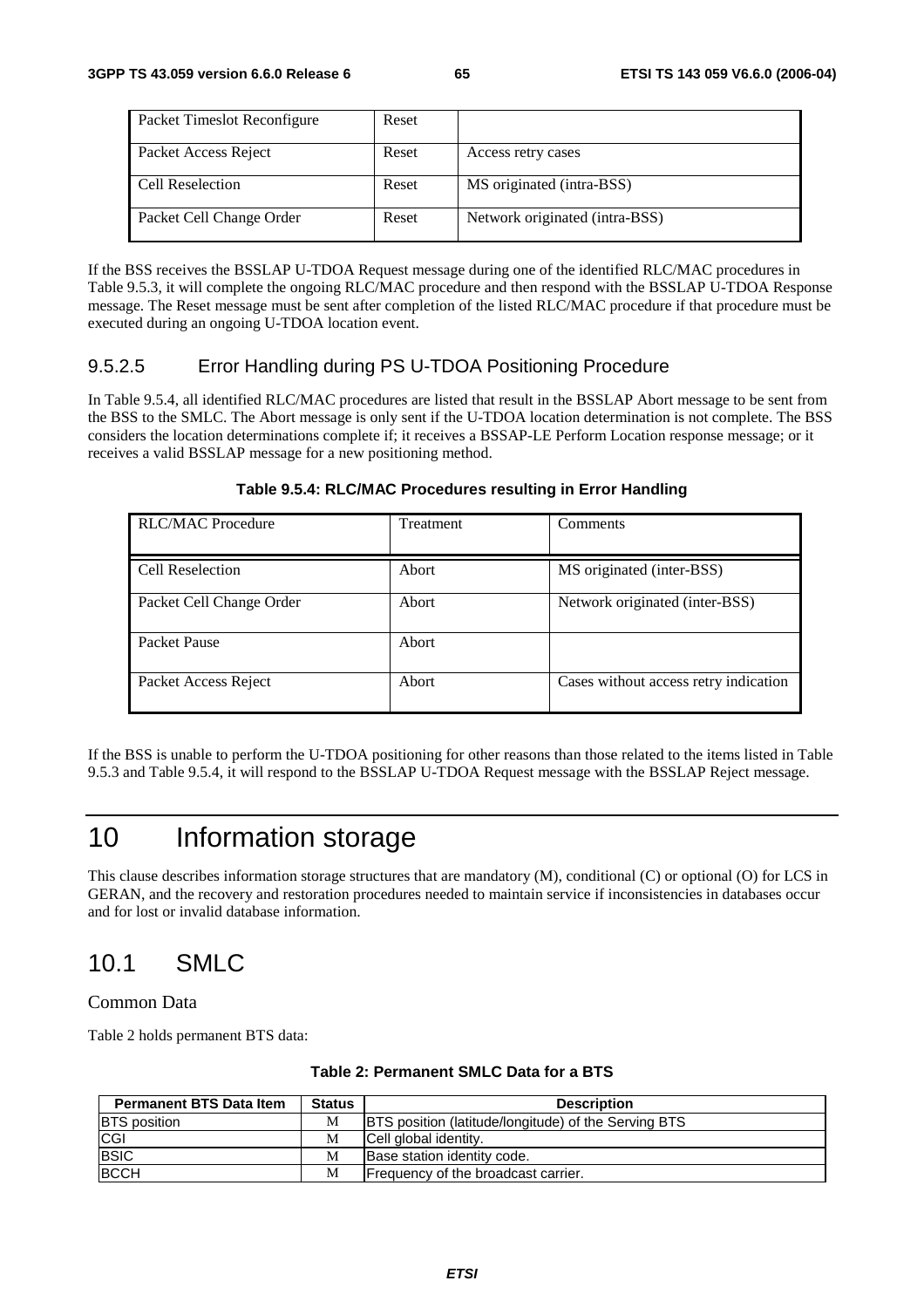| Packet Timeslot Reconfigure | Reset | |
|---|---|---|
| Packet Access Reject | Reset | Access retry cases |
| Cell Reselection | Reset | MS originated (intra-BSS) |
| Packet Cell Change Order | Reset | Network originated (intra-BSS) |

If the BSS receives the BSSLAP U-TDOA Request message during one of the identified RLC/MAC procedures in Table 9.5.3, it will complete the ongoing RLC/MAC procedure and then respond with the BSSLAP U-TDOA Response message. The Reset message must be sent after completion of the listed RLC/MAC procedure if that procedure must be executed during an ongoing U-TDOA location event.

### 9.5.2.5 Error Handling during PS U-TDOA Positioning Procedure

In Table 9.5.4, all identified RLC/MAC procedures are listed that result in the BSSLAP Abort message to be sent from the BSS to the SMLC. The Abort message is only sent if the U-TDOA location determination is not complete. The BSS considers the location determinations complete if; it receives a BSSAP-LE Perform Location response message; or it receives a valid BSSLAP message for a new positioning method.

**Table 9.5.4: RLC/MAC Procedures resulting in Error Handling**

| RLC/MAC Procedure | Treatment | Comments |
|---|---|---|
| Cell Reselection | Abort | MS originated (inter-BSS) |
| Packet Cell Change Order | Abort | Network originated (inter-BSS) |
| Packet Pause | Abort | |
| Packet Access Reject | Abort | Cases without access retry indication |

If the BSS is unable to perform the U-TDOA positioning for other reasons than those related to the items listed in Table 9.5.3 and Table 9.5.4, it will respond to the BSSLAP U-TDOA Request message with the BSSLAP Reject message.

# 10 Information storage

This clause describes information storage structures that are mandatory (M), conditional (C) or optional (O) for LCS in GERAN, and the recovery and restoration procedures needed to maintain service if inconsistencies in databases occur and for lost or invalid database information.

## 10.1 SMLC

Common Data

Table 2 holds permanent BTS data:

**Table 2: Permanent SMLC Data for a BTS**

| Permanent BTS Data Item | Status | Description |
|---|---|---|
| BTS position | M | BTS position (latitude/longitude) of the Serving BTS |
| CGI | M | Cell global identity. |
| BSIC | M | Base station identity code. |
| BCCH | M | Frequency of the broadcast carrier. |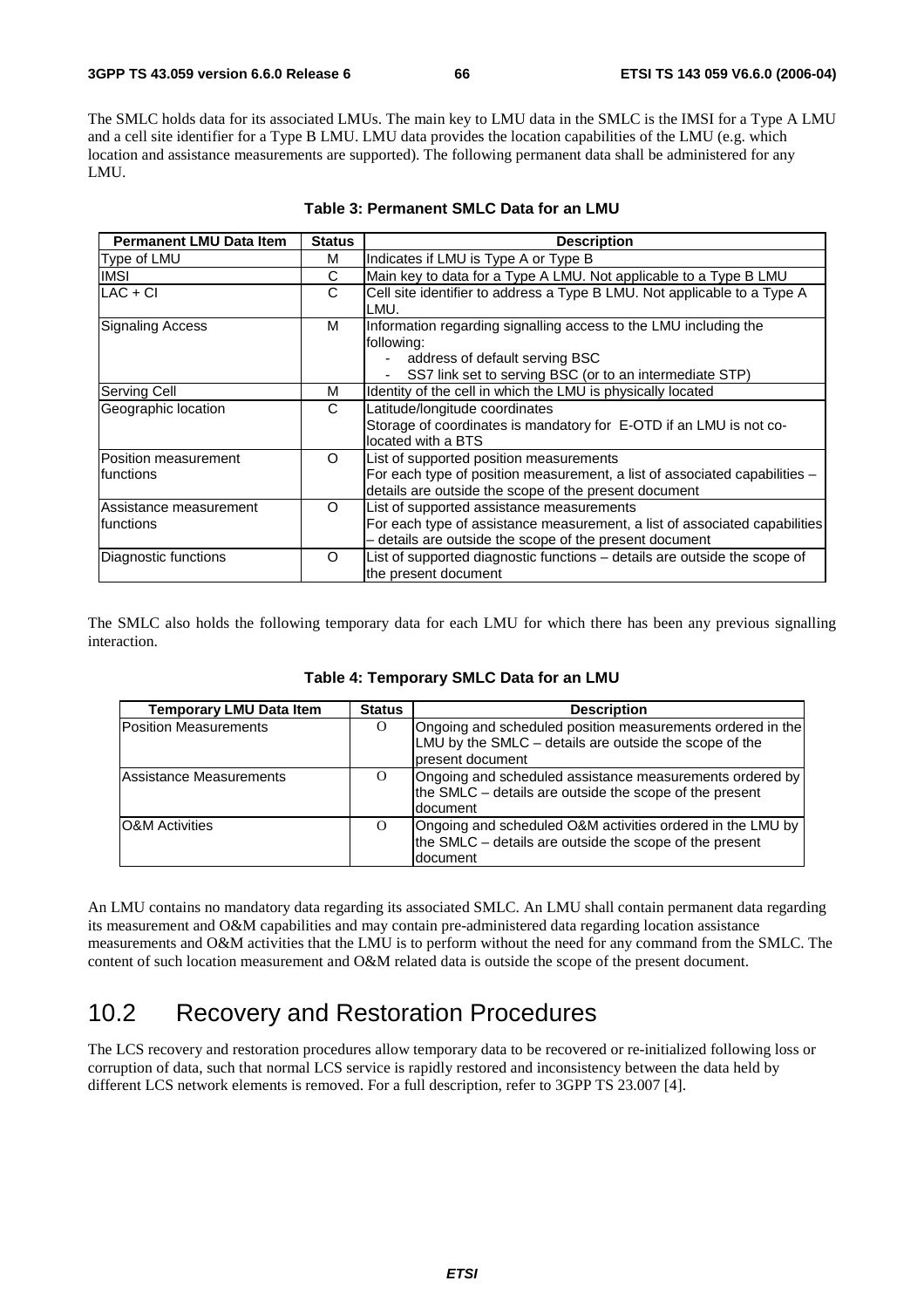The SMLC holds data for its associated LMUs. The main key to LMU data in the SMLC is the IMSI for a Type A LMU and a cell site identifier for a Type B LMU. LMU data provides the location capabilities of the LMU (e.g. which location and assistance measurements are supported). The following permanent data shall be administered for any LMU.

**Table 3: Permanent SMLC Data for an LMU**

| Permanent LMU Data Item | Status | Description |
|---|---|---|
| Type of LMU | M | Indicates if LMU is Type A or Type B |
| IMSI | C | Main key to data for a Type A LMU. Not applicable to a Type B LMU |
| LAC + CI | C | Cell site identifier to address a Type B LMU. Not applicable to a Type A LMU. |
| Signaling Access | M | Information regarding signalling access to the LMU including the following:<br>- address of default serving BSC<br>- SS7 link set to serving BSC (or to an intermediate STP) |
| Serving Cell | M | Identity of the cell in which the LMU is physically located |
| Geographic location | C | Latitude/longitude coordinates<br>Storage of coordinates is mandatory for E-OTD if an LMU is not co-located with a BTS |
| Position measurement functions | O | List of supported position measurements<br>For each type of position measurement, a list of associated capabilities – details are outside the scope of the present document |
| Assistance measurement functions | O | List of supported assistance measurements<br>For each type of assistance measurement, a list of associated capabilities – details are outside the scope of the present document |
| Diagnostic functions | O | List of supported diagnostic functions – details are outside the scope of the present document |

The SMLC also holds the following temporary data for each LMU for which there has been any previous signalling interaction.

**Table 4: Temporary SMLC Data for an LMU**

| Temporary LMU Data Item | Status | Description |
|---|---|---|
| Position Measurements | O | Ongoing and scheduled position measurements ordered in the LMU by the SMLC – details are outside the scope of the present document |
| Assistance Measurements | O | Ongoing and scheduled assistance measurements ordered by the SMLC – details are outside the scope of the present document |
| O&M Activities | O | Ongoing and scheduled O&M activities ordered in the LMU by the SMLC – details are outside the scope of the present document |

An LMU contains no mandatory data regarding its associated SMLC. An LMU shall contain permanent data regarding its measurement and O&M capabilities and may contain pre-administered data regarding location assistance measurements and O&M activities that the LMU is to perform without the need for any command from the SMLC. The content of such location measurement and O&M related data is outside the scope of the present document.

## 10.2 Recovery and Restoration Procedures

The LCS recovery and restoration procedures allow temporary data to be recovered or re-initialized following loss or corruption of data, such that normal LCS service is rapidly restored and inconsistency between the data held by different LCS network elements is removed. For a full description, refer to 3GPP TS 23.007 [4].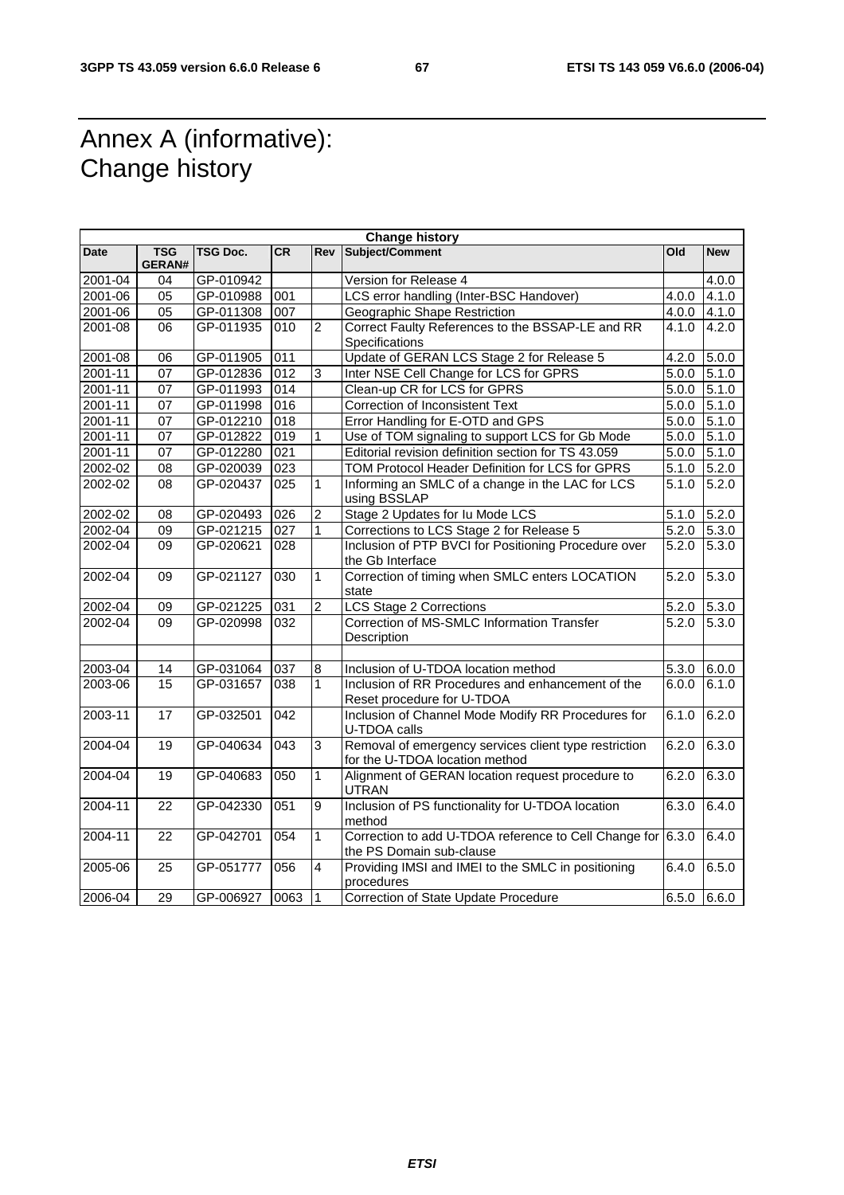# Annex A (informative): Change history

| Change history | | | | | | | |
|---|---|---|---|---|---|---|---|
| **Date** | **TSG GERAN#** | **TSG Doc.** | **CR** | **Rev** | **Subject/Comment** | **Old** | **New** |
| 2001-04 | 04 | GP-010942 | | | Version for Release 4 | | 4.0.0 |
| 2001-06 | 05 | GP-010988 | 001 | | LCS error handling (Inter-BSC Handover) | 4.0.0 | 4.1.0 |
| 2001-06 | 05 | GP-011308 | 007 | | Geographic Shape Restriction | 4.0.0 | 4.1.0 |
| 2001-08 | 06 | GP-011935 | 010 | 2 | Correct Faulty References to the BSSAP-LE and RR Specifications | 4.1.0 | 4.2.0 |
| 2001-08 | 06 | GP-011905 | 011 | | Update of GERAN LCS Stage 2 for Release 5 | 4.2.0 | 5.0.0 |
| 2001-11 | 07 | GP-012836 | 012 | 3 | Inter NSE Cell Change for LCS for GPRS | 5.0.0 | 5.1.0 |
| 2001-11 | 07 | GP-011993 | 014 | | Clean-up CR for LCS for GPRS | 5.0.0 | 5.1.0 |
| 2001-11 | 07 | GP-011998 | 016 | | Correction of Inconsistent Text | 5.0.0 | 5.1.0 |
| 2001-11 | 07 | GP-012210 | 018 | | Error Handling for E-OTD and GPS | 5.0.0 | 5.1.0 |
| 2001-11 | 07 | GP-012822 | 019 | 1 | Use of TOM signaling to support LCS for Gb Mode | 5.0.0 | 5.1.0 |
| 2001-11 | 07 | GP-012280 | 021 | | Editorial revision definition section for TS 43.059 | 5.0.0 | 5.1.0 |
| 2002-02 | 08 | GP-020039 | 023 | | TOM Protocol Header Definition for LCS for GPRS | 5.1.0 | 5.2.0 |
| 2002-02 | 08 | GP-020437 | 025 | 1 | Informing an SMLC of a change in the LAC for LCS using BSSLAP | 5.1.0 | 5.2.0 |
| 2002-02 | 08 | GP-020493 | 026 | 2 | Stage 2 Updates for Iu Mode LCS | 5.1.0 | 5.2.0 |
| 2002-04 | 09 | GP-021215 | 027 | 1 | Corrections to LCS Stage 2 for Release 5 | 5.2.0 | 5.3.0 |
| 2002-04 | 09 | GP-020621 | 028 | | Inclusion of PTP BVCI for Positioning Procedure over the Gb Interface | 5.2.0 | 5.3.0 |
| 2002-04 | 09 | GP-021127 | 030 | 1 | Correction of timing when SMLC enters LOCATION state | 5.2.0 | 5.3.0 |
| 2002-04 | 09 | GP-021225 | 031 | 2 | LCS Stage 2 Corrections | 5.2.0 | 5.3.0 |
| 2002-04 | 09 | GP-020998 | 032 | | Correction of MS-SMLC Information Transfer Description | 5.2.0 | 5.3.0 |
| | | | | | | | |
| 2003-04 | 14 | GP-031064 | 037 | 8 | Inclusion of U-TDOA location method | 5.3.0 | 6.0.0 |
| 2003-06 | 15 | GP-031657 | 038 | 1 | Inclusion of RR Procedures and enhancement of the Reset procedure for U-TDOA | 6.0.0 | 6.1.0 |
| 2003-11 | 17 | GP-032501 | 042 | | Inclusion of Channel Mode Modify RR Procedures for U-TDOA calls | 6.1.0 | 6.2.0 |
| 2004-04 | 19 | GP-040634 | 043 | 3 | Removal of emergency services client type restriction for the U-TDOA location method | 6.2.0 | 6.3.0 |
| 2004-04 | 19 | GP-040683 | 050 | 1 | Alignment of GERAN location request procedure to UTRAN | 6.2.0 | 6.3.0 |
| 2004-11 | 22 | GP-042330 | 051 | 9 | Inclusion of PS functionality for U-TDOA location method | 6.3.0 | 6.4.0 |
| 2004-11 | 22 | GP-042701 | 054 | 1 | Correction to add U-TDOA reference to Cell Change for the PS Domain sub-clause | 6.3.0 | 6.4.0 |
| 2005-06 | 25 | GP-051777 | 056 | 4 | Providing IMSI and IMEI to the SMLC in positioning procedures | 6.4.0 | 6.5.0 |
| 2006-04 | 29 | GP-006927 | 0063 | 1 | Correction of State Update Procedure | 6.5.0 | 6.6.0 |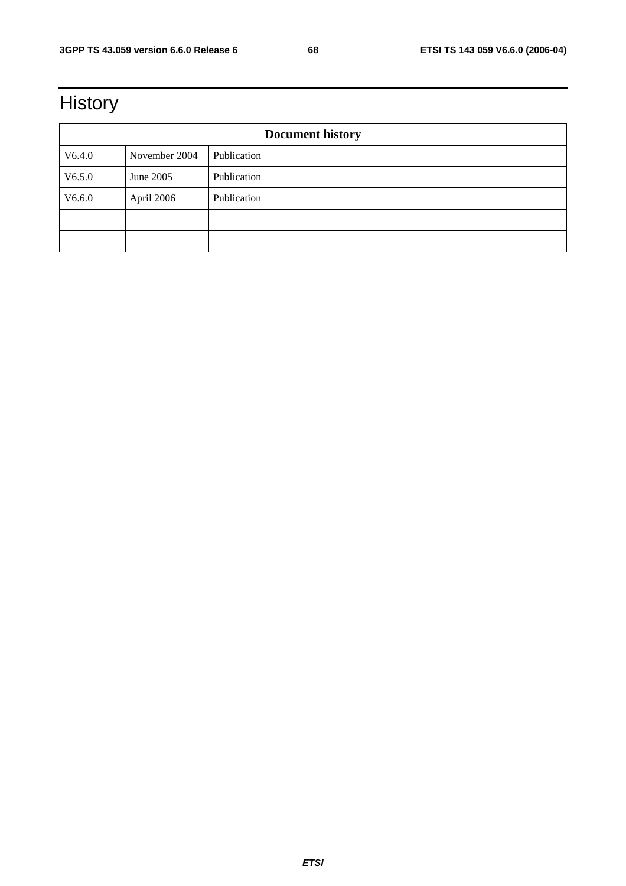# History

| Document history | | |
|---|---|---|
| V6.4.0 | November 2004 | Publication |
| V6.5.0 | June 2005 | Publication |
| V6.6.0 | April 2006 | Publication |
| | | |
| | | |